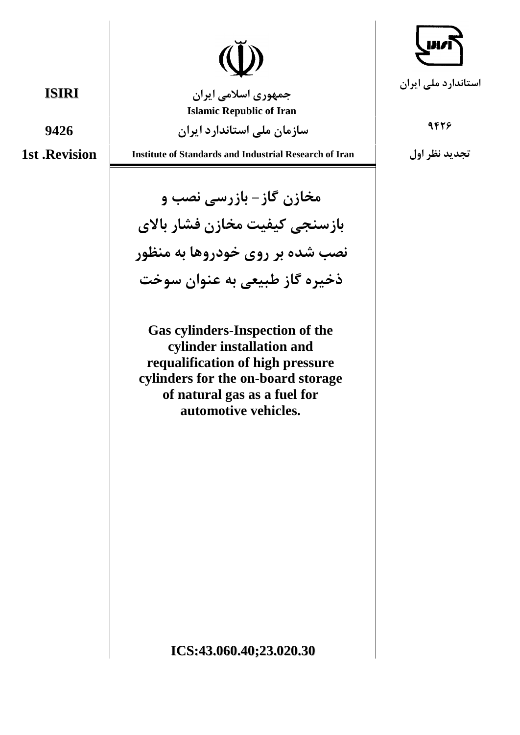استاندارد ملی ایران

۹۴۲۶

تجدید نظر اول

جمهوری اسلامی ایران

Islamic Republic of Iran

سازمان ملی استاندارد ایران

Institute of Standards and Industrial Research of Iran

ISIRI

9426

1st .Revision

# مخازن گاز- بازرسی نصب و بازسنجی کیفیت مخازن فشار بالای نصب شده بر روی خودروها به منظور ذخیره گاز طبیعی به عنوان سوخت

# Gas cylinders-Inspection of the cylinder installation and requalification of high pressure cylinders for the on-board storage of natural gas as a fuel for automotive vehicles.

ICS:43.060.40;23.020.30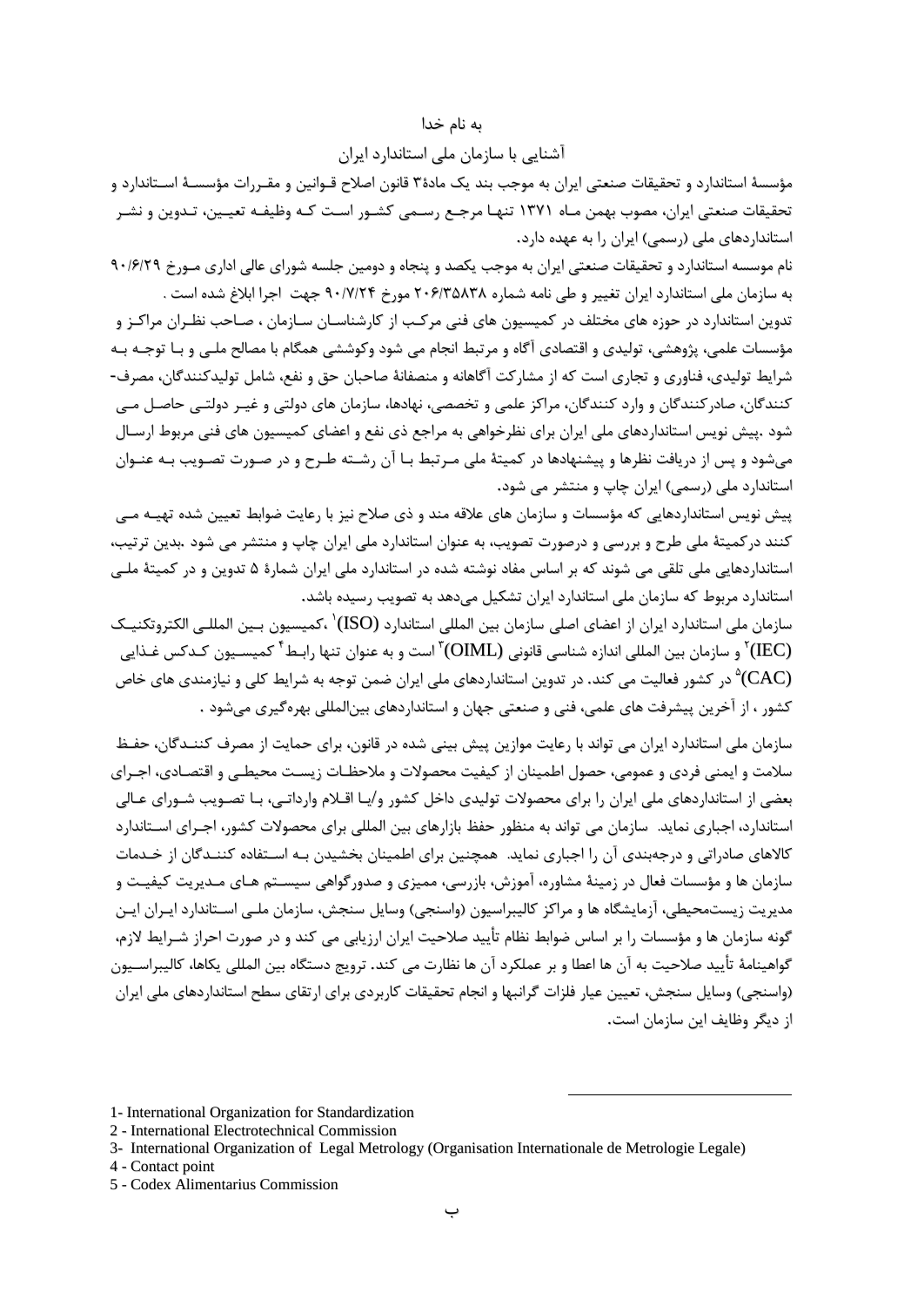به نام خدا

آشنایی با سازمان ملی استاندارد ایران

مؤسسهٔ استاندارد و تحقیقات صنعتی ایران به موجب بند یک مادهٔ ۳ قانون اصلاح قوانین و مقررات مؤسسهٔ استاندارد و تحقیقات صنعتی ایران، مصوب بهمن ماه ۱۳۷۱ تنها مرجع رسمی کشور است که وظیفه تعیین، تدوین و نشر استانداردهای ملی (رسمی) ایران را به عهده دارد.

نام موسسه استاندارد و تحقیقات صنعتی ایران به موجب یکصد و پنجاه و دومین جلسه شورای عالی اداری مورخ ۹۰/۶/۲۹ به سازمان ملی استاندارد ایران تغییر و طی نامه شماره ۲۰۶/۳۵۸۳۸ مورخ ۹۰/۷/۲۴ جهت اجرا ابلاغ شده است .

تدوین استاندارد در حوزه های مختلف در کمیسیون های فنی مرکب از کارشناسان سازمان ، صاحب نظران مراکز و مؤسسات علمی، پژوهشی، تولیدی و اقتصادی آگاه و مرتبط انجام می شود وکوششی همگام با مصالح ملی و با توجه به شرایط تولیدی، فناوری و تجاری است که از مشارکت آگاهانه و منصفانهٔ صاحبان حق و نفع، شامل تولیدکنندگان، مصرف‌کنندگان، صادرکنندگان و وارد کنندگان، مراکز علمی و تخصصی، نهادها، سازمان های دولتی و غیر دولتی حاصل می شود .پیش نویس استانداردهای ملی ایران برای نظرخواهی به مراجع ذی نفع و اعضای کمیسیون های فنی مربوط ارسال می‌شود و پس از دریافت نظرها و پیشنهادها در کمیتهٔ ملی مرتبط با آن رشته طرح و در صورت تصویب به عنوان استاندارد ملی (رسمی) ایران چاپ و منتشر می شود.

پیش نویس استانداردهایی که مؤسسات و سازمان های علاقه مند و ذی صلاح نیز با رعایت ضوابط تعیین شده تهیه می کنند درکمیتهٔ ملی طرح و بررسی و درصورت تصویب، به عنوان استاندارد ملی ایران چاپ و منتشر می شود .بدین ترتیب، استانداردهایی ملی تلقی می شوند که بر اساس مفاد نوشته شده در استاندارد ملی ایران شمارهٔ ۵ تدوین و در کمیتهٔ ملی استاندارد مربوط که سازمان ملی استاندارد ایران تشکیل می‌دهد به تصویب رسیده باشد.

سازمان ملی استاندارد ایران از اعضای اصلی سازمان بین المللی استاندارد (ISO)[1] ،کمیسیون بین المللی الکتروتکنیک (IEC)[2] و سازمان بین المللی اندازه شناسی قانونی (OIML)[3] است و به عنوان تنها رابط[4] کمیسیون کدکس غذایی (CAC)[5] در کشور فعالیت می کند. در تدوین استانداردهای ملی ایران ضمن توجه به شرایط کلی و نیازمندی های خاص کشور ، از آخرین پیشرفت های علمی، فنی و صنعتی جهان و استانداردهای بین‌المللی بهره‌گیری می‌شود .

سازمان ملی استاندارد ایران می تواند با رعایت موازین پیش بینی شده در قانون، برای حمایت از مصرف کنندگان، حفظ سلامت و ایمنی فردی و عمومی، حصول اطمینان از کیفیت محصولات و ملاحظات زیست محیطی و اقتصادی، اجرای بعضی از استانداردهای ملی ایران را برای محصولات تولیدی داخل کشور و/یا اقلام وارداتی، با تصویب شورای عالی استاندارد، اجباری نماید. سازمان می تواند به منظور حفظ بازارهای بین المللی برای محصولات کشور، اجرای استاندارد کالاهای صادراتی و درجه‌بندی آن را اجباری نماید. همچنین برای اطمینان بخشیدن به استفاده کنندگان از خدمات سازمان ها و مؤسسات فعال در زمینهٔ مشاوره، آموزش، بازرسی، ممیزی و صدورگواهی سیستم های مدیریت کیفیت و مدیریت زیست‌محیطی، آزمایشگاه ها و مراکز کالیبراسیون (واسنجی) وسایل سنجش، سازمان ملی استاندارد ایران این گونه سازمان ها و مؤسسات را بر اساس ضوابط نظام تأیید صلاحیت ایران ارزیابی می کند و در صورت احراز شرایط لازم، گواهینامهٔ تأیید صلاحیت به آن ها اعطا و بر عملکرد آن ها نظارت می کند. ترویج دستگاه بین المللی یکاها، کالیبراسیون (واسنجی) وسایل سنجش، تعیین عیار فلزات گرانبها و انجام تحقیقات کاربردی برای ارتقای سطح استانداردهای ملی ایران از دیگر وظایف این سازمان است.

---

1- International Organization for Standardization

2 - International Electrotechnical Commission

3- International Organization of Legal Metrology (Organisation Internationale de Metrologie Legale)

4 - Contact point

5 - Codex Alimentarius Commission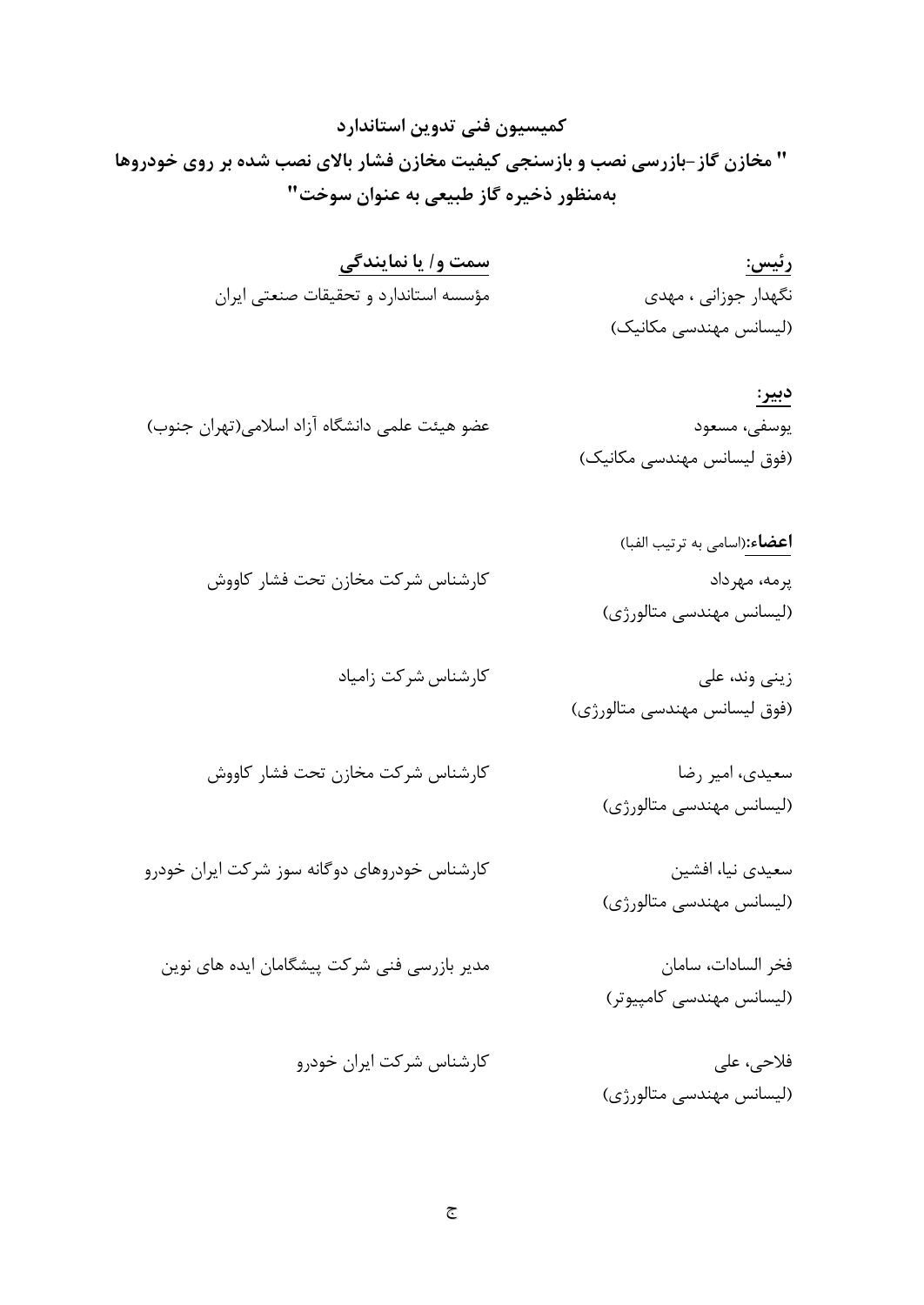## کمیسیون فنی تدوین استاندارد

## " مخازن گاز-بازرسی نصب و بازسنجی کیفیت مخازن فشار بالای نصب شده بر روی خودروها به‌منظور ذخیره گاز طبیعی به عنوان سوخت"

| رئیس: | سمت و/ یا نمایندگی |
|---|---|
| نگهدار جوزانی ، مهدی<br>(لیسانس مهندسی مکانیک) | مؤسسه استاندارد و تحقیقات صنعتی ایران |
| **دبیر:** | |
| یوسفی، مسعود<br>(فوق لیسانس مهندسی مکانیک) | عضو هیئت علمی دانشگاه آزاد اسلامی(تهران جنوب) |
| **اعضاء:**(اسامی به ترتیب الفبا) | |
| پرمه، مهرداد<br>(لیسانس مهندسی متالورژی) | کارشناس شرکت مخازن تحت فشار کاووش |
| زینی وند، علی<br>(فوق لیسانس مهندسی متالورژی) | کارشناس شرکت زامیاد |
| سعیدی، امیر رضا<br>(لیسانس مهندسی متالورژی) | کارشناس شرکت مخازن تحت فشار کاووش |
| سعیدی نیا، افشین<br>(لیسانس مهندسی متالورژی) | کارشناس خودروهای دوگانه سوز شرکت ایران خودرو |
| فخر السادات، سامان<br>(لیسانس مهندسی کامپیوتر) | مدیر بازرسی فنی شرکت پیشگامان ایده های نوین |
| فلاحی، علی<br>(لیسانس مهندسی متالورژی) | کارشناس شرکت ایران خودرو |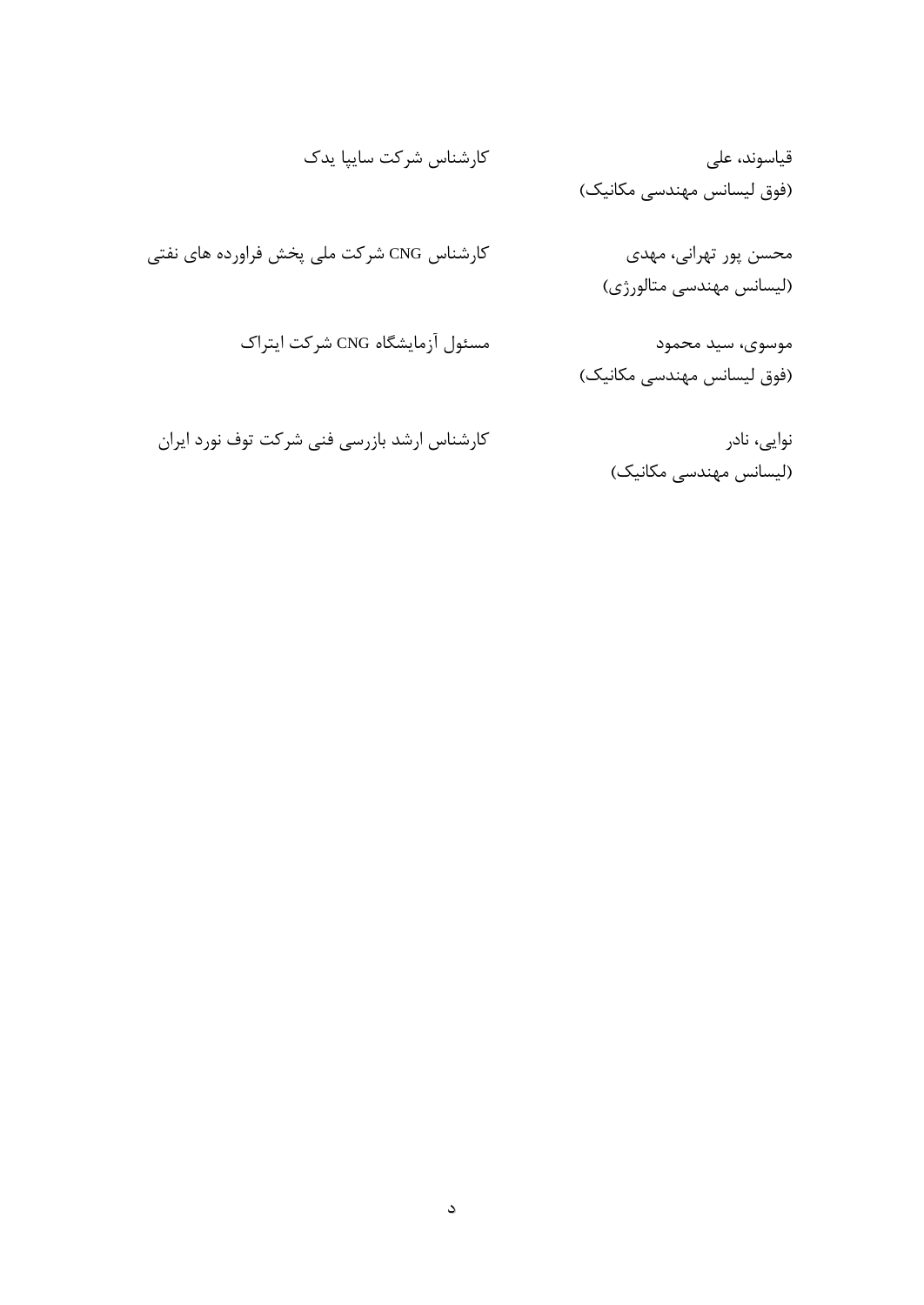قیاسوند، علی
(فوق لیسانس مهندسی مکانیک)
کارشناس شرکت سایپا یدک

محسن پور تهرانی، مهدی
(لیسانس مهندسی متالورژی)
کارشناس CNG شرکت ملی پخش فراورده های نفتی

موسوی، سید محمود
(فوق لیسانس مهندسی مکانیک)
مسئول آزمایشگاه CNG شرکت ایتراک

نوایی، نادر
(لیسانس مهندسی مکانیک)
کارشناس ارشد بازرسی فنی شرکت توف نورد ایران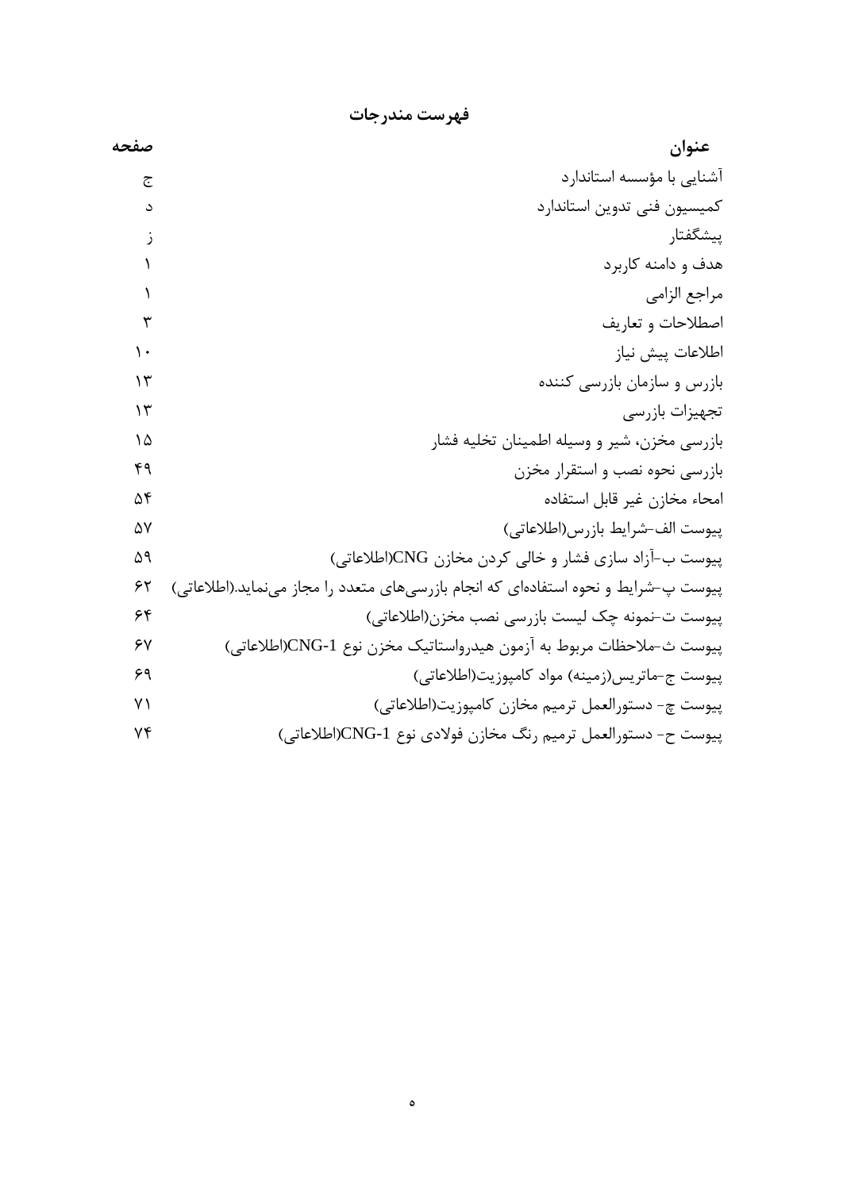# فهرست مندرجات

| عنوان | صفحه |
| --- | --- |
| آشنایی با مؤسسه استاندارد | ج |
| کمیسیون فنی تدوین استاندارد | د |
| پیشگفتار | ز |
| هدف و دامنه کاربرد | ۱ |
| مراجع الزامی | ۱ |
| اصطلاحات و تعاریف | ۳ |
| اطلاعات پیش نیاز | ۱۰ |
| بازرس و سازمان بازرسی کننده | ۱۳ |
| تجهیزات بازرسی | ۱۳ |
| بازرسی مخزن، شیر و وسیله اطمینان تخلیه فشار | ۱۵ |
| بازرسی نحوه نصب و استقرار مخزن | ۴۹ |
| امحاء مخازن غیر قابل استفاده | ۵۴ |
| پیوست الف-شرایط بازرس(اطلاعاتی) | ۵۷ |
| پیوست ب-آزاد سازی فشار و خالی کردن مخازن CNG(اطلاعاتی) | ۵۹ |
| پیوست پ-شرایط و نحوه استفاده‌ای که انجام بازرسی‌های متعدد را مجاز می‌نماید.(اطلاعاتی) | ۶۲ |
| پیوست ت-نمونه چک لیست بازرسی نصب مخزن(اطلاعاتی) | ۶۴ |
| پیوست ث-ملاحظات مربوط به آزمون هیدرواستاتیک مخزن نوع CNG-1(اطلاعاتی) | ۶۷ |
| پیوست ج-ماتریس(زمینه) مواد کامپوزیت(اطلاعاتی) | ۶۹ |
| پیوست چ- دستورالعمل ترمیم مخازن کامپوزیت(اطلاعاتی) | ۷۱ |
| پیوست ح- دستورالعمل ترمیم رنگ مخازن فولادی نوع CNG-1(اطلاعاتی) | ۷۴ |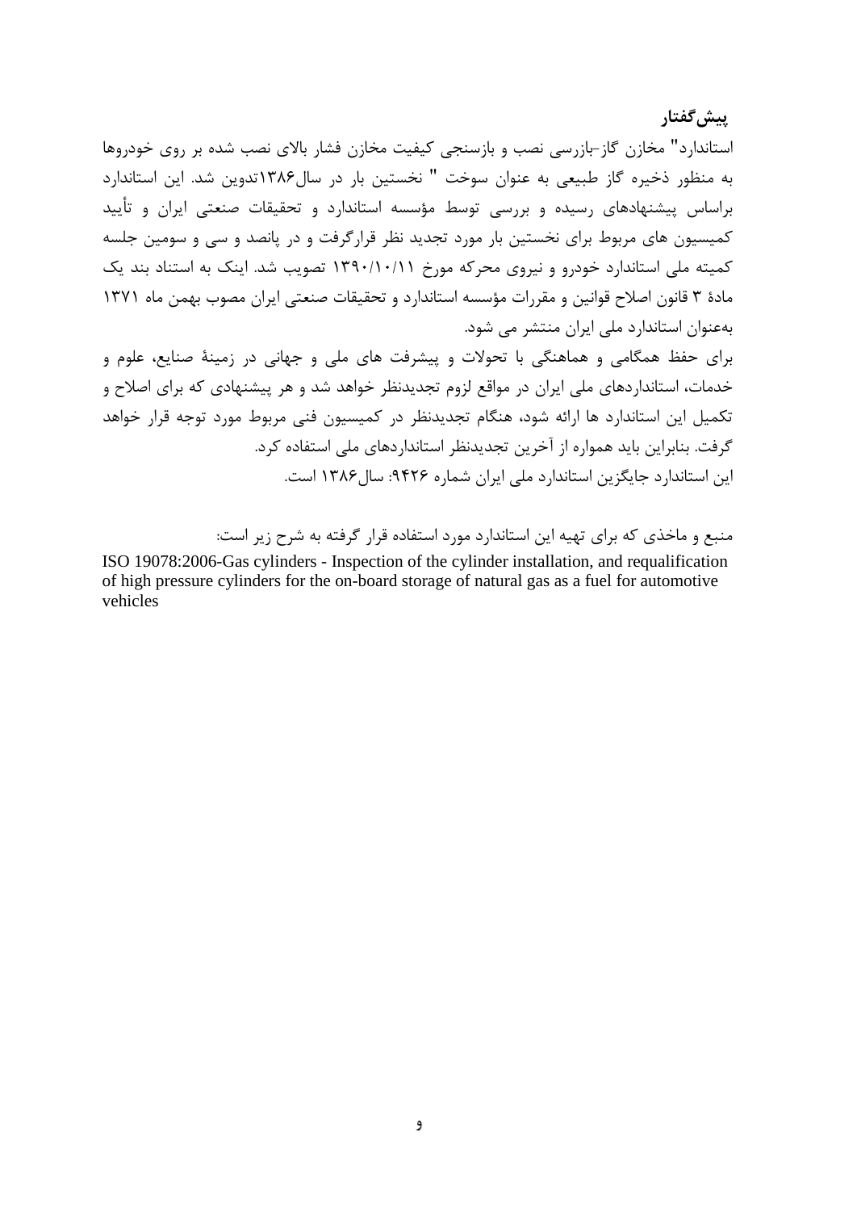## پیش‌گفتار

استاندارد" مخازن گاز-بازرسی نصب و بازسنجی کیفیت مخازن فشار بالای نصب شده بر روی خودروها به منظور ذخیره گاز طبیعی به عنوان سوخت " نخستین بار در سال۱۳۸۶تدوین شد. این استاندارد براساس پیشنهادهای رسیده و بررسی توسط مؤسسه استاندارد و تحقیقات صنعتی ایران و تأیید کمیسیون های مربوط برای نخستین بار مورد تجدید نظر قرارگرفت و در پانصد و سی و سومین جلسه کمیته ملی استاندارد خودرو و نیروی محرکه مورخ ۱۳۹۰/۱۰/۱۱ تصویب شد. اینک به استناد بند یک مادهٔ ۳ قانون اصلاح قوانین و مقررات مؤسسه استاندارد و تحقیقات صنعتی ایران مصوب بهمن ماه ۱۳۷۱ به‌عنوان استاندارد ملی ایران منتشر می شود.

برای حفظ همگامی و هماهنگی با تحولات و پیشرفت های ملی و جهانی در زمینهٔ صنایع، علوم و خدمات، استانداردهای ملی ایران در مواقع لزوم تجدیدنظر خواهد شد و هر پیشنهادی که برای اصلاح و تکمیل این استاندارد ها ارائه شود، هنگام تجدیدنظر در کمیسیون فنی مربوط مورد توجه قرار خواهد گرفت. بنابراین باید همواره از آخرین تجدیدنظر استانداردهای ملی استفاده کرد.

این استاندارد جایگزین استاندارد ملی ایران شماره ۹۴۲۶: سال۱۳۸۶ است.

منبع و ماخذی که برای تهیه این استاندارد مورد استفاده قرار گرفته به شرح زیر است:

ISO 19078:2006-Gas cylinders - Inspection of the cylinder installation, and requalification of high pressure cylinders for the on-board storage of natural gas as a fuel for automotive vehicles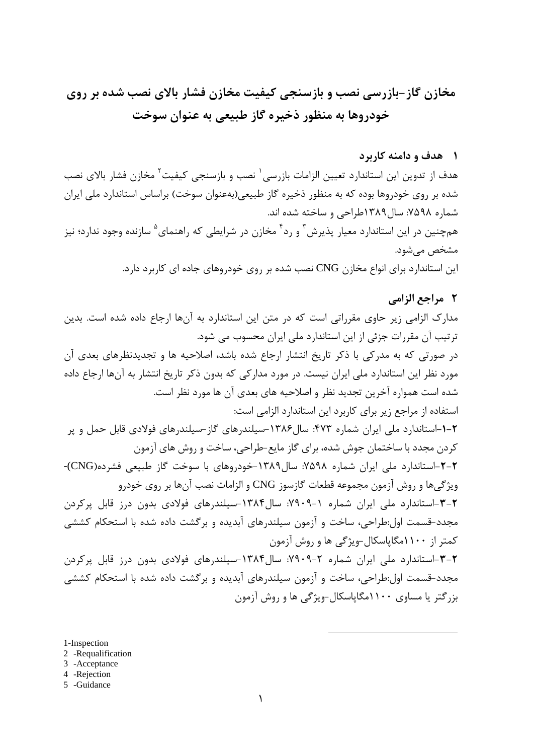# مخازن گاز-بازرسی نصب و بازسنجی کیفیت مخازن فشار بالای نصب شده بر روی خودروها به منظور ذخیره گاز طبیعی به عنوان سوخت

## ۱ هدف و دامنه کاربرد

هدف از تدوین این استاندارد تعیین الزامات بازرسی[۱] نصب و بازسنجی کیفیت[۲] مخازن فشار بالای نصب شده بر روی خودروها بوده که به منظور ذخیره گاز طبیعی(به‌عنوان سوخت) براساس استاندارد ملی ایران شماره ۷۵۹۸: سال۱۳۸۹طراحی و ساخته شده اند.

هم‌چنین در این استاندارد معیار پذیرش[۳] و رد[۴] مخازن در شرایطی که راهنمای[۵] سازنده وجود ندارد؛ نیز مشخص می‌شود.

این استاندارد برای انواع مخازن CNG نصب شده بر روی خودروهای جاده ای کاربرد دارد.

## ۲ مراجع الزامی

مدارک الزامی زیر حاوی مقرراتی است که در متن این استاندارد به آن‌ها ارجاع داده شده است. بدین ترتیب آن مقررات جزئی از این استاندارد ملی ایران محسوب می شود.

در صورتی که به مدرکی با ذکر تاریخ انتشار ارجاع شده باشد، اصلاحیه ها و تجدیدنظرهای بعدی آن مورد نظر این استاندارد ملی ایران نیست. در مورد مدارکی که بدون ذکر تاریخ انتشار به آن‌ها ارجاع داده شده است همواره آخرین تجدید نظر و اصلاحیه های بعدی آن ها مورد نظر است.

استفاده از مراجع زیر برای کاربرد این استاندارد الزامی است:

**۲-۱**-استاندارد ملی ایران شماره ۴۷۳: سال۱۳۸۶-سیلندرهای گاز-سیلندرهای فولادی قابل حمل و پر کردن مجدد با ساختمان جوش شده، برای گاز مایع-طراحی، ساخت و روش های آزمون

**۲-۲**-استاندارد ملی ایران شماره ۷۵۹۸: سال۱۳۸۹-خودروهای با سوخت گاز طبیعی فشرده(CNG)-ویژگی‌ها و روش آزمون مجموعه قطعات گازسوز CNG و الزامات نصب آن‌ها بر روی خودرو

**۲-۳**-استاندارد ملی ایران شماره ۱-۷۹۰۹: سال۱۳۸۴-سیلندرهای فولادی بدون درز قابل پرکردن مجدد-قسمت اول:طراحی، ساخت و آزمون سیلندرهای آبدیده و برگشت داده شده با استحکام کششی کمتر از ۱۱۰۰مگاپاسکال-ویژگی ها و روش آزمون

**۲-۳**-استاندارد ملی ایران شماره ۲-۷۹۰۹: سال۱۳۸۴-سیلندرهای فولادی بدون درز قابل پرکردن مجدد-قسمت اول:طراحی، ساخت و آزمون سیلندرهای آبدیده و برگشت داده شده با استحکام کششی بزرگتر یا مساوی ۱۱۰۰مگاپاسکال-ویژگی ها و روش آزمون

---

1-Inspection
2 -Requalification
3 -Acceptance
4 -Rejection
5 -Guidance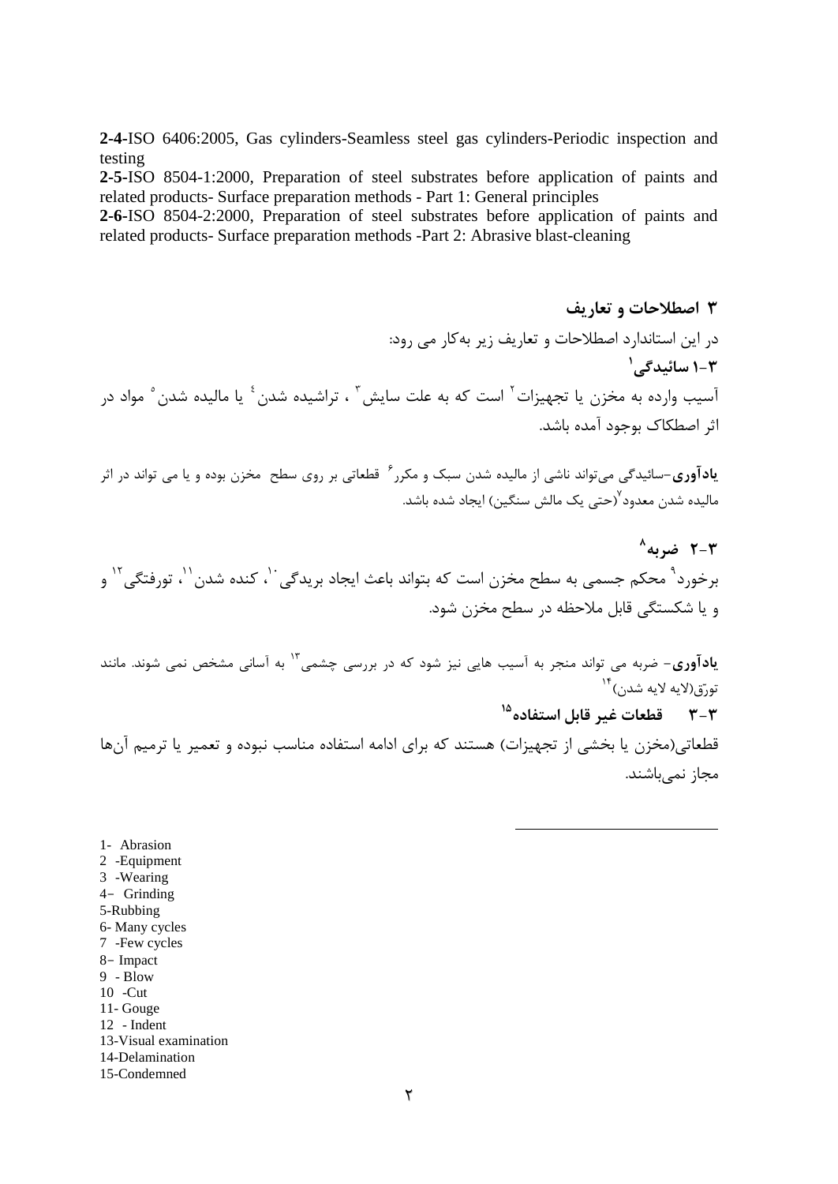**2-4-**ISO 6406:2005, Gas cylinders-Seamless steel gas cylinders-Periodic inspection and testing

**2-5-**ISO 8504-1:2000, Preparation of steel substrates before application of paints and related products- Surface preparation methods - Part 1: General principles

**2-6-**ISO 8504-2:2000, Preparation of steel substrates before application of paints and related products- Surface preparation methods -Part 2: Abrasive blast-cleaning

## ۳ اصطلاحات و تعاریف

در این استاندارد اصطلاحات و تعاریف زیر به‌کار می رود:

### ۳-۱ سائیدگی[1]

آسیب وارده به مخزن یا تجهیزات[2] است که به علت سایش[3] ، تراشیده شدن[4] یا مالیده شدن[5] مواد در اثر اصطکاک بوجود آمده باشد.

**یادآوری**–سائیدگی می‌تواند ناشی از مالیده شدن سبک و مکرر[6] قطعاتی بر روی سطح مخزن بوده و یا می تواند در اثر مالیده شدن معدود[7](حتی یک مالش سنگین) ایجاد شده باشد.

### ۳-۲ ضربه[8]

برخورد[9] محکم جسمی به سطح مخزن است که بتواند باعث ایجاد بریدگی[10]، کنده شدن[11]، تورفتگی[12] و و یا شکستگی قابل ملاحظه در سطح مخزن شود.

**یادآوری**- ضربه می تواند منجر به آسیب هایی نیز شود که در بررسی چشمی[13] به آسانی مشخص نمی شوند. مانند تورّق(لایه لایه شدن)[14]

### ۳-۳ قطعات غیر قابل استفاده[15]

قطعاتی(مخزن یا بخشی از تجهیزات) هستند که برای ادامه استفاده مناسب نبوده و تعمیر یا ترمیم آن‌ها مجاز نمی‌باشند.

---

1- Abrasion
2 -Equipment
3 -Wearing
4- Grinding
5-Rubbing
6- Many cycles
7 -Few cycles
8- Impact
9 - Blow
10 -Cut
11- Gouge
12 - Indent
13-Visual examination
14-Delamination
15-Condemned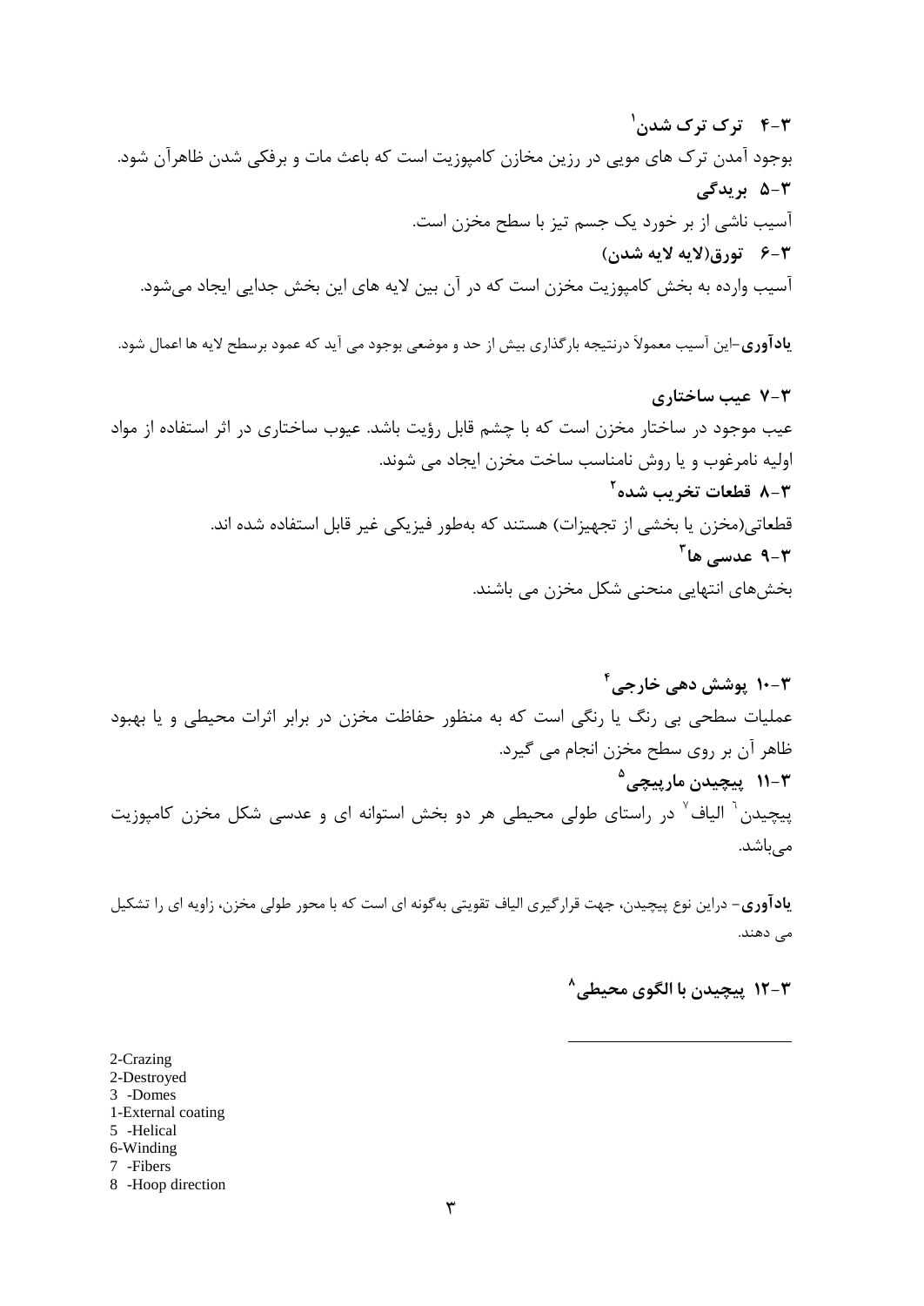### ۳-۴ ترک ترک شدن[1]

بوجود آمدن ترک های مویی در رزین مخازن کامپوزیت است که باعث مات و برفکی شدن ظاهرآن شود.

### ۳-۵ بریدگی

آسیب ناشی از بر خورد یک جسم تیز با سطح مخزن است.

### ۳-۶ تورق(لایه لایه شدن)

آسیب وارده به بخش کامپوزیت مخزن است که در آن بین لایه های این بخش جدایی ایجاد می‌شود.

**یادآوری**–این آسیب معمولاً درنتیجه بارگذاری بیش از حد و موضعی بوجود می آید که عمود برسطح لایه ها اعمال شود.

### ۳-۷ عیب ساختاری

عیب موجود در ساختار مخزن است که با چشم قابل رؤیت باشد. عیوب ساختاری در اثر استفاده از مواد اولیه نامرغوب و یا روش نامناسب ساخت مخزن ایجاد می شوند.

### ۳-۸ قطعات تخریب شده[2]

قطعاتی(مخزن یا بخشی از تجهیزات) هستند که به‌طور فیزیکی غیر قابل استفاده شده اند.

### ۳-۹ عدسی ها[3]

بخش‌های انتهایی منحنی شکل مخزن می باشند.

### ۳-۱۰ پوشش دهی خارجی[4]

عملیات سطحی بی رنگ یا رنگی است که به منظور حفاظت مخزن در برابر اثرات محیطی و یا بهبود ظاهر آن بر روی سطح مخزن انجام می گیرد.

### ۳-۱۱ پیچیدن مارپیچی[5]

پیچیدن[6] الیاف[7] در راستای طولی محیطی هر دو بخش استوانه ای و عدسی شکل مخزن کامپوزیت می‌باشد.

**یادآوری**- دراین نوع پیچیدن، جهت قرارگیری الیاف تقویتی به‌گونه ای است که با محور طولی مخزن، زاویه ای را تشکیل می دهند.

### ۳-۱۲ پیچیدن با الگوی محیطی[8]

---

2-Crazing
2-Destroyed
3 -Domes
1-External coating
5 -Helical
6-Winding
7 -Fibers
8 -Hoop direction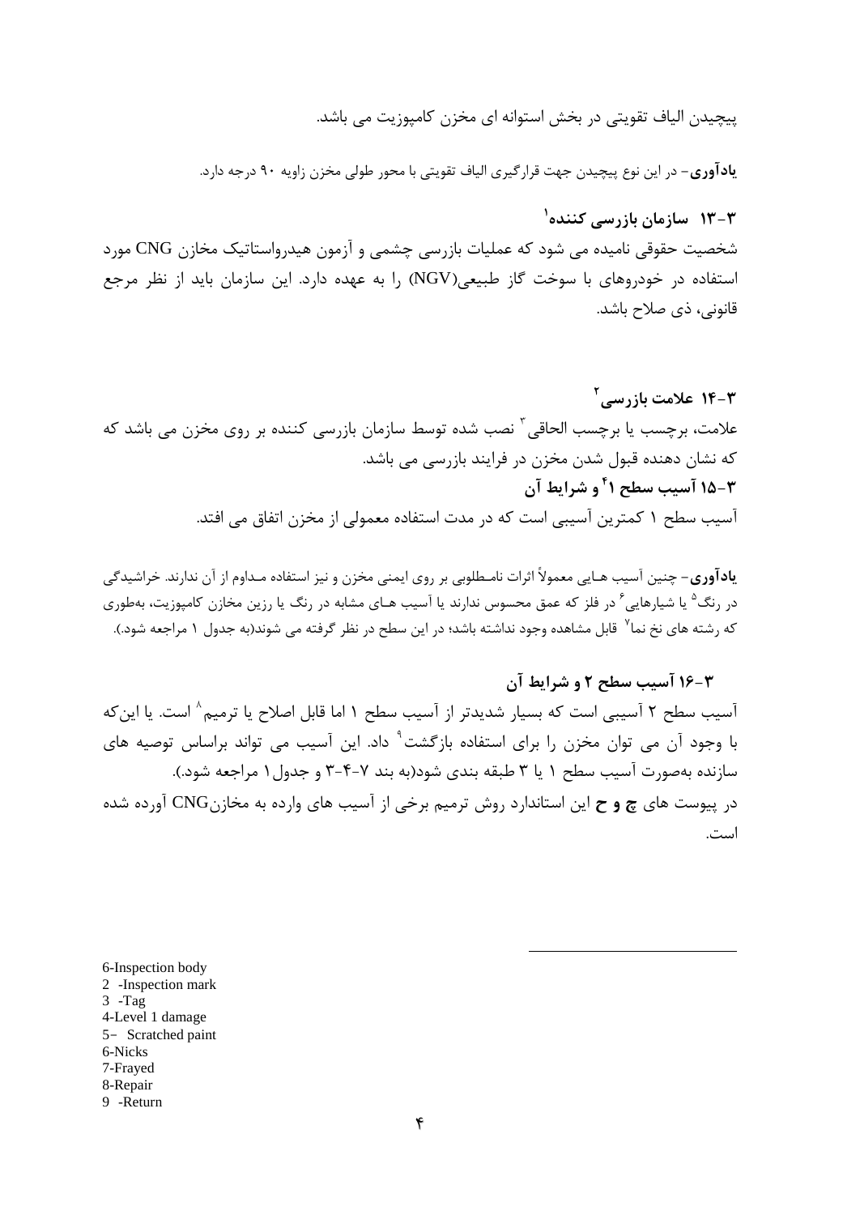پیچیدن الیاف تقویتی در بخش استوانه ای مخزن کامپوزیت می باشد.

**یادآوری**- در این نوع پیچیدن جهت قرارگیری الیاف تقویتی با محور طولی مخزن زاویه ۹۰ درجه دارد.

### ۳-۱۳ سازمان بازرسی کننده[1]

شخصیت حقوقی نامیده می شود که عملیات بازرسی چشمی و آزمون هیدرواستاتیک مخازن CNG مورد استفاده در خودروهای با سوخت گاز طبیعی(NGV) را به عهده دارد. این سازمان باید از نظر مرجع قانونی، ذی صلاح باشد.

### ۳-۱۴ علامت بازرسی[2]

علامت، برچسب یا برچسب الحاقی[3] نصب شده توسط سازمان بازرسی کننده بر روی مخزن می باشد که که نشان دهنده قبول شدن مخزن در فرایند بازرسی می باشد.

### ۳-۱۵ آسیب سطح ۱[4] و شرایط آن

آسیب سطح ۱ کمترین آسیبی است که در مدت استفاده معمولی از مخزن اتفاق می افتد.

**یادآوری**- چنین آسیب هـایی معمولاً اثرات نامـطلوبی بر روی ایمنی مخزن و نیز استفاده مـداوم از آن ندارند. خراشیدگی در رنگ[5] یا شیارهایی[6] در فلز که عمق محسوس ندارند یا آسیب هـای مشابه در رنگ یا رزین مخازن کامپوزیت، به‌طوری که رشته های نخ نما[7] قابل مشاهده وجود نداشته باشد؛ در این سطح در نظر گرفته می شوند(به جدول ۱ مراجعه شود.).

### ۳-۱۶ آسیب سطح ۲ و شرایط آن

آسیب سطح ۲ آسیبی است که بسیار شدیدتر از آسیب سطح ۱ اما قابل اصلاح یا ترمیم[8] است. یا این‌که با وجود آن می توان مخزن را برای استفاده بازگشت[9] داد. این آسیب می تواند براساس توصیه های سازنده به‌صورت آسیب سطح ۱ یا ۳ طبقه بندی شود(به بند ۷-۴-۳ و جدول۱ مراجعه شود.).

در پیوست های **چ و ح** این استاندارد روش ترمیم برخی از آسیب های وارده به مخازنCNG آورده شده است.

---

6-Inspection body
2 -Inspection mark
3 -Tag
4-Level 1 damage
5- Scratched paint
6-Nicks
7-Frayed
8-Repair
9 -Return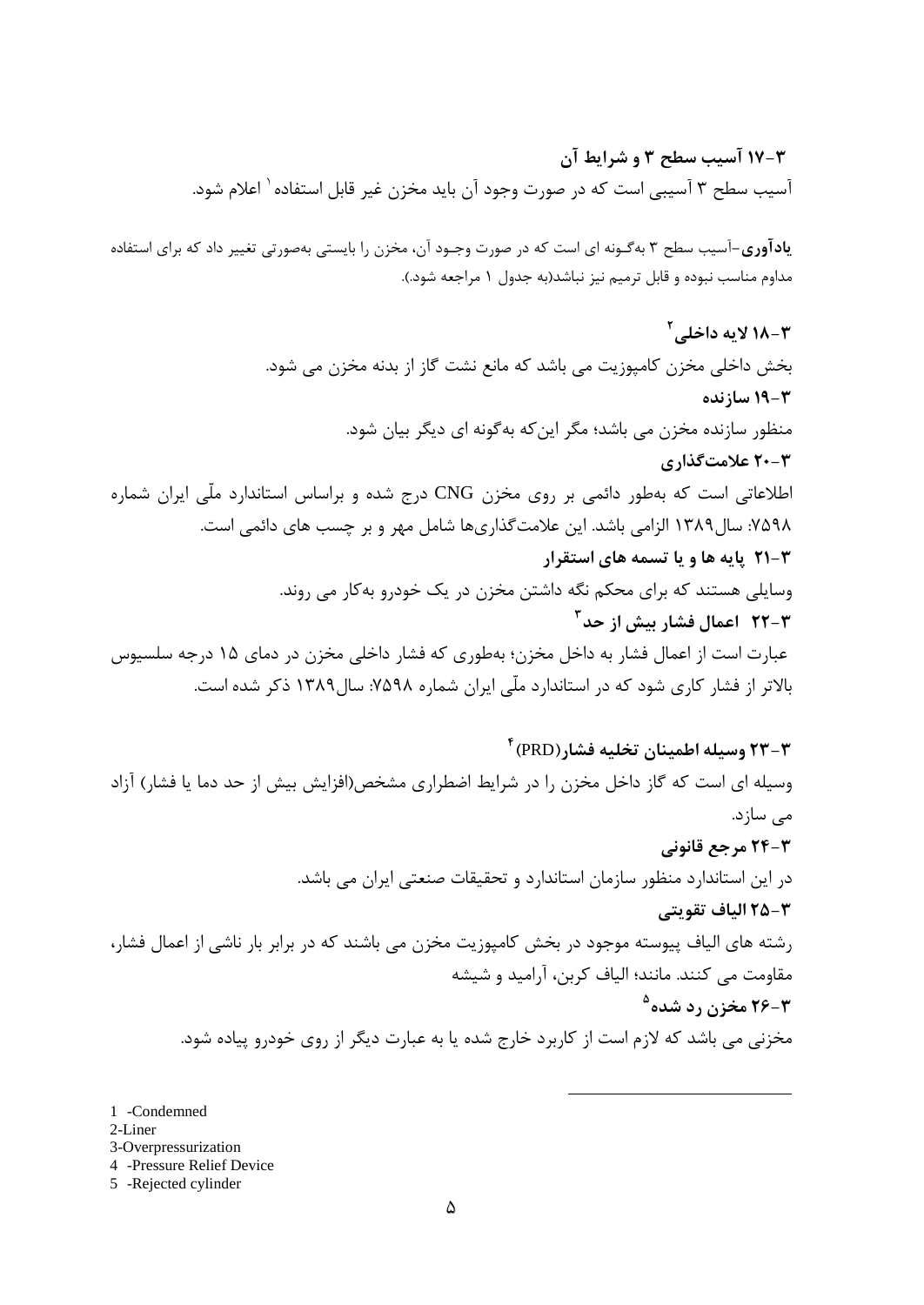### ۳-۱۷ آسیب سطح ۳ و شرایط آن

آسیب سطح ۳ آسیبی است که در صورت وجود آن باید مخزن غیر قابل استفاده[1] اعلام شود.

**یادآوری**–آسیب سطح ۳ به‌گـونه ای است که در صورت وجـود آن، مخزن را بایستی به‌صورتی تغییر داد که برای استفاده مداوم مناسب نبوده و قابل ترمیم نیز نباشد(به جدول ۱ مراجعه شود).

### ۳-۱۸ لایه داخلی[2]

بخش داخلی مخزن کامپوزیت می باشد که مانع نشت گاز از بدنه مخزن می شود.

### ۳-۱۹ سازنده

منظور سازنده مخزن می باشد؛ مگر این‌که به‌گونه ای دیگر بیان شود.

### ۳-۲۰ علامت‌گذاری

اطلاعاتی است که به‌طور دائمی بر روی مخزن CNG درج شده و براساس استاندارد ملّی ایران شماره ۷۵۹۸: سال۱۳۸۹ الزامی باشد. این علامت‌گذاری‌ها شامل مهر و بر چسب های دائمی است.

### ۳-۲۱ پایه ها و یا تسمه های استقرار

وسایلی هستند که برای محکم نگه داشتن مخزن در یک خودرو به‌کار می روند.

### ۳-۲۲ اعمال فشار بیش از حد[3]

عبارت است از اعمال فشار به داخل مخزن؛ به‌طوری که فشار داخلی مخزن در دمای ۱۵ درجه سلسیوس بالاتر از فشار کاری شود که در استاندارد ملّی ایران شماره ۷۵۹۸: سال۱۳۸۹ ذکر شده است.

### ۳-۲۳ وسیله اطمینان تخلیه فشار(PRD)[4]

وسیله ای است که گاز داخل مخزن را در شرایط اضطراری مشخص(افزایش بیش از حد دما یا فشار) آزاد می سازد.

### ۳-۲۴ مرجع قانونی

در این استاندارد منظور سازمان استاندارد و تحقیقات صنعتی ایران می باشد.

### ۳-۲۵ الیاف تقویتی

رشته های الیاف پیوسته موجود در بخش کامپوزیت مخزن می باشند که در برابر بار ناشی از اعمال فشار، مقاومت می کنند. مانند؛ الیاف کربن، آرامید و شیشه

### ۳-۲۶ مخزن رد شده[5]

مخزنی می باشد که لازم است از کاربرد خارج شده یا به عبارت دیگر از روی خودرو پیاده شود.

---

1 -Condemned
2-Liner
3-Overpressurization
4 -Pressure Relief Device
5 -Rejected cylinder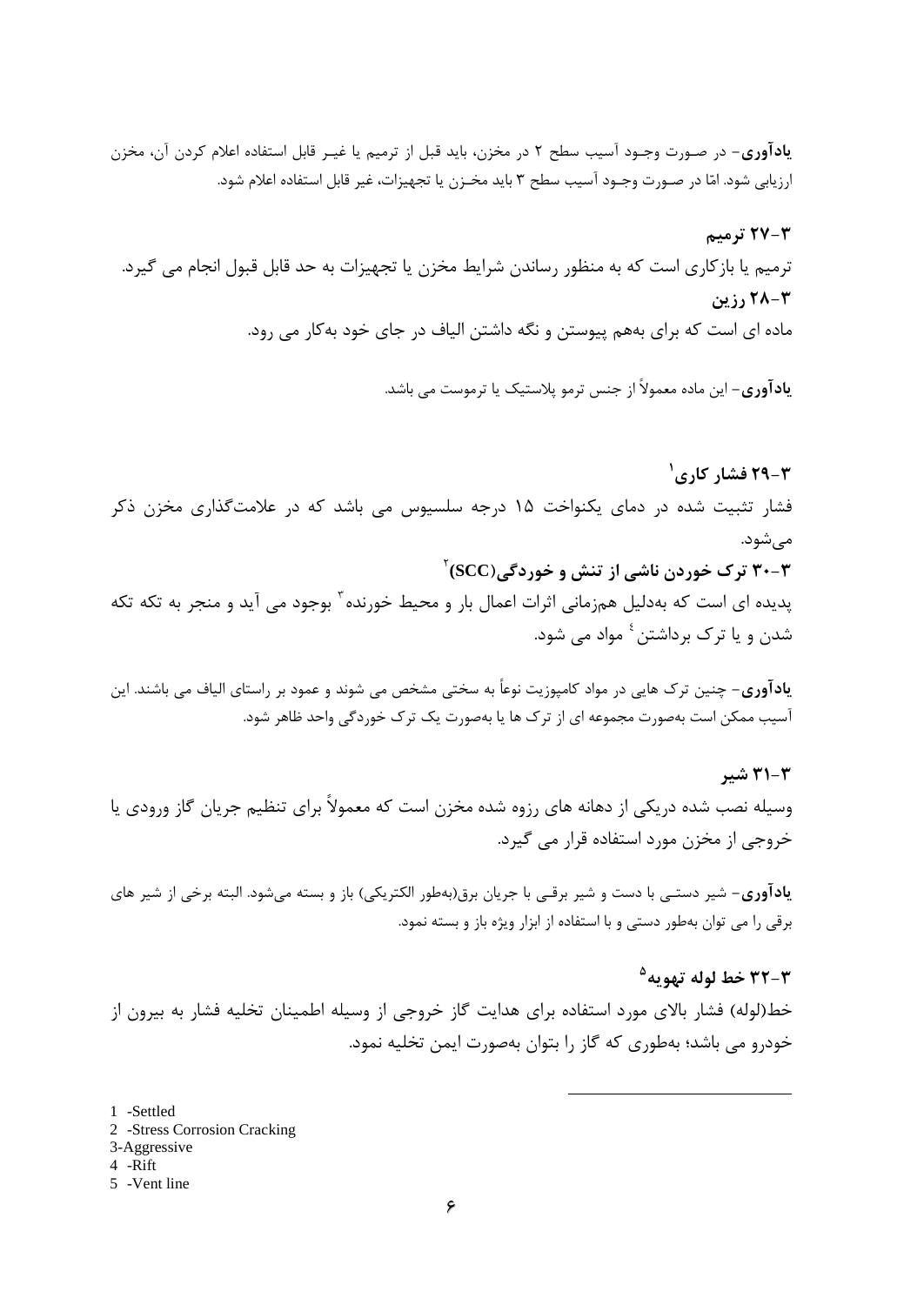**یادآوری**- در صورت وجود آسیب سطح ۲ در مخزن، باید قبل از ترمیم یا غیر قابل استفاده اعلام کردن آن، مخزن ارزیابی شود. امّا در صورت وجود آسیب سطح ۳ باید مخزن یا تجهیزات، غیر قابل استفاده اعلام شود.

### ۳-۲۷ ترمیم

ترمیم یا بازکاری است که به منظور رساندن شرایط مخزن یا تجهیزات به حد قابل قبول انجام می گیرد.

### ۳-۲۸ رزین

ماده ای است که برای به‌هم پیوستن و نگه داشتن الیاف در جای خود به‌کار می رود.

**یادآوری**- این ماده معمولاً از جنس ترمو پلاستیک یا ترموست می باشد.

### ۳-۲۹ فشار کاری[1]

فشار تثبیت شده در دمای یکنواخت ۱۵ درجه سلسیوس می باشد که در علامت‌گذاری مخزن ذکر می‌شود.

### ۳-۳۰ ترک خوردن ناشی از تنش و خوردگی(SCC)[2]

پدیده ای است که به‌دلیل هم‌زمانی اثرات اعمال بار و محیط خورنده[3] بوجود می آید و منجر به تکه تکه شدن و یا ترک برداشتن[4] مواد می شود.

**یادآوری**- چنین ترک هایی در مواد کامپوزیت نوعاً به سختی مشخص می شوند و عمود بر راستای الیاف می باشند. این آسیب ممکن است به‌صورت مجموعه ای از ترک ها یا به‌صورت یک ترک خوردگی واحد ظاهر شود.

### ۳-۳۱ شیر

وسیله نصب شده دریکی از دهانه های رزوه شده مخزن است که معمولاً برای تنظیم جریان گاز ورودی یا خروجی از مخزن مورد استفاده قرار می گیرد.

**یادآوری**- شیر دستی با دست و شیر برقی با جریان برق(به‌طور الکتریکی) باز و بسته می‌شود. البته برخی از شیر های برقی را می توان به‌طور دستی و با استفاده از ابزار ویژه باز و بسته نمود.

### ۳-۳۲ خط لوله تهویه[5]

خط(لوله) فشار بالای مورد استفاده برای هدایت گاز خروجی از وسیله اطمینان تخلیه فشار به بیرون از خودرو می باشد؛ به‌طوری که گاز را بتوان به‌صورت ایمن تخلیه نمود.

---

1 -Settled
2 -Stress Corrosion Cracking
3-Aggressive
4 -Rift
5 -Vent line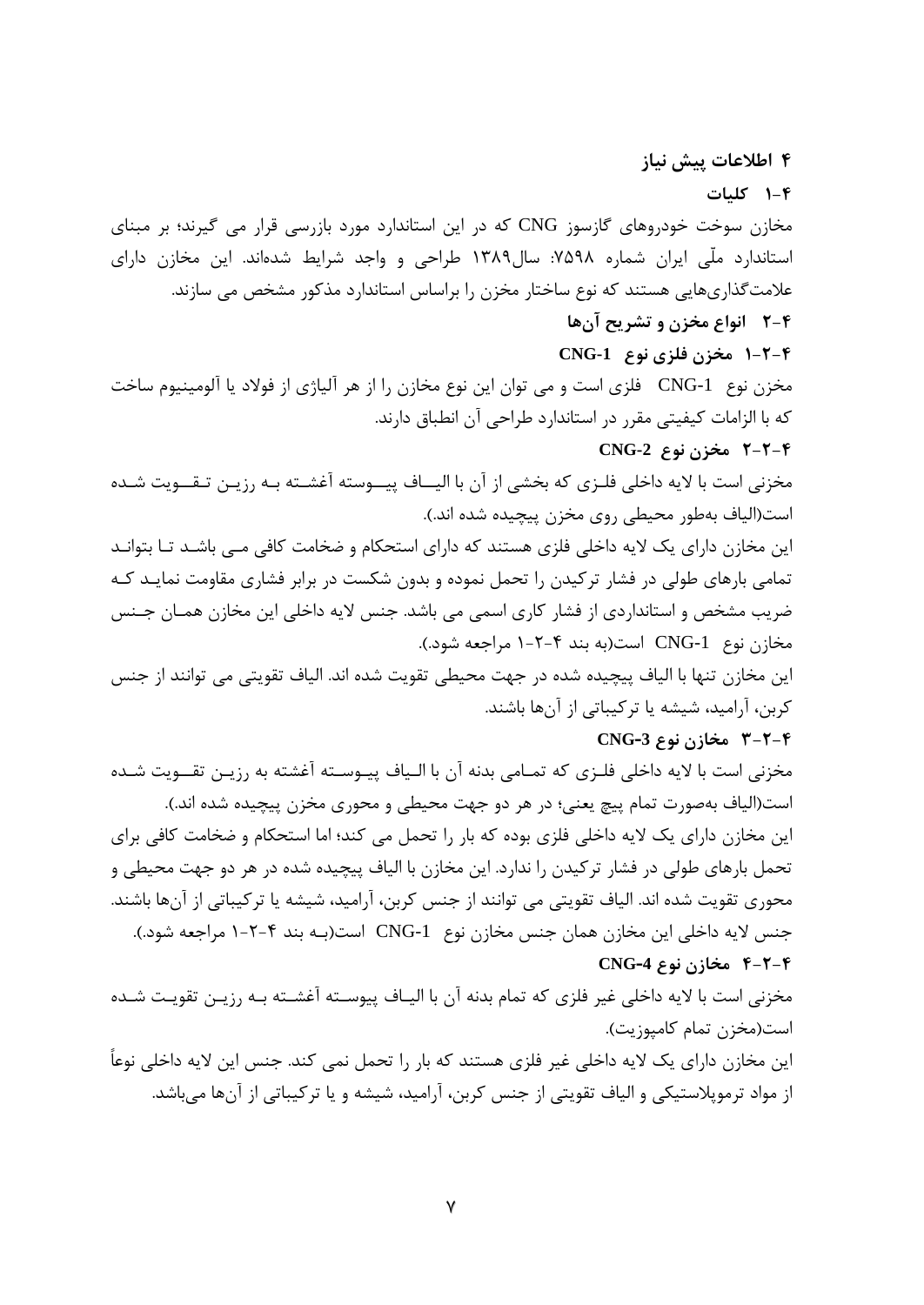## ۴ اطلاعات پیش نیاز

### ۴-۱ کلیات

مخازن سوخت خودروهای گازسوز CNG که در این استاندارد مورد بازرسی قرار می گیرند؛ بر مبنای استاندارد ملّی ایران شماره ۷۵۹۸: سال۱۳۸۹ طراحی و واجد شرایط شده‌اند. این مخازن دارای علامت‌گذاری‌هایی هستند که نوع ساختار مخزن را براساس استاندارد مذکور مشخص می سازند.

### ۴-۲ انواع مخزن و تشریح آن‌ها

#### ۴-۲-۱ مخزن فلزی نوع CNG-1

مخزن نوع CNG-1 فلزی است و می توان این نوع مخازن را از هر آلیاژی از فولاد یا آلومینیوم ساخت که با الزامات کیفیتی مقرر در استاندارد طراحی آن انطباق دارند.

#### ۴-۲-۲ مخزن نوع CNG-2

مخزنی است با لایه داخلی فلزی که بخشی از آن با الیاف پیوسته آغشته به رزین تقویت شده است(الیاف به‌طور محیطی روی مخزن پیچیده شده اند).

این مخازن دارای یک لایه داخلی فلزی هستند که دارای استحکام و ضخامت کافی می باشد تا بتواند تمامی بارهای طولی در فشار ترکیدن را تحمل نموده و بدون شکست در برابر فشاری مقاومت نماید که ضریب مشخص و استانداردی از فشار کاری اسمی می باشد. جنس لایه داخلی این مخازن همان جنس مخازن نوع CNG-1 است(به بند ۴-۲-۱ مراجعه شود).

این مخازن تنها با الیاف پیچیده شده در جهت محیطی تقویت شده اند. الیاف تقویتی می توانند از جنس کربن، آرامید، شیشه یا ترکیباتی از آن‌ها باشند.

#### ۴-۲-۳ مخازن نوع CNG-3

مخزنی است با لایه داخلی فلزی که تمامی بدنه آن با الیاف پیوسته آغشته به رزین تقویت شده است(الیاف به‌صورت تمام پیچ یعنی؛ در هر دو جهت محیطی و محوری مخزن پیچیده شده اند).

این مخازن دارای یک لایه داخلی فلزی بوده که بار را تحمل می کند؛ اما استحکام و ضخامت کافی برای تحمل بارهای طولی در فشار ترکیدن را ندارد. این مخازن با الیاف پیچیده شده در هر دو جهت محیطی و محوری تقویت شده اند. الیاف تقویتی می توانند از جنس کربن، آرامید، شیشه یا ترکیباتی از آن‌ها باشند. جنس لایه داخلی این مخازن همان جنس مخازن نوع CNG-1 است(به بند ۴-۲-۱ مراجعه شود).

#### ۴-۲-۴ مخازن نوع CNG-4

مخزنی است با لایه داخلی غیر فلزی که تمام بدنه آن با الیاف پیوسته آغشته به رزین تقویت شده است(مخزن تمام کامپوزیت).

این مخازن دارای یک لایه داخلی غیر فلزی هستند که بار را تحمل نمی کند. جنس این لایه داخلی نوعاً از مواد ترموپلاستیکی و الیاف تقویتی از جنس کربن، آرامید، شیشه و یا ترکیباتی از آن‌ها می‌باشد.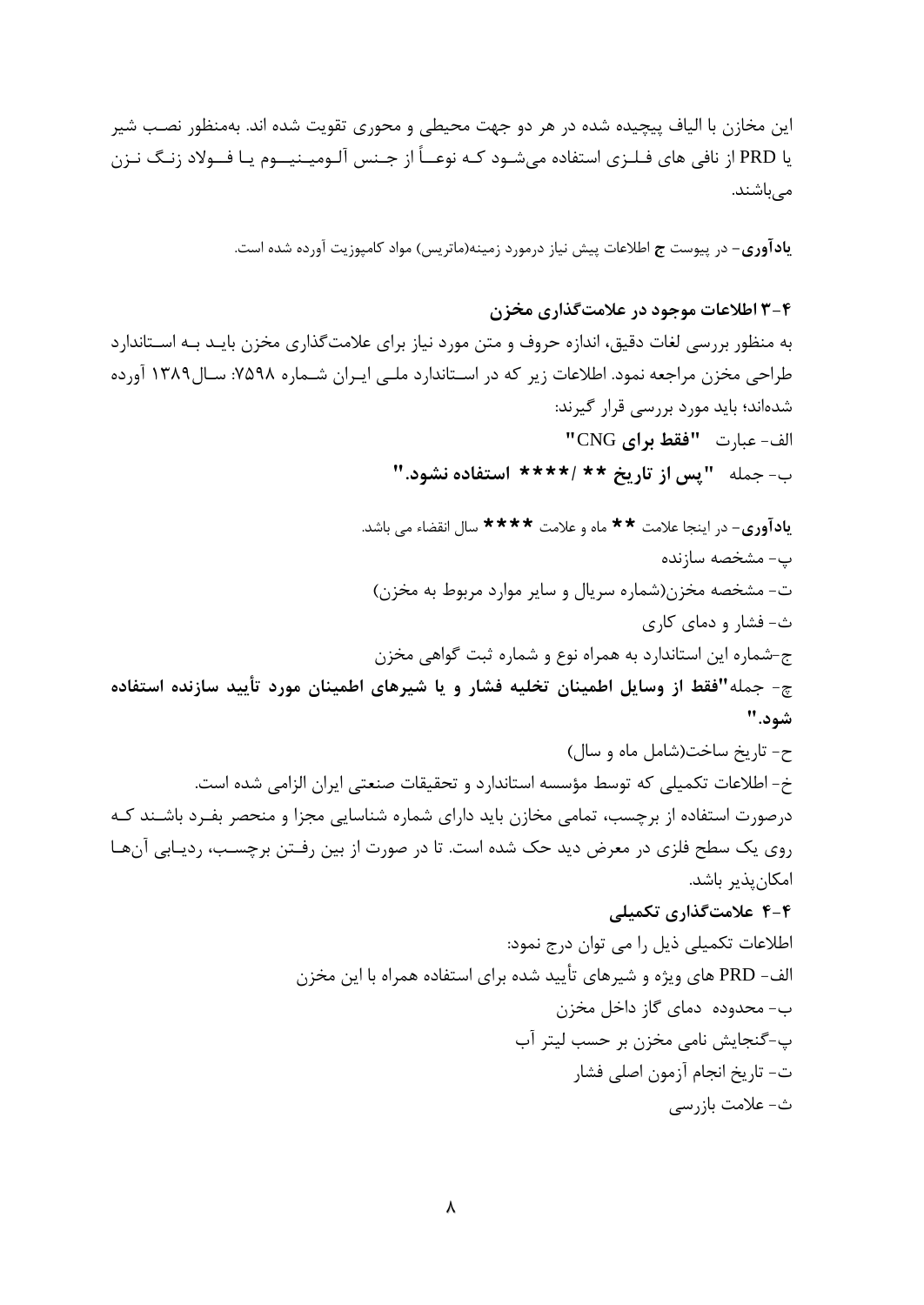این مخازن با الیاف پیچیده شده در هر دو جهت محیطی و محوری تقویت شده اند. به‌منظور نصب شیر یا PRD از نافی های فلزی استفاده می‌شود که نوعاً از جنس آلومینیوم یا فولاد زنگ نزن می‌باشند.

**یادآوری**- در پیوست **ج** اطلاعات پیش نیاز درمورد زمینه(ماتریس) مواد کامپوزیت آورده شده است.

### ۳-۴ اطلاعات موجود در علامت‌گذاری مخزن

به منظور بررسی لغات دقیق، اندازه حروف و متن مورد نیاز برای علامت‌گذاری مخزن باید به استاندارد طراحی مخزن مراجعه نمود. اطلاعات زیر که در استاندارد ملی ایران شماره ۷۵۹۸: سال۱۳۸۹ آورده شده‌اند؛ باید مورد بررسی قرار گیرند:

الف- عبارت **"فقط برای CNG"**

ب- جمله **"پس از تاریخ ** /**** استفاده نشود."**

**یادآوری**- در اینجا علامت ** ماه و علامت **** سال انقضاء می باشد.

پ- مشخصه سازنده

ت- مشخصه مخزن(شماره سریال و سایر موارد مربوط به مخزن)

ث- فشار و دمای کاری

ج-شماره این استاندارد به همراه نوع و شماره ثبت گواهی مخزن

چ- جمله**"فقط از وسایل اطمینان تخلیه فشار و یا شیرهای اطمینان مورد تأیید سازنده استفاده شود."**

ح- تاریخ ساخت(شامل ماه و سال)

خ- اطلاعات تکمیلی که توسط مؤسسه استاندارد و تحقیقات صنعتی ایران الزامی شده است.

درصورت استفاده از برچسب، تمامی مخازن باید دارای شماره شناسایی مجزا و منحصر بفرد باشند که روی یک سطح فلزی در معرض دید حک شده است. تا در صورت از بین رفتن برچسب، ردیابی آن‌ها امکان‌پذیر باشد.

### ۴-۴ علامت‌گذاری تکمیلی

اطلاعات تکمیلی ذیل را می توان درج نمود:

الف- PRD های ویژه و شیرهای تأیید شده برای استفاده همراه با این مخزن

ب- محدوده دمای گاز داخل مخزن

پ-گنجایش نامی مخزن بر حسب لیتر آب

ت- تاریخ انجام آزمون اصلی فشار

ث- علامت بازرسی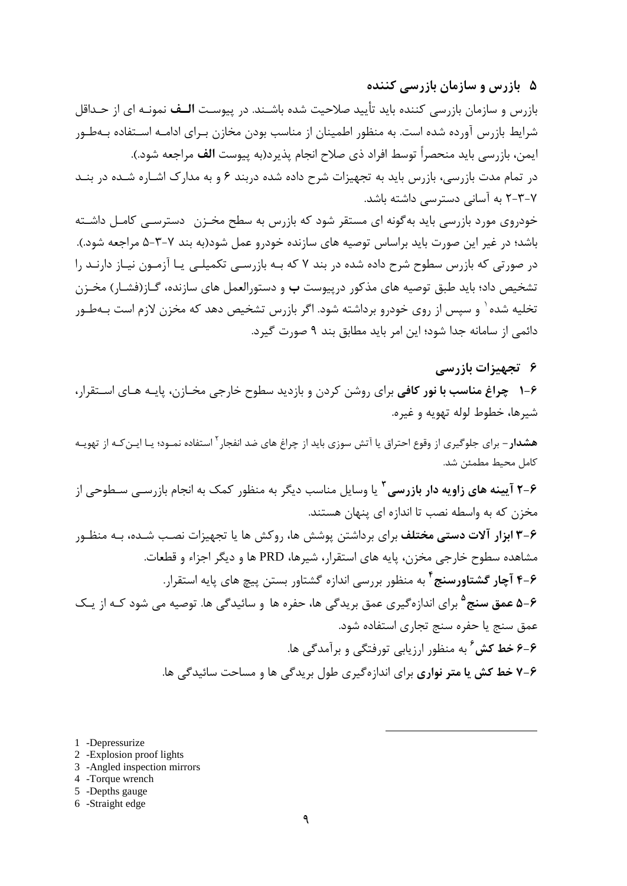## ۵ بازرس و سازمان بازرسی کننده

بازرس و سازمان بازرسی کننده باید تأیید صلاحیت شده باشند. در پیوست **الف** نمونه ای از حداقل شرایط بازرس آورده شده است. به منظور اطمینان از مناسب بودن مخازن برای ادامه استفاده به‌طور ایمن، بازرسی باید منحصراً توسط افراد ذی صلاح انجام پذیرد(به پیوست **الف** مراجعه شود.).

در تمام مدت بازرسی، بازرس باید به تجهیزات شرح داده شده دربند ۶ و به مدارک اشاره شده در بند ۷-۳-۲ به آسانی دسترسی داشته باشد.

خودروی مورد بازرسی باید به‌گونه ای مستقر شود که بازرس به سطح مخزن دسترسی کامل داشته باشد؛ در غیر این صورت باید براساس توصیه های سازنده خودرو عمل شود(به بند ۷-۳-۵ مراجعه شود.).

در صورتی که بازرس سطوح شرح داده شده در بند ۷ که به بازرسی تکمیلی یا آزمون نیاز دارند را تشخیص داد؛ باید طبق توصیه های مذکور درپیوست **ب** و دستورالعمل های سازنده، گاز(فشار) مخزن تخلیه شده[1] و سپس از روی خودرو برداشته شود. اگر بازرس تشخیص دهد که مخزن لازم است به‌طور دائمی از سامانه جدا شود؛ این امر باید مطابق بند ۹ صورت گیرد.

## ۶ تجهیزات بازرسی

**۶-۱ چراغ مناسب با نور کافی** برای روشن کردن و بازدید سطوح خارجی مخازن، پایه های استقرار، شیرها، خطوط لوله تهویه و غیره.

**هشدار**- برای جلوگیری از وقوع احتراق یا آتش سوزی باید از چراغ های ضد انفجار[2] استفاده نمود؛ یا این‌که از تهویه کامل محیط مطمئن شد.

**۶-۲ آیینه های زاویه دار بازرسی**[3] یا وسایل مناسب دیگر به منظور کمک به انجام بازرسی سطوحی از مخزن که به واسطه نصب تا اندازه ای پنهان هستند.

**۶-۳ ابزار آلات دستی مختلف** برای برداشتن پوشش ها، روکش ها یا تجهیزات نصب شده، به منظور مشاهده سطوح خارجی مخزن، پایه های استقرار، شیرها، PRD ها و دیگر اجزاء و قطعات.

**۶-۴ آچار گشتاورسنج**[4] به منظور بررسی اندازه گشتاور بستن پیچ های پایه استقرار.

**۶-۵ عمق سنج**[5] برای اندازه‌گیری عمق بریدگی ها، حفره ها و سائیدگی ها. توصیه می شود که از یک عمق سنج یا حفره سنج تجاری استفاده شود.

**۶-۶ خط کش**[6] به منظور ارزیابی تورفتگی و برآمدگی ها.

**۶-۷ خط کش یا متر نواری** برای اندازه‌گیری طول بریدگی ها و مساحت سائیدگی ها.

---

1 -Depressurize
2 -Explosion proof lights
3 -Angled inspection mirrors
4 -Torque wrench
5 -Depths gauge
6 -Straight edge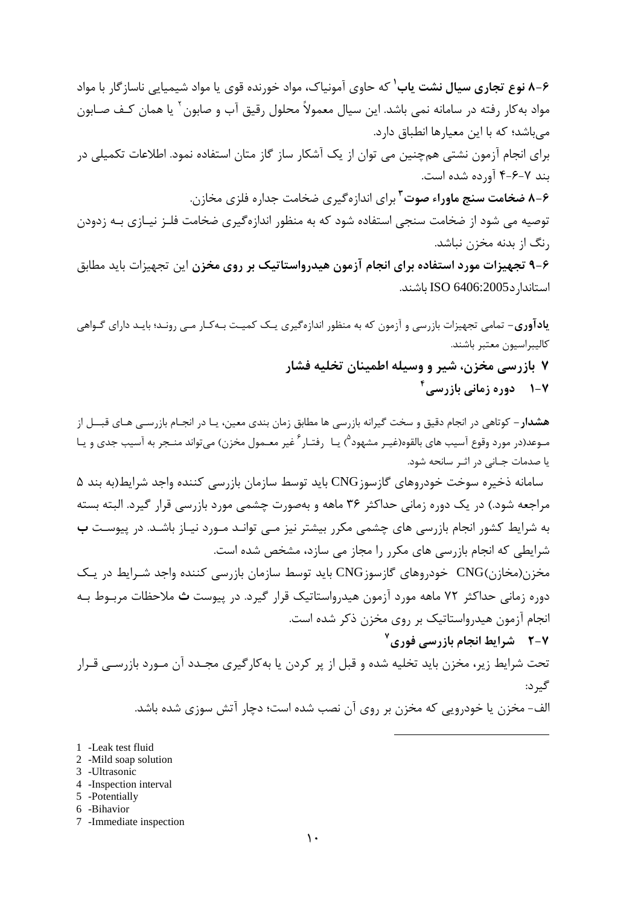**۶-۸ نوع تجاری سیال نشت یاب**[1] که حاوی آمونیاک، مواد خورنده قوی یا مواد شیمیایی ناسازگار با مواد مواد به‌کار رفته در سامانه نمی باشد. این سیال معمولاً محلول رقیق آب و صابون[2] یا همان کـف صـابون می‌باشد؛ که با این معیارها انطباق دارد.

برای انجام آزمون نشتی هم‌چنین می توان از یک آشکار ساز گاز متان استفاده نمود. اطلاعات تکمیلی در بند ۷-۶-۴ آورده شده است.

**۶-۸ ضخامت سنج ماوراء صوت**[3] برای اندازه‌گیری ضخامت جداره فلزی مخازن.

توصیه می شود از ضخامت سنجی استفاده شود که به منظور اندازه‌گیری ضخامت فلـز نیـازی بـه زدودن رنگ از بدنه مخزن نباشد.

**۶-۹ تجهیزات مورد استفاده برای انجام آزمون هیدرواستاتیک بر روی مخزن** این تجهیزات باید مطابق استاندارد ISO 6406:2005 باشند.

**یادآوری**- تمامی تجهیزات بازرسی و آزمون که به منظور اندازه‌گیری یـک کمیـت بـه‌کـار مـی رونـد؛ بایـد دارای گـواهی کالیبراسیون معتبر باشند.

## ۷ بازرسی مخزن، شیر و وسیله اطمینان تخلیه فشار

### ۷-۱ دوره زمانی بازرسی[4]

**هشدار**- کوتاهی در انجام دقیق و سخت گیرانه بازرسی ها مطابق زمان بندی معین، یـا در انجـام بازرسـی هـای قبـل از مـوعد(در مورد وقوع آسیب های بالقوه(غیـر مشهود[5]) یـا رفتـار[6] غیر معـمول مخزن) می‌تواند منـجر به آسیب جدی و یـا یا صدمات جـانی در اثـر سانحه شود.

سامانه ذخیره سوخت خودروهای گازسوز CNG باید توسط سازمان بازرسی کننده واجد شرایط(به بند ۵ مراجعه شود.) در یک دوره زمانی حداکثر ۳۶ ماهه و به‌صورت چشمی مورد بازرسی قرار گیرد. البته بسته به شرایط کشور انجام بازرسی های چشمی مکرر بیشتر نیز مـی توانـد مـورد نیـاز باشـد. در پیوسـت **ب** شرایطی که انجام بازرسی های مکرر را مجاز می سازد، مشخص شده است.

مخزن(مخازن)CNG خودروهای گازسوز CNG باید توسط سازمان بازرسی کننده واجد شـرایط در یـک دوره زمانی حداکثر ۷۲ ماهه مورد آزمون هیدرواستاتیک قرار گیرد. در پیوست **ث** ملاحظات مربـوط بـه انجام آزمون هیدرواستاتیک بر روی مخزن ذکر شده است.

### ۷-۲ شرایط انجام بازرسی فوری[7]

تحت شرایط زیر، مخزن باید تخلیه شده و قبل از پر کردن یا به‌کارگیری مجـدد آن مـورد بازرسـی قـرار گیرد:

الف- مخزن یا خودرویی که مخزن بر روی آن نصب شده است؛ دچار آتش سوزی شده باشد.

---

1 -Leak test fluid
2 -Mild soap solution
3 -Ultrasonic
4 -Inspection interval
5 -Potentially
6 -Bihavior
7 -Immediate inspection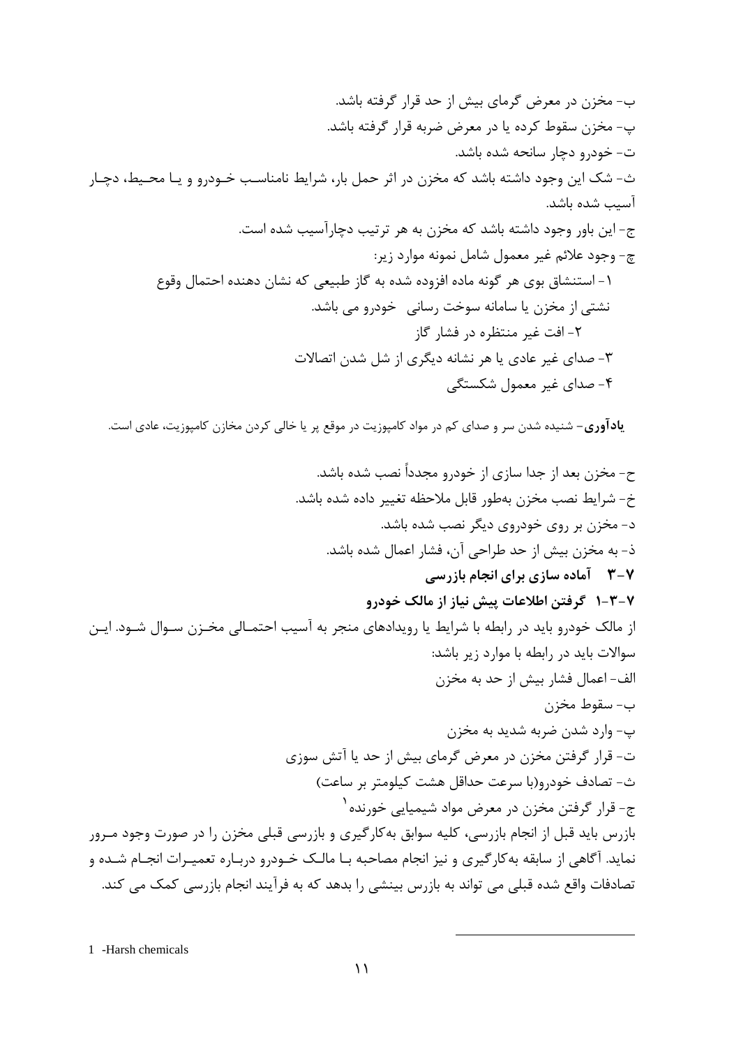ب- مخزن در معرض گرمای بیش از حد قرار گرفته باشد.

پ- مخزن سقوط کرده یا در معرض ضربه قرار گرفته باشد.

ت- خودرو دچار سانحه شده باشد.

ث- شک این وجود داشته باشد که مخزن در اثر حمل بار، شرایط نامناسب خودرو و یا محیط، دچار آسیب شده باشد.

ج- این باور وجود داشته باشد که مخزن به هر ترتیب دچارآسیب شده است.

چ- وجود علائم غیر معمول شامل نمونه موارد زیر:

۱- استنشاق بوی هر گونه ماده افزوده شده به گاز طبیعی که نشان دهنده احتمال وقوع نشتی از مخزن یا سامانه سوخت رسانی خودرو می باشد.

۲- افت غیر منتظره در فشار گاز

۳- صدای غیر عادی یا هر نشانه دیگری از شل شدن اتصالات

۴- صدای غیر معمول شکستگی

**یادآوری**- شنیده شدن سر و صدای کم در مواد کامپوزیت در موقع پر یا خالی کردن مخازن کامپوزیت، عادی است.

ح- مخزن بعد از جدا سازی از خودرو مجدداً نصب شده باشد.

خ- شرایط نصب مخزن به‌طور قابل ملاحظه تغییر داده شده باشد.

د- مخزن بر روی خودروی دیگر نصب شده باشد.

ذ- به مخزن بیش از حد طراحی آن، فشار اعمال شده باشد.

### ۷-۳ آماده سازی برای انجام بازرسی

#### ۷-۳-۱ گرفتن اطلاعات پیش نیاز از مالک خودرو

از مالک خودرو باید در رابطه با شرایط یا رویدادهای منجر به آسیب احتمالی مخزن سوال شود. این سوالات باید در رابطه با موارد زیر باشد:

الف- اعمال فشار بیش از حد به مخزن

ب- سقوط مخزن

پ- وارد شدن ضربه شدید به مخزن

ت- قرار گرفتن مخزن در معرض گرمای بیش از حد یا آتش سوزی

ث- تصادف خودرو(با سرعت حداقل هشت کیلومتر بر ساعت)

ج- قرار گرفتن مخزن در معرض مواد شیمیایی خورنده[1]

بازرس باید قبل از انجام بازرسی، کلیه سوابق به‌کارگیری و بازرسی قبلی مخزن را در صورت وجود مرور نماید. آگاهی از سابقه به‌کارگیری و نیز انجام مصاحبه با مالک خودرو درباره تعمیرات انجام شده و تصادفات واقع شده قبلی می تواند به بازرس بینشی را بدهد که به فرآیند انجام بازرسی کمک می کند.

---

1 -Harsh chemicals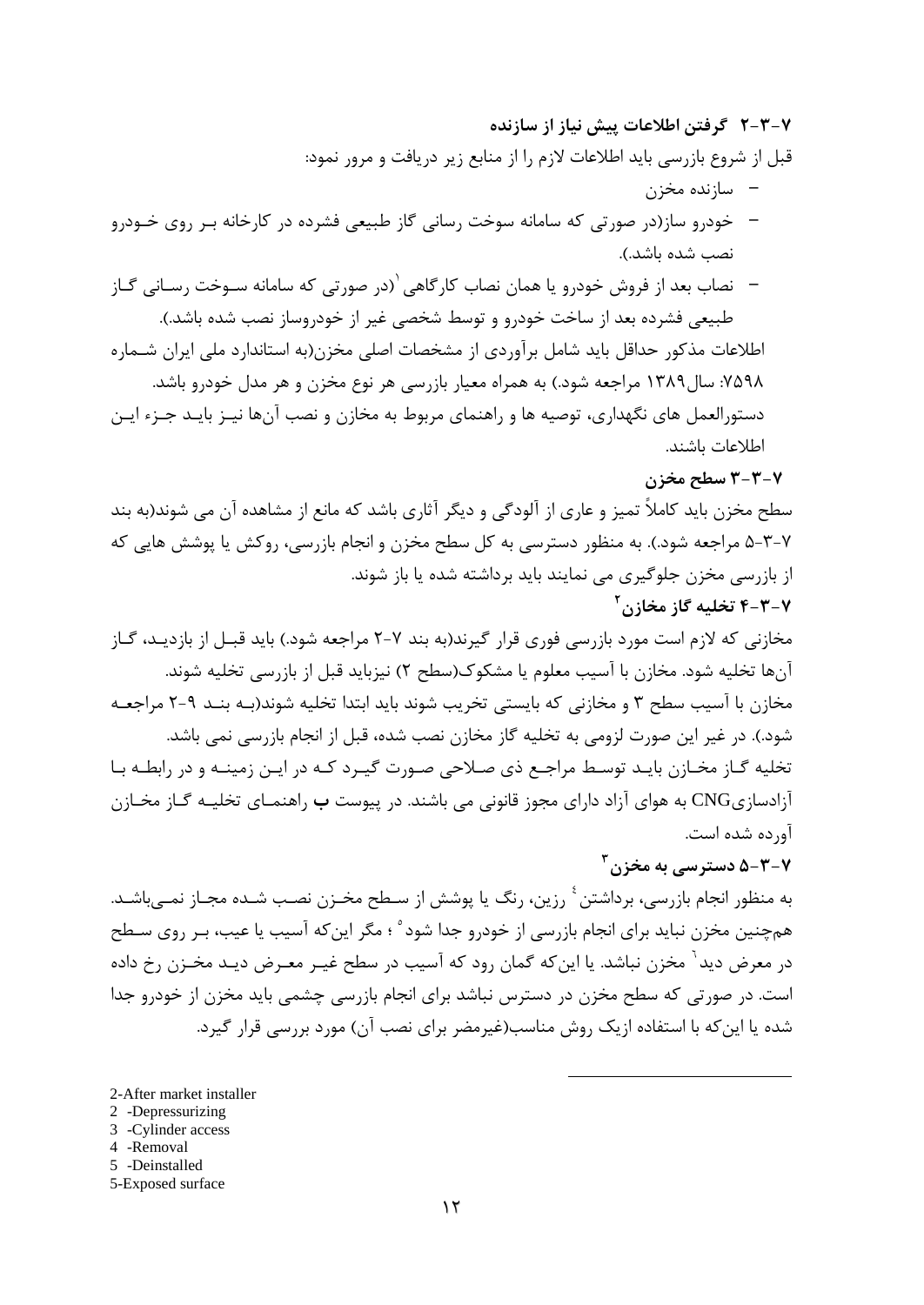### ۷-۳-۲ گرفتن اطلاعات پیش نیاز از سازنده

قبل از شروع بازرسی باید اطلاعات لازم را از منابع زیر دریافت و مرور نمود:

- سازنده مخزن
- خودرو ساز(در صورتی که سامانه سوخت رسانی گاز طبیعی فشرده در کارخانه بر روی خودرو نصب شده باشد.).
- نصاب بعد از فروش خودرو یا همان نصاب کارگاهی[1](در صورتی که سامانه سوخت رسانی گاز طبیعی فشرده بعد از ساخت خودرو و توسط شخصی غیر از خودروساز نصب شده باشد.).

اطلاعات مذکور حداقل باید شامل برآوردی از مشخصات اصلی مخزن(به استاندارد ملی ایران شماره ۷۵۹۸: سال۱۳۸۹ مراجعه شود.) به همراه معیار بازرسی هر نوع مخزن و هر مدل خودرو باشد.

دستورالعمل های نگهداری، توصیه ها و راهنمای مربوط به مخازن و نصب آن‌ها نیز باید جزء این اطلاعات باشند.

### ۷-۳-۳ سطح مخزن

سطح مخزن باید کاملاً تمیز و عاری از آلودگی و دیگر آثاری باشد که مانع از مشاهده آن می شوند(به بند ۷-۳-۵ مراجعه شود.). به منظور دسترسی به کل سطح مخزن و انجام بازرسی، روکش یا پوشش هایی که از بازرسی مخزن جلوگیری می نمایند باید برداشته شده یا باز شوند.

### ۷-۳-۴ تخلیه گاز مخازن[2]

مخازنی که لازم است مورد بازرسی فوری قرار گیرند(به بند ۷-۲ مراجعه شود.) باید قبل از بازدید، گاز آن‌ها تخلیه شود. مخازن با آسیب معلوم یا مشکوک(سطح ۲) نیزباید قبل از بازرسی تخلیه شوند.

مخازن با آسیب سطح ۳ و مخازنی که بایستی تخریب شوند باید ابتدا تخلیه شوند(به بند ۹-۲ مراجعه شود.). در غیر این صورت لزومی به تخلیه گاز مخازن نصب شده، قبل از انجام بازرسی نمی باشد.

تخلیه گاز مخازن باید توسط مراجع ذی صلاحی صورت گیرد که در این زمینه و در رابطه با آزادسازیCNG به هوای آزاد دارای مجوز قانونی می باشند. در پیوست **ب** راهنمای تخلیه گاز مخازن آورده شده است.

### ۷-۳-۵ دسترسی به مخزن[3]

به منظور انجام بازرسی، برداشتن[4] رزین، رنگ یا پوشش از سطح مخزن نصب شده مجاز نمی‌باشد. هم‌چنین مخزن نباید برای انجام بازرسی از خودرو جدا شود[5] ؛ مگر این‌که آسیب یا عیب، بر روی سطح در معرض دید[6] مخزن نباشد. یا این‌که گمان رود که آسیب در سطح غیر معرض دید مخزن رخ داده است. در صورتی که سطح مخزن در دسترس نباشد برای انجام بازرسی چشمی باید مخزن از خودرو جدا شده یا این‌که با استفاده ازیک روش مناسب(غیرمضر برای نصب آن) مورد بررسی قرار گیرد.

---

2-After market installer

2 -Depressurizing

3 -Cylinder access

4 -Removal

5 -Deinstalled

5-Exposed surface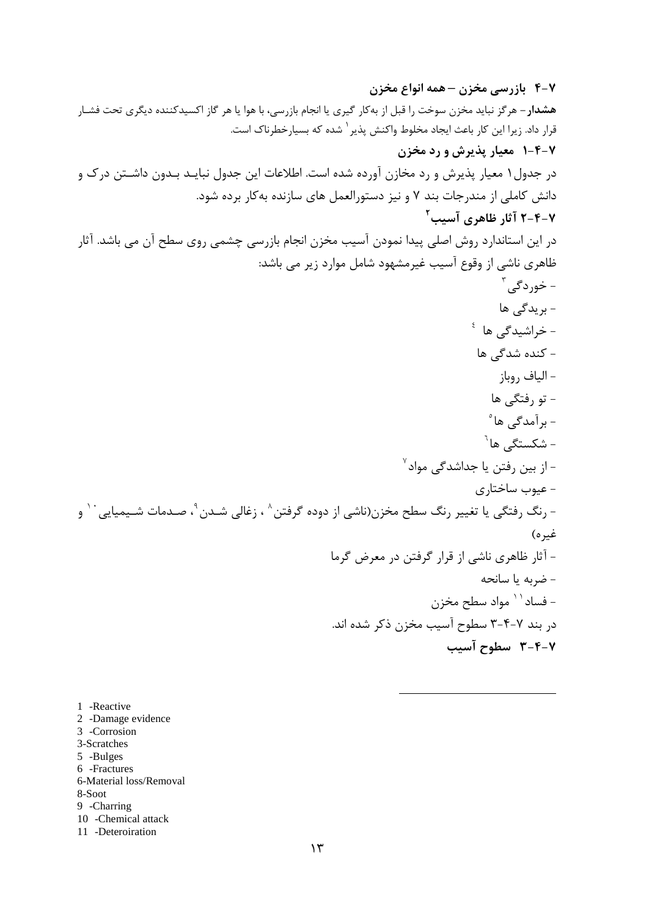### ۷-۴ بازرسی مخزن – همه انواع مخزن

**هشدار**– هرگز نباید مخزن سوخت را قبل از به‌کار گیری یا انجام بازرسی، با هوا یا هر گاز اکسیدکننده دیگری تحت فشار قرار داد. زیرا این کار باعث ایجاد مخلوط واکنش پذیر[1] شده که بسیارخطرناک است.

#### ۷-۴-۱ معیار پذیرش و رد مخزن

در جدول۱ معیار پذیرش و رد مخازن آورده شده است. اطلاعات این جدول نبایـد بـدون داشـتن درک و دانش کاملی از مندرجات بند ۷ و نیز دستورالعمل های سازنده به‌کار برده شود.

#### ۷-۴-۲ آثار ظاهری آسیب[2]

در این استاندارد روش اصلی پیدا نمودن آسیب مخزن انجام بازرسی چشمی روی سطح آن می باشد. آثار ظاهری ناشی از وقوع آسیب غیرمشهود شامل موارد زیر می باشد:

- خوردگی[3]
- بریدگی ها
- خراشیدگی ها [4]
- کنده شدگی ها
- الیاف روباز
- تو رفتگی ها
- برآمدگی ها[5]
- شکستگی ها[6]
- از بین رفتن یا جداشدگی مواد[7]
- عیوب ساختاری
- رنگ رفتگی یا تغییر رنگ سطح مخزن(ناشی از دوده گرفتن[8] ، زغالی شـدن[9]، صـدمات شـیمیایی[10] و غیره)
- آثار ظاهری ناشی از قرار گرفتن در معرض گرما
- ضربه یا سانحه
- فساد[11] مواد سطح مخزن

در بند ۷-۴-۳ سطوح آسیب مخزن ذکر شده اند.

#### ۷-۴-۳ سطوح آسیب

---

1 -Reactive
2 -Damage evidence
3 -Corrosion
3-Scratches
5 -Bulges
6 -Fractures
6-Material loss/Removal
8-Soot
9 -Charring
10 -Chemical attack
11 -Deteroiration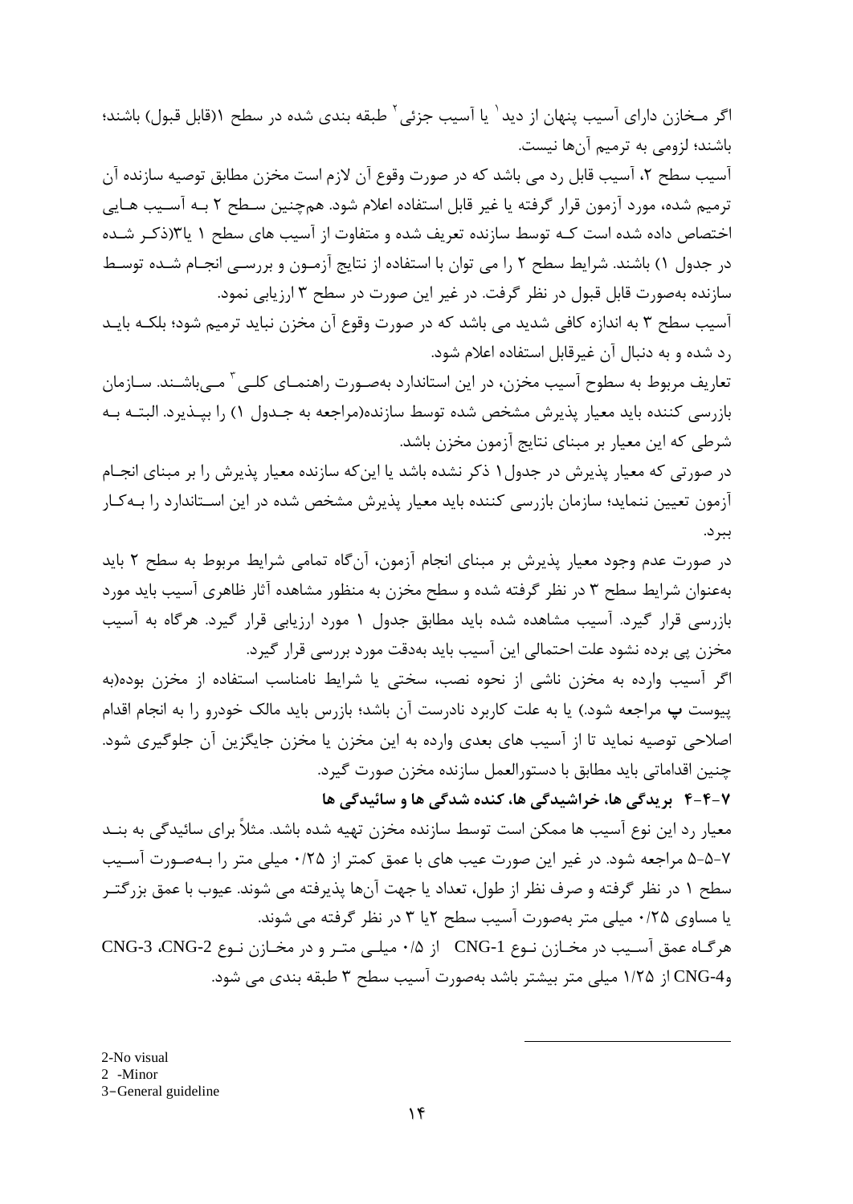اگر مـخازن دارای آسیب پنهان از دید[1] یا آسیب جزئی[2] طبقه بندی شده در سطح ۱(قابل قبول) باشند؛ باشند؛ لزومی به ترمیم آن‌ها نیست.

آسیب سطح ۲، آسیب قابل رد می باشد که در صورت وقوع آن لازم است مخزن مطابق توصیه سازنده آن ترمیم شده، مورد آزمون قرار گرفته یا غیر قابل استفاده اعلام شود. همچنین سـطح ۲ بـه آسـیب هـایی اختصاص داده شده است کـه توسط سازنده تعریف شده و متفاوت از آسیب های سطح ۱ یا۳(ذکـر شـده در جدول ۱) باشند. شرایط سطح ۲ را می توان با استفاده از نتایج آزمـون و بررسـی انجـام شـده توسـط سازنده به‌صورت قابل قبول در نظر گرفت. در غیر این صورت در سطح ۳ ارزیابی نمود.

آسیب سطح ۳ به اندازه کافی شدید می باشد که در صورت وقوع آن مخزن نباید ترمیم شود؛ بلکـه بایـد رد شده و به دنبال آن غیرقابل استفاده اعلام شود.

تعاریف مربوط به سطوح آسیب مخزن، در این استاندارد به‌صـورت راهنمـای کلـی[3] مـی‌باشـند. سـازمان بازرسی کننده باید معیار پذیرش مشخص شده توسط سازنده(مراجعه به جـدول ۱) را بپـذیرد. البتـه بـه شرطی که این معیار بر مبنای نتایج آزمون مخزن باشد.

در صورتی که معیار پذیرش در جدول۱ ذکر نشده باشد یا این‌که سازنده معیار پذیرش را بر مبنای انجـام آزمون تعیین ننماید؛ سازمان بازرسی کننده باید معیار پذیرش مشخص شده در این اسـتاندارد را بـه‌کـار ببرد.

در صورت عدم وجود معیار پذیرش بر مبنای انجام آزمون، آن‌گاه تمامی شرایط مربوط به سطح ۲ باید به‌عنوان شرایط سطح ۳ در نظر گرفته شده و سطح مخزن به منظور مشاهده آثار ظاهری آسیب باید مورد بازرسی قرار گیرد. آسیب مشاهده شده باید مطابق جدول ۱ مورد ارزیابی قرار گیرد. هرگاه به آسیب مخزن پی برده نشود علت احتمالی این آسیب باید به‌دقت مورد بررسی قرار گیرد.

اگر آسیب وارده به مخزن ناشی از نحوه نصب، سختی یا شرایط نامناسب استفاده از مخزن بوده(به پیوست **پ** مراجعه شود.) یا به علت کاربرد نادرست آن باشد؛ بازرس باید مالک خودرو را به انجام اقدام اصلاحی توصیه نماید تا از آسیب های بعدی وارده به این مخزن یا مخزن جایگزین آن جلوگیری شود. چنین اقداماتی باید مطابق با دستورالعمل سازنده مخزن صورت گیرد.

### ۷-۴-۴ بریدگی ها، خراشیدگی ها، کنده شدگی ها و سائیدگی ها

معیار رد این نوع آسیب ها ممکن است توسط سازنده مخزن تهیه شده باشد. مثلاً برای سائیدگی به بنـد ۷-۵-۵ مراجعه شود. در غیر این صورت عیب های با عمق کمتر از ۰/۲۵ میلی متر را بـه‌صـورت آسـیب سطح ۱ در نظر گرفته و صرف نظر از طول، تعداد یا جهت آن‌ها پذیرفته می شوند. عیوب با عمق بزرگتـر یا مساوی ۰/۲۵ میلی متر به‌صورت آسیب سطح ۲یا ۳ در نظر گرفته می شوند.

هرگـاه عمق آسـیب در مخـازن نـوع CNG-1 از ۰/۵ میلـی متـر و در مخـازن نـوع CNG-2، CNG-3 وCNG-4 از ۱/۲۵ میلی متر بیشتر باشد به‌صورت آسیب سطح ۳ طبقه بندی می شود.

---

[1] No visual

[2] Minor

[3] General guideline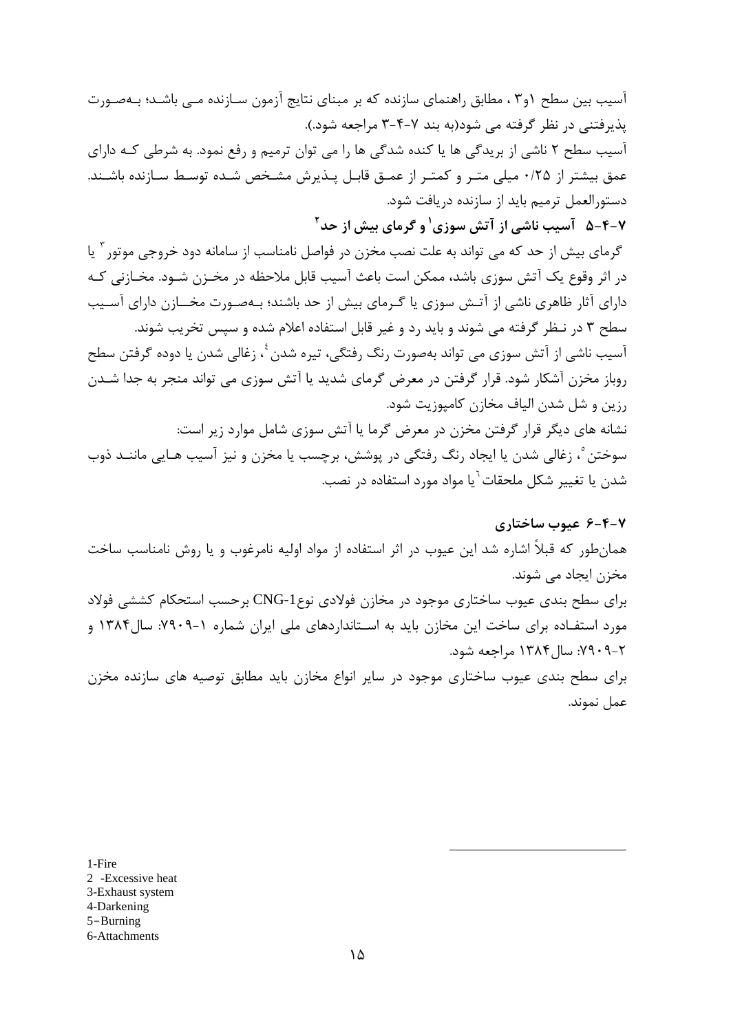آسیب بین سطح ۱و۳ ، مطابق راهنمای سازنده که بر مبنای نتایج آزمون سازنده می باشد؛ بـه‌صـورت پذیرفتنی در نظر گرفته می شود(به بند ۷-۴-۳ مراجعه شود.).

آسیب سطح ۲ ناشی از بریدگی ها یا کنده شدگی ها را می توان ترمیم و رفع نمود. به شرطی کـه دارای عمق بیشتر از ۰/۲۵ میلی متـر و کمتـر از عمـق قابـل پـذیرش مشـخص شـده توسـط سـازنده باشـند. دستورالعمل ترمیم باید از سازنده دریافت شود.

### ۷-۴-۵ آسیب ناشی از آتش سوزی[1] و گرمای بیش از حد[2]

گرمای بیش از حد که می تواند به علت نصب مخزن در فواصل نامناسب از سامانه دود خروجی موتور[3] یا در اثر وقوع یک آتش سوزی باشد، ممکن است باعث آسیب قابل ملاحظه در مخـزن شـود. مخـازنی کـه دارای آثار ظاهری ناشی از آتـش سوزی یا گـرمای بیش از حد باشند؛ بـه‌صـورت مخـــازن دارای آسـیب سطح ۳ در نـظر گرفته می شوند و باید رد و غیر قابل استفاده اعلام شده و سپس تخریب شوند.

آسیب ناشی از آتش سوزی می تواند به‌صورت رنگ رفتگی، تیره شدن[4]، زغالی شدن یا دوده گرفتن سطح روباز مخزن آشکار شود. قرار گرفتن در معرض گرمای شدید یا آتش سوزی می تواند منجر به جدا شـدن رزین و شل شدن الیاف مخازن کامپوزیت شود.

نشانه های دیگر قرار گرفتن مخزن در معرض گرما یا آتش سوزی شامل موارد زیر است:

سوختن[5]، زغالی شدن یا ایجاد رنگ رفتگی در پوشش، برچسب یا مخزن و نیز آسیب هـایی ماننـد ذوب شدن یا تغییر شکل ملحقات[6] یا مواد مورد استفاده در نصب.

### ۷-۴-۶ عیوب ساختاری

همان‌طور که قبلاً اشاره شد این عیوب در اثر استفاده از مواد اولیه نامرغوب و یا روش نامناسب ساخت مخزن ایجاد می شوند.

برای سطح بندی عیوب ساختاری موجود در مخازن فولادی نوعCNG-1 برحسب استحکام کششی فولاد مورد استفـاده برای ساخت این مخازن باید به اسـتانداردهای ملی ایران شماره ۱-۷۹۰۹: سال۱۳۸۴ و ۲-۷۹۰۹: سال۱۳۸۴ مراجعه شود.

برای سطح بندی عیوب ساختاری موجود در سایر انواع مخازن باید مطابق توصیه های سازنده مخزن عمل نمونند.

---

1-Fire
2 -Excessive heat
3-Exhaust system
4-Darkening
5-Burning
6-Attachments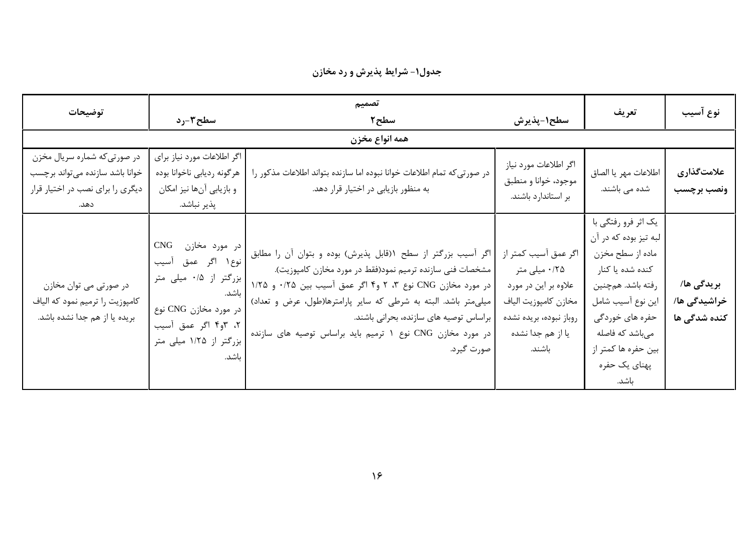**جدول۱- شرایط پذیرش و رد مخازن**

| نوع آسیب | تعریف | تصمیم | | | توضیحات |
|---|---|---|---|---|---|
| | | سطح۱-پذیرش | سطح۲ | سطح۳-رد | |
| همه انواع مخزن | | | | | |
| **علامت‌گذاری ونصب برچسب** | اطلاعات مهر یا الصاق شده می باشند. | اگر اطلاعات مورد نیاز موجود، خوانا و منطبق بر استاندارد باشند. | در صورتی‌که تمام اطلاعات خوانا نبوده اما سازنده بتواند اطلاعات مذکور را به منظور بازیابی در اختیار قرار دهد. | اگر اطلاعات مورد نیاز برای هرگونه ردیابی ناخوانا بوده و بازیابی آن‌ها نیز امکان پذیر نباشد. | در صورتی‌که شماره سریال مخزن خوانا باشد سازنده می‌تواند برچسب دیگری را برای نصب در اختیار قرار دهد. |
| **بریدگی ها/ خراشیدگی ها/ کنده شدگی ها** | یک اثر فرو رفتگی با لبه تیز بوده که در آن ماده از سطح مخزن کنده شده یا کنار رفته باشد. همچنین این نوع آسیب شامل حفره های خوردگی می‌باشد که فاصله بین حفره ها کمتر از پهنای یک حفره باشد. | اگر عمق آسیب کمتر از ۰/۲۵ میلی متر علاوه بر این در مورد مخازن کامپوزیت الیاف روباز نبوده، بریده نشده یا از هم جدا نشده باشند. | اگر آسیب بزرگتر از سطح ۱(قابل پذیرش) بوده و بتوان آن را مطابق مشخصات فنی سازنده ترمیم نمود(فقط در مورد مخازن کامپوزیت). در مورد مخازن CNG نوع ۳، ۲ و۴ اگر عمق آسیب بین ۰/۲۵ و ۱/۲۵ میلی‌متر باشد. البته به شرطی که سایر پارامترها(طول، عرض و تعداد) براساس توصیه های سازنده، بحرانی باشند. در مورد مخازن CNG نوع ۱ ترمیم باید براساس توصیه های سازنده صورت گیرد. | در مورد مخازن CNG نوع۱ اگر عمق آسیب بزرگتر از ۰/۵ میلی متر باشد. در مورد مخازن CNG نوع ۲، ۳و۴ اگر عمق آسیب بزرگتر از ۱/۲۵ میلی متر باشد. | در صورتی می توان مخازن کامپوزیت را ترمیم نمود که الیاف بریده یا از هم جدا نشده باشد. |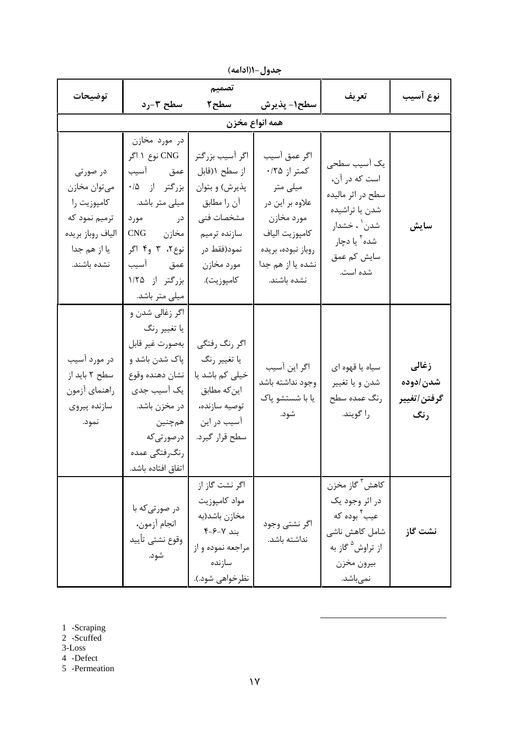جدول-۱(ادامه)

| نوع آسیب | تعریف | تصمیم | | | توضیحات |
|---|---|---|---|---|---|
| | | سطح۱- پذیرش | سطح۲ | سطح ۳-رد | |
| همه انواع مخزن | | | | | |
| **سایش** | یک آسیب سطحی است که در آن، سطح در اثر مالیده شدن یا تراشیده شدن[1]، خشدار شده[2] یا دچار سایش کم عمق شده است. | اگر عمق آسیب کمتر از ۰/۲۵ میلی متر علاوه بر این در مورد مخازن کامپوزیت الیاف روباز نبوده، بریده نشده یا از هم جدا نشده باشند. | اگر آسیب بزرگتر از سطح ۱(قابل پذیرش) و بتوان آن را مطابق مشخصات فنی سازنده ترمیم نمود(فقط در مورد مخازن کامپوزیت). | در مورد مخازن CNG نوع ۱ اگر عمق آسیب بزرگتر از ۰/۵ میلی متر باشد. در مورد مخازن CNG نوع۲، ۳ و۴ اگر عمق آسیب بزرگتر از ۱/۲۵ میلی متر باشد. | در صورتی می‌توان مخازن کامپوزیت را ترمیم نمود که الیاف روباز بریده یا از هم جدا نشده باشند. |
| **زغالی شدن/دوده گرفتن/تغییر رنگ** | سیاه یا قهوه ای شدن و یا تغییر رنگ عمده سطح را گویند. | اگر این آسیب وجود نداشته باشد یا با شستشو پاک شود. | اگر رنگ رفتگی یا تغییر رنگ خیلی کم باشد یا این‌که مطابق توصیه سازنده، آسیب در این سطح قرار گیرد. | اگر زغالی شدن و یا تغییر رنگ به‌صورت غیر قابل پاک شدن باشد و نشان دهنده وقوع یک آسیب جدی در مخزن باشد. همچنین درصورتی‌که رنگ‌رفتگی عمده اتفاق افتاده باشد. | در مورد آسیب سطح ۲ باید از راهنمای آزمون سازنده پیروی نمود. |
| **نشت گاز** | کاهش[3] گاز مخزن در اثر وجود یک عیب[4] بوده که شامل کاهش ناشی از تراوش[5] گاز به بیرون مخزن نمی‌باشد. | اگر نشتی وجود نداشته باشد. | اگر نشت گاز از مواد کامپوزیت مخازن باشد(به بند ۷-۶-۴ مراجعه نموده و از سازنده نظرخواهی شود). | در صورتی‌که با انجام آزمون، وقوع نشتی تأیید شود. | |

1 -Scraping
2 -Scuffed
3-Loss
4 -Defect
5 -Permeation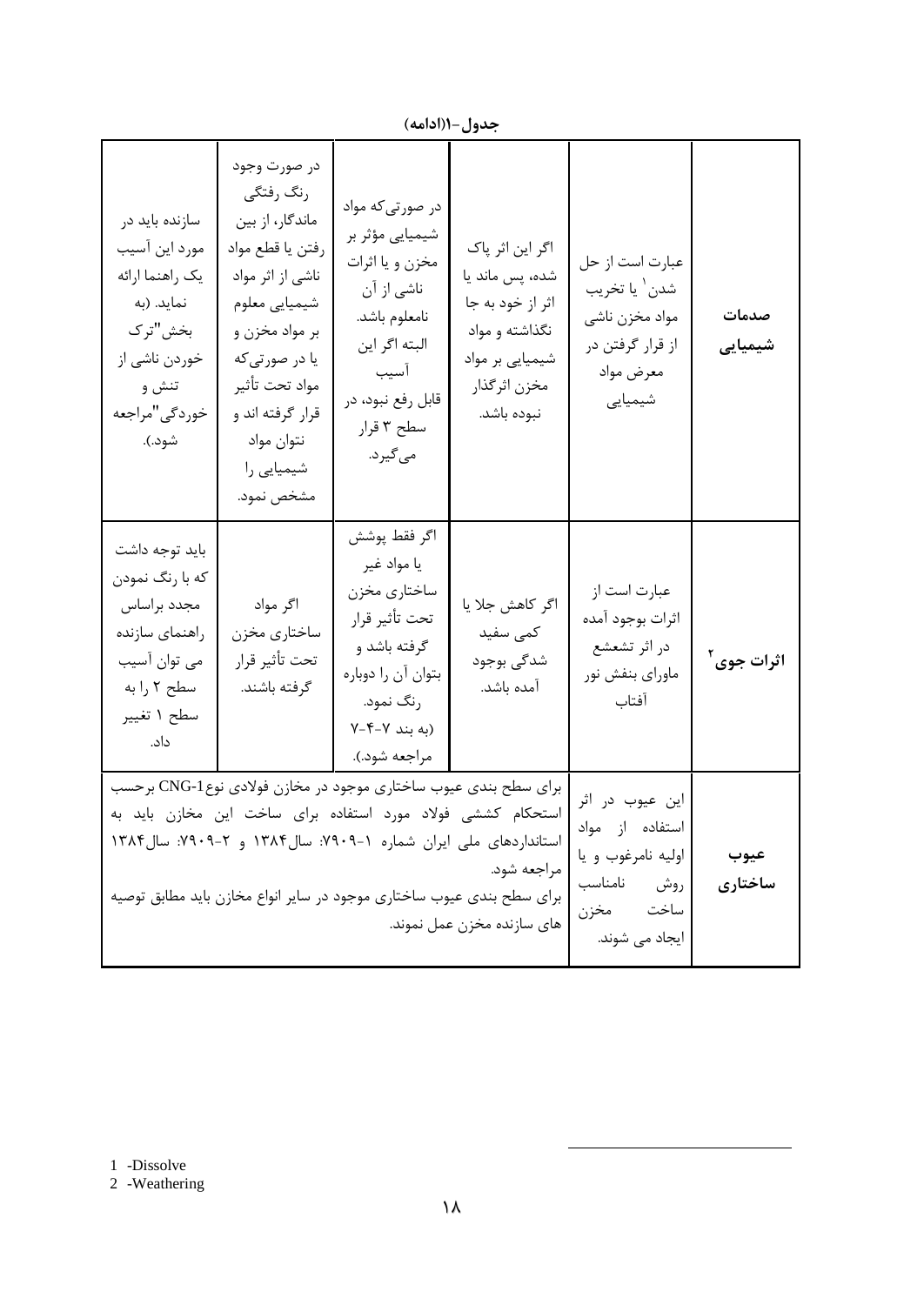**جدول-۱(ادامه)**

| | | | | | |
|---|---|---|---|---|---|
| **صدمات شیمیایی** | عبارت است از حل شدن[1] یا تخریب مواد مخزن ناشی از قرار گرفتن در معرض مواد شیمیایی | اگر این اثر پاک شده، پس ماند یا اثر از خود به جا نگذاشته و مواد شیمیایی بر مواد مخزن اثرگذار نبوده باشد. | در صورتی‌که مواد شیمیایی مؤثر بر مخزن و یا اثرات ناشی از آن نامعلوم باشد. البته اگر این آسیب قابل رفع نبود، در سطح ۳ قرار می‌گیرد. | در صورت وجود رنگ رفتگی ماندگار، از بین رفتن یا قطع مواد ناشی از اثر مواد شیمیایی معلوم بر مواد مخزن و یا در صورتی‌که مواد تحت تأثیر قرار گرفته اند و نتوان مواد شیمیایی را مشخص نمود. | سازنده باید در مورد این آسیب یک راهنما ارائه نماید. (به بخش"ترک خوردن ناشی از تنش و خوردگی"مراجعه شود.). |
| **اثرات جوی**[2] | عبارت است از اثرات بوجود آمده در اثر تشعشع ماورای بنفش نور آفتاب | اگر کاهش جلا یا کمی سفید شدگی بوجود آمده باشد. | اگر فقط پوشش یا مواد غیر ساختاری مخزن تحت تأثیر قرار گرفته باشد و بتوان آن را دوباره رنگ نمود. (به بند ۷-۴-۷ مراجعه شود.). | اگر مواد ساختاری مخزن تحت تأثیر قرار گرفته باشند. | باید توجه داشت که با رنگ نمودن مجدد براساس راهنمای سازنده می توان آسیب سطح ۲ را به سطح ۱ تغییر داد. |
| **عیوب ساختاری** | این عیوب در اثر استفاده از مواد اولیه نامرغوب و یا روش نامناسب ساخت مخزن ایجاد می شوند. | برای سطح بندی عیوب ساختاری موجود در مخازن فولادی نوع CNG-1 برحسب استحکام کششی فولاد مورد استفاده برای ساخت این مخازن باید به استانداردهای ملی ایران شماره ۱-۷۹۰۹: سال۱۳۸۴ و ۲-۷۹۰۹: سال۱۳۸۴ مراجعه شود. برای سطح بندی عیوب ساختاری موجود در سایر انواع مخازن باید مطابق توصیه های سازنده مخزن عمل نمود. | | | |

1 -Dissolve

2 -Weathering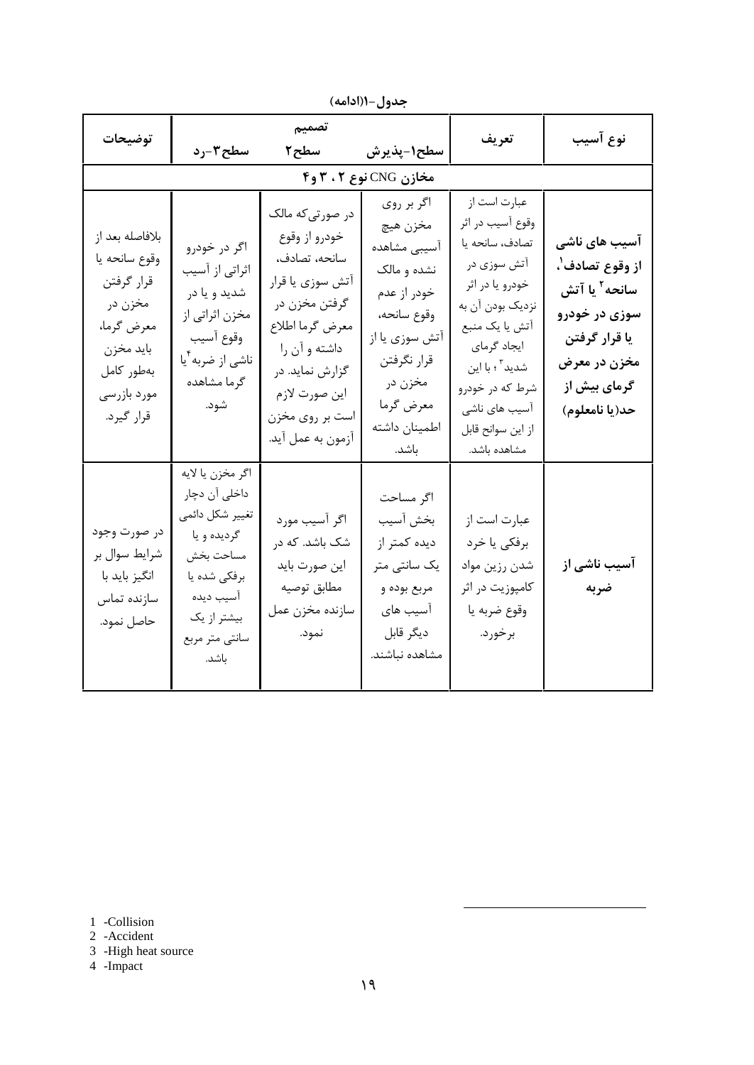جدول-۱(ادامه)

| نوع آسیب | تعریف | تصمیم | | | توضیحات |
|---|---|---|---|---|---|
| | | سطح۱-پذیرش | سطح۲ | سطح۳-رد | |
| **مخازن CNG نوع ۲ ، ۳ و۴** | | | | | |
| **آسیب های ناشی از وقوع تصادف[1]، سانحه[2] یا آتش سوزی در خودرو یا قرار گرفتن مخزن در معرض گرمای بیش از حد(یا نامعلوم)** | عبارت است از وقوع آسیب در اثر تصادف، سانحه یا آتش سوزی در خودرو یا در اثر نزدیک بودن آن به آتش یا یک منبع ایجاد گرمای شدید[3] ؛ با این شرط که در خودرو آسیب های ناشی از این سوانح قابل مشاهده باشد. | اگر بر روی مخزن هیچ آسیبی مشاهده نشده و مالک خودر از عدم وقوع سانحه، آتش سوزی یا از قرار نگرفتن مخزن در معرض گرما اطمینان داشته باشد. | در صورتی‌که مالک خودرو از وقوع سانحه، تصادف، آتش سوزی یا قرار گرفتن مخزن در معرض گرما اطلاع داشته و آن را گزارش نماید. در این صورت لازم است بر روی مخزن آزمون به عمل آید. | اگر در خودرو اثراتی از آسیب شدید و یا در مخزن اثراتی از وقوع آسیب ناشی از ضربه[4]یا گرما مشاهده شود. | بلافاصله بعد از وقوع سانحه یا قرار گرفتن مخزن در معرض گرما، باید مخزن به‌طور کامل مورد بازرسی قرار گیرد. |
| **آسیب ناشی از ضربه** | عبارت است از برفکی یا خرد شدن رزین مواد کامپوزیت در اثر وقوع ضربه یا برخورد. | اگر مساحت بخش آسیب دیده کمتر از یک سانتی متر مربع بوده و آسیب های دیگر قابل مشاهده نباشند. | اگر آسیب مورد شک باشد. که در این صورت باید مطابق توصیه سازنده مخزن عمل نمود. | اگر مخزن یا لایه داخلی آن دچار تغییر شکل دائمی گردیده و یا مساحت بخش برفکی شده یا آسیب دیده بیشتر از یک سانتی متر مربع باشد. | در صورت وجود شرایط سوال بر انگیز باید با سازنده تماس حاصل نمود. |

1 -Collision
2 -Accident
3 -High heat source
4 -Impact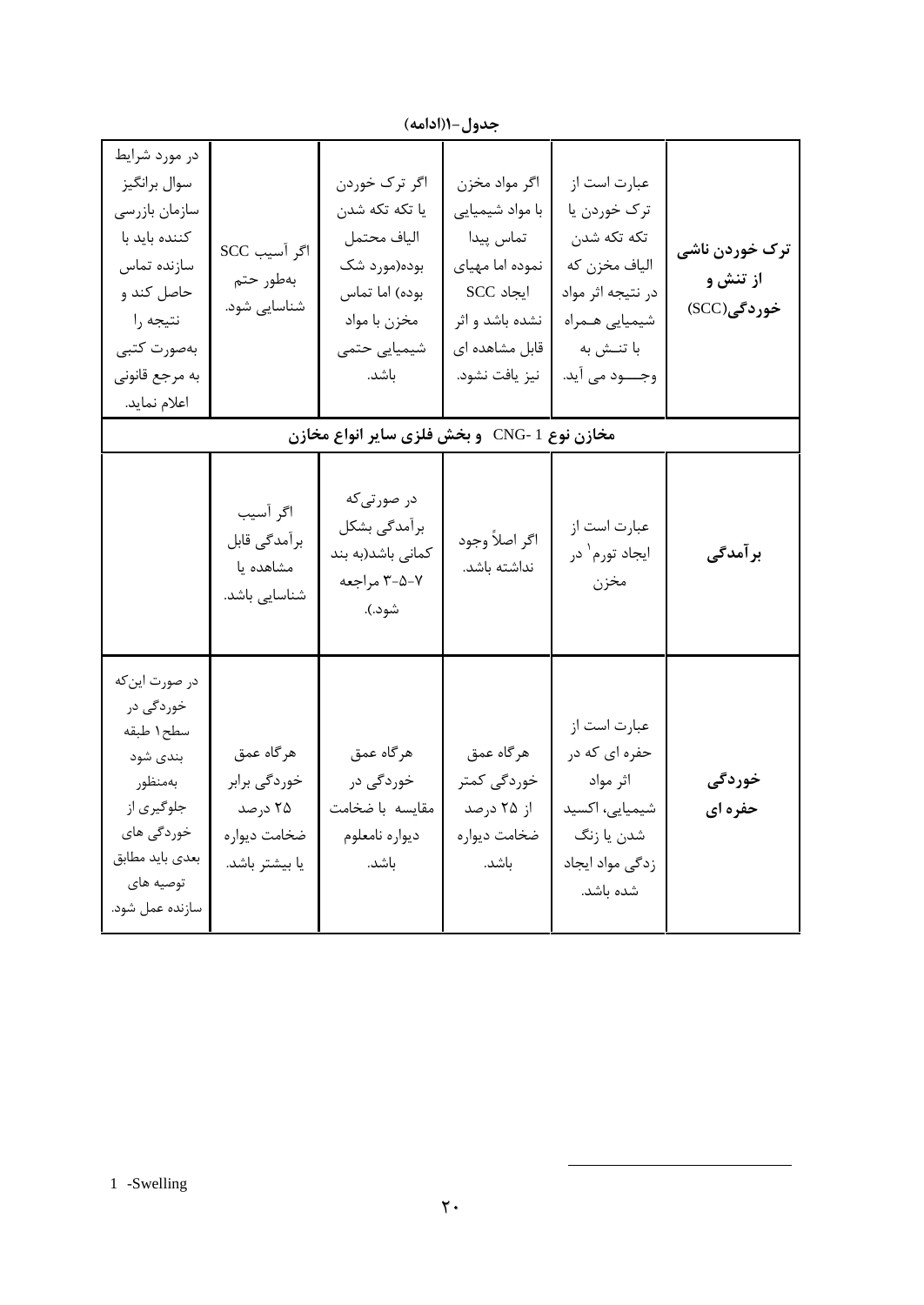**جدول-۱(ادامه)**

| | | | | | |
|---|---|---|---|---|---|
| **ترک خوردن ناشی از تنش و خوردگی(SCC)** | عبارت است از ترک خوردن یا تکه تکه شدن الیاف مخزن که در نتیجه اثر مواد شیمیایی همراه با تنش به وجود می آید. | اگر مواد مخزن با مواد شیمیایی تماس پیدا نموده اما مهیای ایجاد SCC نشده باشد و اثر قابل مشاهده ای نیز یافت نشود. | اگر ترک خوردن یا تکه تکه شدن الیاف محتمل بوده(مورد شک بوده) اما تماس مخزن با مواد شیمیایی حتمی باشد. | اگر آسیب SCC بهطور حتم شناسایی شود. | در مورد شرایط سوال برانگیز سازمان بازرسی کننده باید با سازنده تماس حاصل کند و نتیجه را بهصورت کتبی به مرجع قانونی اعلام نماید. |
| **مخازن نوع CNG- 1 و بخش فلزی سایر انواع مخازن** | | | | | |
| **برآمدگی** | عبارت است از ایجاد تورم[1] در مخزن | اگر اصلاً وجود نداشته باشد. | در صورتیکه برآمدگی بشکل کمانی باشد(به بند ۷-۵-۳ مراجعه شود.). | اگر آسیب برآمدگی قابل مشاهده یا شناسایی باشد. | |
| **خوردگی حفره ای** | عبارت است از حفره ای که در اثر مواد شیمیایی، اکسید شدن یا زنگ زدگی مواد ایجاد شده باشد. | هرگاه عمق خوردگی کمتر از ۲۵ درصد ضخامت دیواره باشد. | هرگاه عمق خوردگی در مقایسه با ضخامت دیواره نامعلوم باشد. | هرگاه عمق خوردگی برابر ۲۵ درصد ضخامت دیواره یا بیشتر باشد. | در صورت اینکه خوردگی در سطح۱ طبقه بندی شود بهمنظور جلوگیری از خوردگی های بعدی باید مطابق توصیه های سازنده عمل شود. |

---

1 -Swelling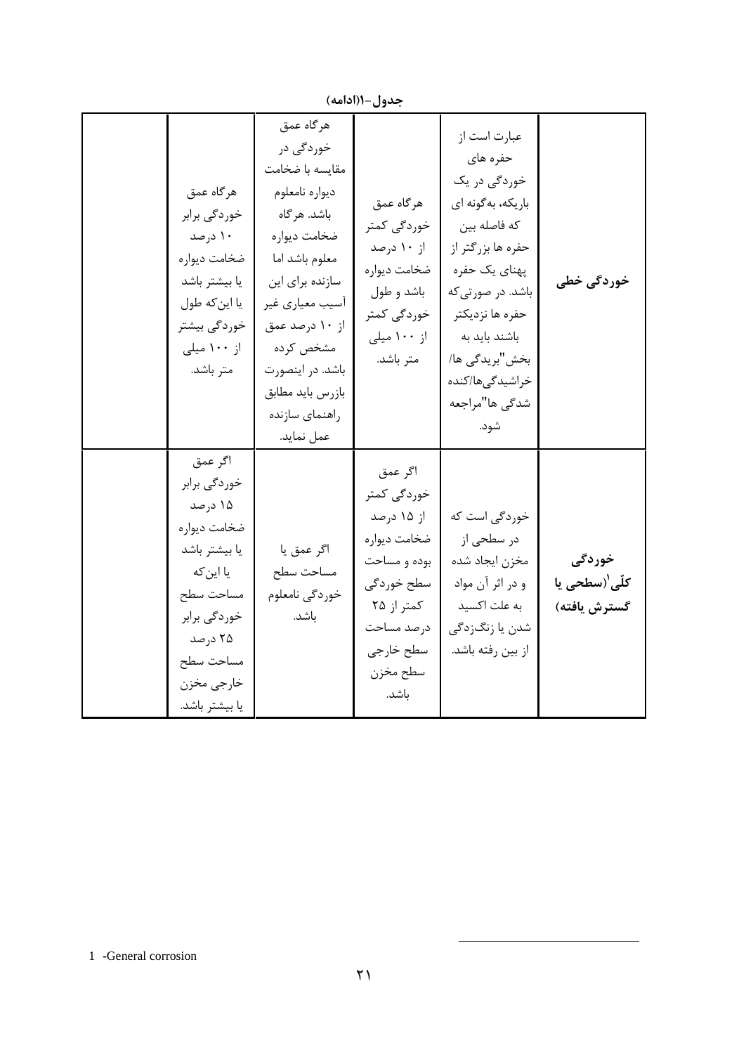**جدول-۱(ادامه)**

| | | | | | |
|---|---|---|---|---|---|
| **خوردگی خطی** | عبارت است از حفره های خوردگی در یک باریکه، به‌گونه ای که فاصله بین حفره ها بزرگتر از پهنای یک حفره باشد. در صورتی‌که حفره ها نزدیکتر باشند باید به بخش "بریدگی ها/ خراشیدگی‌ها/کنده شدگی ها" مراجعه شود. | هرگاه عمق خوردگی کمتر از ۱۰ درصد ضخامت دیواره باشد و طول خوردگی کمتر از ۱۰۰ میلی متر باشد. | هرگاه عمق خوردگی در مقایسه با ضخامت دیواره نامعلوم باشد. هرگاه ضخامت دیواره معلوم باشد اما سازنده برای این آسیب معیاری غیر از ۱۰ درصد عمق مشخص کرده باشد. در اینصورت بازرس باید مطابق راهنمای سازنده عمل نماید. | هرگاه عمق خوردگی برابر ۱۰ درصد ضخامت دیواره یا بیشتر باشد یا این‌که طول خوردگی بیشتر از ۱۰۰ میلی متر باشد. | |
| **خوردگی کلّی[1](سطحی یا گسترش یافته)** | خوردگی است که در سطحی از مخزن ایجاد شده و در اثر آن مواد به علت اکسید شدن یا زنگ‌زدگی از بین رفته باشد. | اگر عمق خوردگی کمتر از ۱۵ درصد ضخامت دیواره بوده و مساحت سطح خوردگی کمتر از ۲۵ درصد مساحت سطح خارجی سطح مخزن باشد. | اگر عمق یا مساحت سطح خوردگی نامعلوم باشد. | اگر عمق خوردگی برابر ۱۵ درصد ضخامت دیواره یا بیشتر باشد یا این‌که مساحت سطح خوردگی برابر ۲۵ درصد مساحت سطح خارجی مخزن یا بیشتر باشد. | |

1 -General corrosion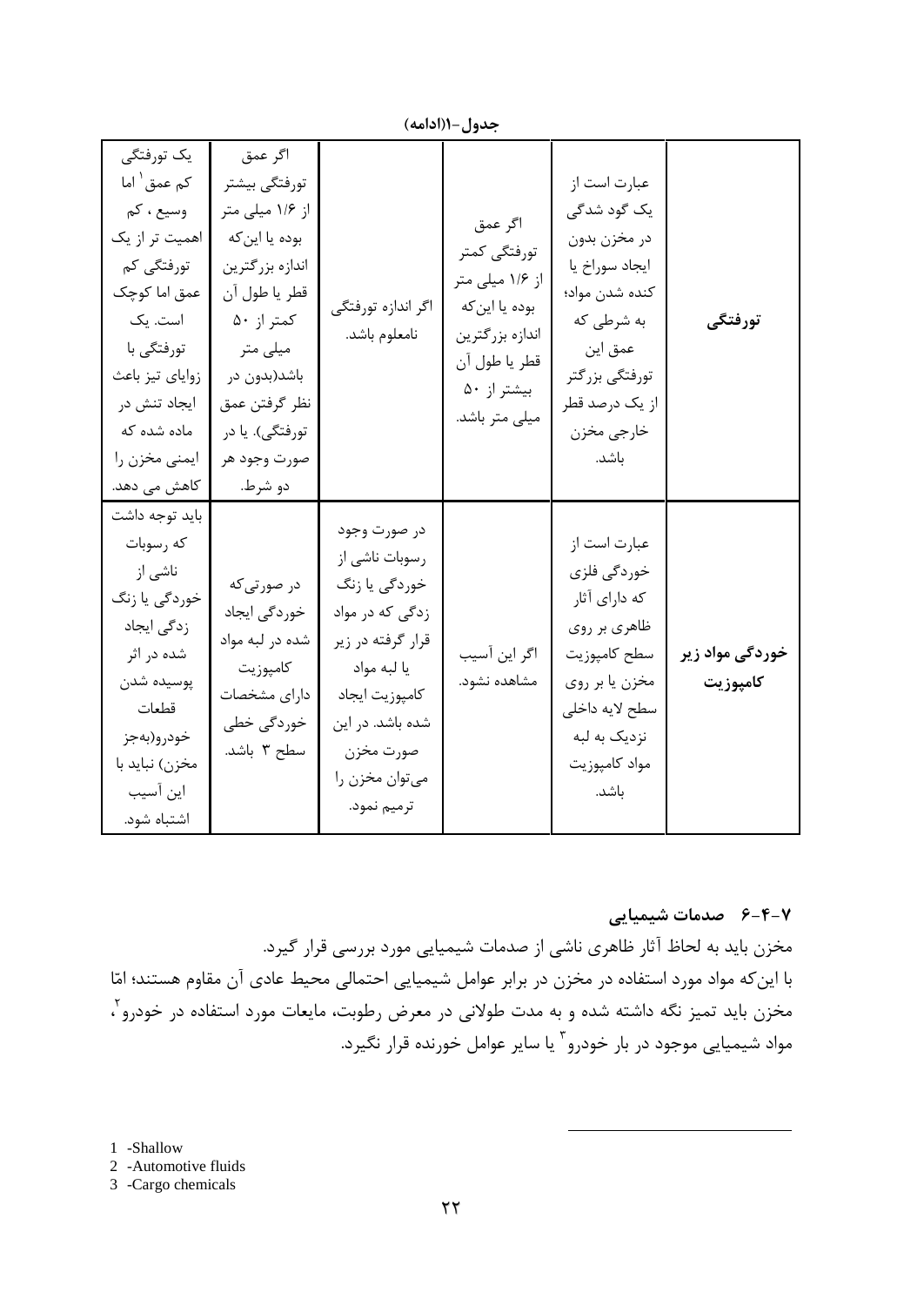**جدول-۱(ادامه)**

| | | | | | |
|---|---|---|---|---|---|
| **تورفتگی** | عبارت است از یک گود شدگی در مخزن بدون ایجاد سوراخ یا کنده شدن مواد؛ به شرطی که عمق این تورفتگی بزرگتر از یک درصد قطر خارجی مخزن باشد. | اگر عمق تورفتگی کمتر از ۱/۶ میلی متر بوده یا این‌که اندازه بزرگترین قطر یا طول آن بیشتر از ۵۰ میلی متر باشد. | اگر اندازه تورفتگی نامعلوم باشد. | اگر عمق تورفتگی بیشتر از ۱/۶ میلی متر بوده یا این‌که اندازه بزرگترین قطر یا طول آن کمتر از ۵۰ میلی متر باشد(بدون در نظر گرفتن عمق تورفتگی). یا در صورت وجود هر دو شرط. | یک تورفتگی کم عمق[1] اما وسیع ، کم اهمیت تر از یک تورفتگی کم عمق اما کوچک است. یک تورفتگی با زوایای تیز باعث ایجاد تنش در ماده شده که ایمنی مخزن را کاهش می دهد. |
| **خوردگی مواد زیر کامپوزیت** | عبارت است از خوردگی فلزی که دارای آثار ظاهری بر روی سطح کامپوزیت مخزن یا بر روی سطح لایه داخلی نزدیک به لبه مواد کامپوزیت باشد. | اگر این آسیب مشاهده نشود. | در صورت وجود رسوبات ناشی از خوردگی یا زنگ زدگی که در مواد قرار گرفته در زیر یا لبه مواد کامپوزیت ایجاد شده باشد. در این صورت مخزن را می‌توان مخزن را ترمیم نمود. | در صورتی‌که خوردگی ایجاد شده در لبه مواد کامپوزیت دارای مشخصات خوردگی خطی سطح ۳ باشد. | باید توجه داشت که رسوبات ناشی از خوردگی یا زنگ زدگی ایجاد شده در اثر پوسیده شدن قطعات خودرو(به‌جز مخزن) نباید با این آسیب اشتباه شود. |

### ۷-۴-۶ صدمات شیمیایی

مخزن باید به لحاظ آثار ظاهری ناشی از صدمات شیمیایی مورد بررسی قرار گیرد.

با این‌که مواد مورد استفاده در مخزن در برابر عوامل شیمیایی احتمالی محیط عادی آن مقاوم هستند؛ امّا مخزن باید تمیز نگه داشته شده و به مدت طولانی در معرض رطوبت، مایعات مورد استفاده در خودرو[2]، مواد شیمیایی موجود در بار خودرو[3] یا سایر عوامل خورنده قرار نگیرد.

---

1 -Shallow
2 -Automotive fluids
3 -Cargo chemicals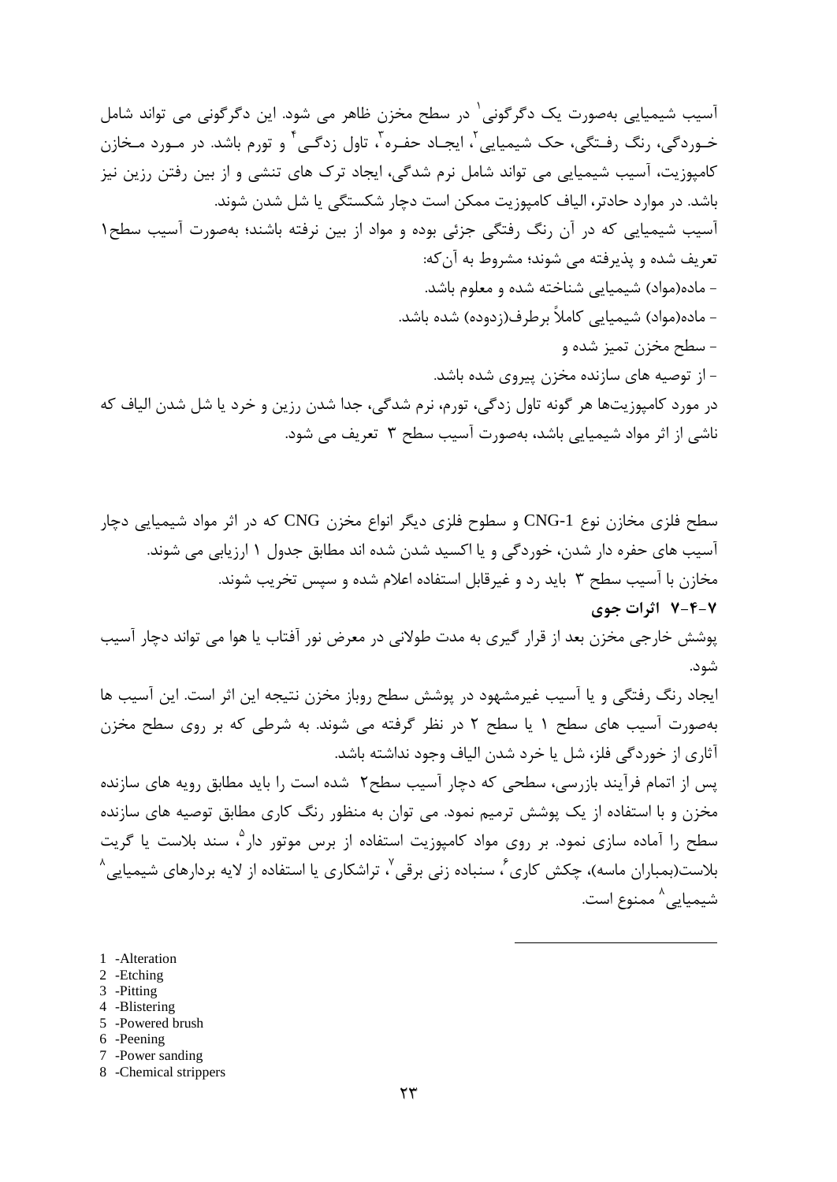آسیب شیمیایی به‌صورت یک دگرگونی[1] در سطح مخزن ظاهر می شود. این دگرگونی می تواند شامل خوردگی، رنگ رفتگی، حک شیمیایی[2]، ایجاد حفره[3]، تاول زدگی[4] و تورم باشد. در مورد مخازن کامپوزیت، آسیب شیمیایی می تواند شامل نرم شدگی، ایجاد ترک های تنشی و از بین رفتن رزین نیز باشد. در موارد حادتر، الیاف کامپوزیت ممکن است دچار شکستگی یا شل شدن شوند.

آسیب شیمیایی که در آن رنگ رفتگی جزئی بوده و مواد از بین نرفته باشند؛ به‌صورت آسیب سطح۱ تعریف شده و پذیرفته می شوند؛ مشروط به آن‌که:

- ماده(مواد) شیمیایی شناخته شده و معلوم باشد.
- ماده(مواد) شیمیایی کاملاً برطرف(زدوده) شده باشد.
- سطح مخزن تمیز شده و
- از توصیه های سازنده مخزن پیروی شده باشد.

در مورد کامپوزیت‌ها هر گونه تاول زدگی، تورم، نرم شدگی، جدا شدن رزین و خرد یا شل شدن الیاف که ناشی از اثر مواد شیمیایی باشد، به‌صورت آسیب سطح ۳ تعریف می شود.

سطح فلزی مخازن نوع CNG-1 و سطوح فلزی دیگر انواع مخزن CNG که در اثر مواد شیمیایی دچار آسیب های حفره دار شدن، خوردگی و یا اکسید شدن شده اند مطابق جدول ۱ ارزیابی می شوند.

مخازن با آسیب سطح ۳ باید رد و غیرقابل استفاده اعلام شده و سپس تخریب شوند.

### ۷-۴-۷ اثرات جوی

پوشش خارجی مخزن بعد از قرار گیری به مدت طولانی در معرض نور آفتاب یا هوا می تواند دچار آسیب شود.

ایجاد رنگ رفتگی و یا آسیب غیرمشهود در پوشش سطح روباز مخزن نتیجه این اثر است. این آسیب ها به‌صورت آسیب های سطح ۱ یا سطح ۲ در نظر گرفته می شوند. به شرطی که بر روی سطح مخزن آثاری از خوردگی فلز، شل یا خرد شدن الیاف وجود نداشته باشد.

پس از اتمام فرآیند بازرسی، سطحی که دچار آسیب سطح۲ شده است را باید مطابق رویه های سازنده مخزن و با استفاده از یک پوشش ترمیم نمود. می توان به منظور رنگ کاری مطابق توصیه های سازنده سطح را آماده سازی نمود. بر روی مواد کامپوزیت استفاده از برس موتور دار[5]، سند بلاست یا گریت بلاست(بمباران ماسه)، چکش کاری[6]، سنباده زنی برقی[7]، تراشکاری یا استفاده از لایه بردارهای شیمیایی[8] ممنوع است.

---

1 -Alteration
2 -Etching
3 -Pitting
4 -Blistering
5 -Powered brush
6 -Peening
7 -Power sanding
8 -Chemical strippers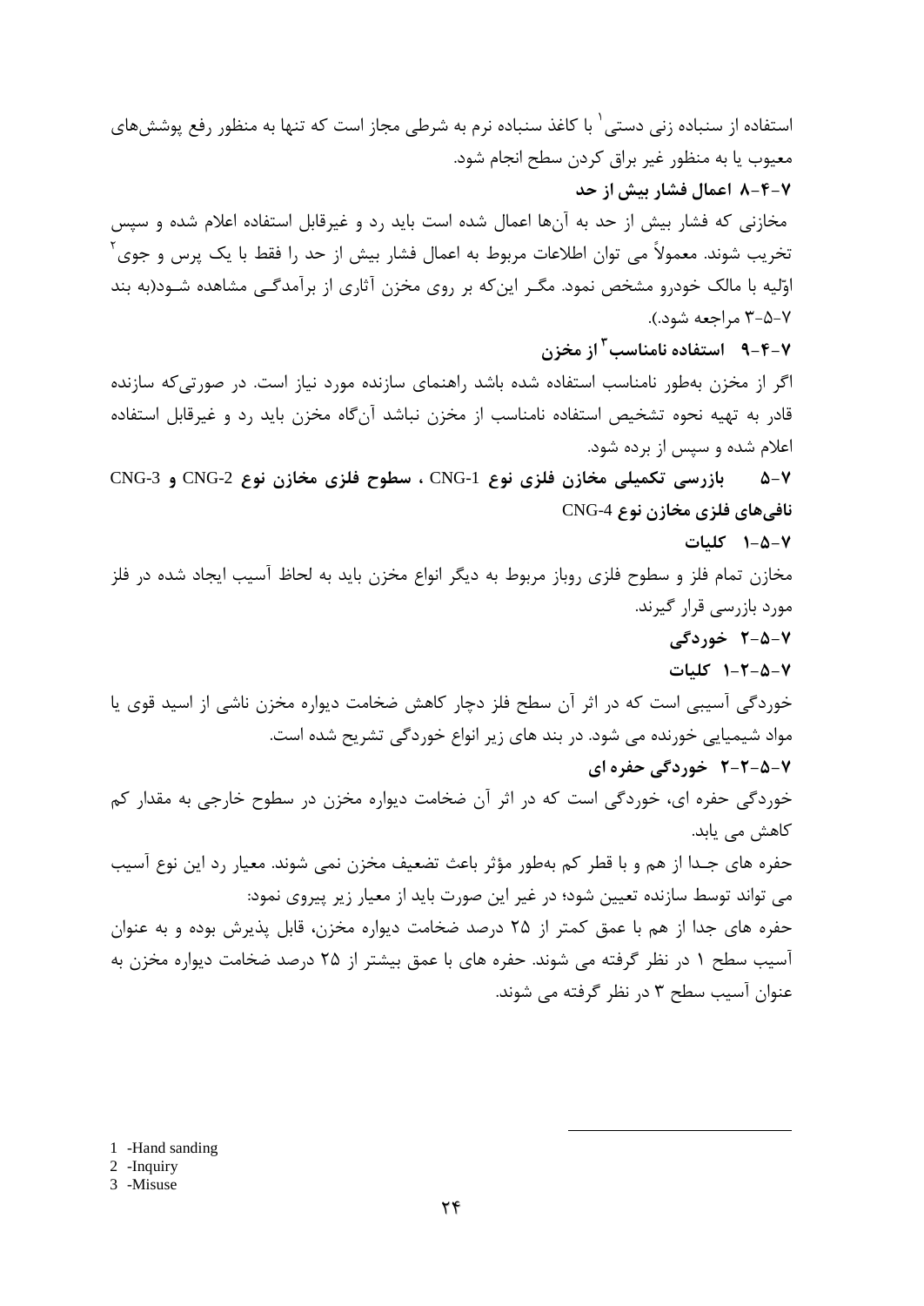استفاده از سنباده زنی دستی[1] با کاغذ سنباده نرم به شرطی مجاز است که تنها به منظور رفع پوشش‌های معیوب یا به منظور غیر براق کردن سطح انجام شود.

### ۷-۴-۸ اعمال فشار بیش از حد

مخازنی که فشار بیش از حد به آن‌ها اعمال شده است باید رد و غیرقابل استفاده اعلام شده و سپس تخریب شوند. معمولاً می توان اطلاعات مربوط به اعمال فشار بیش از حد را فقط با یک پرس و جوی[2] اوّلیه با مالک خودرو مشخص نمود. مگـر این‌که بر روی مخزن آثاری از برآمدگـی مشاهده شـود(به بند ۷-۵-۳ مراجعه شود.).

### ۷-۴-۹ استفاده نامناسب[3] از مخزن

اگر از مخزن به‌طور نامناسب استفاده شده باشد راهنمای سازنده مورد نیاز است. در صورتی‌که سازنده قادر به تهیه نحوه تشخیص استفاده نامناسب از مخزن نباشد آن‌گاه مخزن باید رد و غیرقابل استفاده اعلام شده و سپس از برده شود.

## ۷-۵ بازرسی تکمیلی مخازن فلزی نوع CNG-1 ، سطوح فلزی مخازن نوع CNG-2 و CNG-3 نافی‌های فلزی مخازن نوع CNG-4

### ۷-۵-۱ کلیات

مخازن تمام فلز و سطوح فلزی روباز مربوط به دیگر انواع مخزن باید به لحاظ آسیب ایجاد شده در فلز مورد بازرسی قرار گیرند.

### ۷-۵-۲ خوردگی

#### ۷-۵-۲-۱ کلیات

خوردگی آسیبی است که در اثر آن سطح فلز دچار کاهش ضخامت دیواره مخزن ناشی از اسید قوی یا مواد شیمیایی خورنده می شود. در بند های زیر انواع خوردگی تشریح شده است.

#### ۷-۵-۲-۲ خوردگی حفره ای

خوردگی حفره ای، خوردگی است که در اثر آن ضخامت دیواره مخزن در سطوح خارجی به مقدار کم کاهش می یابد.

حفره های جـدا از هم و با قطر کم به‌طور مؤثر باعث تضعیف مخزن نمی شوند. معیار رد این نوع آسیب می تواند توسط سازنده تعیین شود؛ در غیر این صورت باید از معیار زیر پیروی نمود:

حفره های جدا از هم با عمق کمتر از ۲۵ درصد ضخامت دیواره مخزن، قابل پذیرش بوده و به عنوان آسیب سطح ۱ در نظر گرفته می شوند. حفره های با عمق بیشتر از ۲۵ درصد ضخامت دیواره مخزن به عنوان آسیب سطح ۳ در نظر گرفته می شوند.

---

1 -Hand sanding

2 -Inquiry

3 -Misuse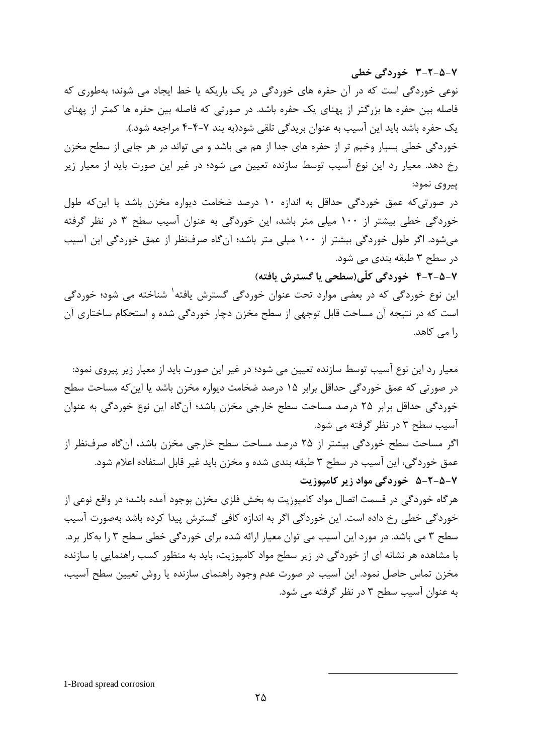### ۷-۵-۲-۳ خوردگی خطی

نوعی خوردگی است که در آن حفره های خوردگی در یک باریکه یا خط ایجاد می شوند؛ به‌طوری که فاصله بین حفره ها بزرگتر از پهنای یک حفره باشد. در صورتی که فاصله بین حفره ها کمتر از پهنای یک حفره باشد باید این آسیب به عنوان بریدگی تلقی شود(به بند ۷-۴-۴ مراجعه شود.).

خوردگی خطی بسیار وخیم تر از حفره های جدا از هم می باشد و می تواند در هر جایی از سطح مخزن رخ دهد. معیار رد این نوع آسیب توسط سازنده تعیین می شود؛ در غیر این صورت باید از معیار زیر پیروی نمود:

در صورتی‌که عمق خوردگی حداقل به اندازه ۱۰ درصد ضخامت دیواره مخزن باشد یا این‌که طول خوردگی خطی بیشتر از ۱۰۰ میلی متر باشد، این خوردگی به عنوان آسیب سطح ۳ در نظر گرفته می‌شود. اگر طول خوردگی بیشتر از ۱۰۰ میلی متر باشد؛ آن‌گاه صرف‌نظر از عمق خوردگی این آسیب در سطح ۳ طبقه بندی می شود.

### ۷-۵-۲-۴ خوردگی کلّی(سطحی یا گسترش یافته)

این نوع خوردگی که در بعضی موارد تحت عنوان خوردگی گسترش یافته[1] شناخته می شود؛ خوردگی است که در نتیجه آن مساحت قابل توجهی از سطح مخزن دچار خوردگی شده و استحکام ساختاری آن را می کاهد.

معیار رد این نوع آسیب توسط سازنده تعیین می شود؛ در غیر این صورت باید از معیار زیر پیروی نمود:

در صورتی که عمق خوردگی حداقل برابر ۱۵ درصد ضخامت دیواره مخزن باشد یا این‌که مساحت سطح خوردگی حداقل برابر ۲۵ درصد مساحت سطح خارجی مخزن باشد؛ آن‌گاه این نوع خوردگی به عنوان آسیب سطح ۳ در نظر گرفته می شود.

اگر مساحت سطح خوردگی بیشتر از ۲۵ درصد مساحت سطح خارجی مخزن باشد، آن‌گاه صرف‌نظر از عمق خوردگی، این آسیب در سطح ۳ طبقه بندی شده و مخزن باید غیر قابل استفاده اعلام شود.

### ۷-۵-۲-۵ خوردگی مواد زیر کامپوزیت

هرگاه خوردگی در قسمت اتصال مواد کامپوزیت به بخش فلزی مخزن بوجود آمده باشد؛ در واقع نوعی از خوردگی خطی رخ داده است. این خوردگی اگر به اندازه کافی گسترش پیدا کرده باشد به‌صورت آسیب سطح ۳ می باشد. در مورد این آسیب می توان معیار ارائه شده برای خوردگی خطی سطح ۳ را به‌کار برد. با مشاهده هر نشانه ای از خوردگی در زیر سطح مواد کامپوزیت، باید به منظور کسب راهنمایی با سازنده مخزن تماس حاصل نمود. این آسیب در صورت عدم وجود راهنمای سازنده یا روش تعیین سطح آسیب، به عنوان آسیب سطح ۳ در نظر گرفته می شود.

---

[1] Broad spread corrosion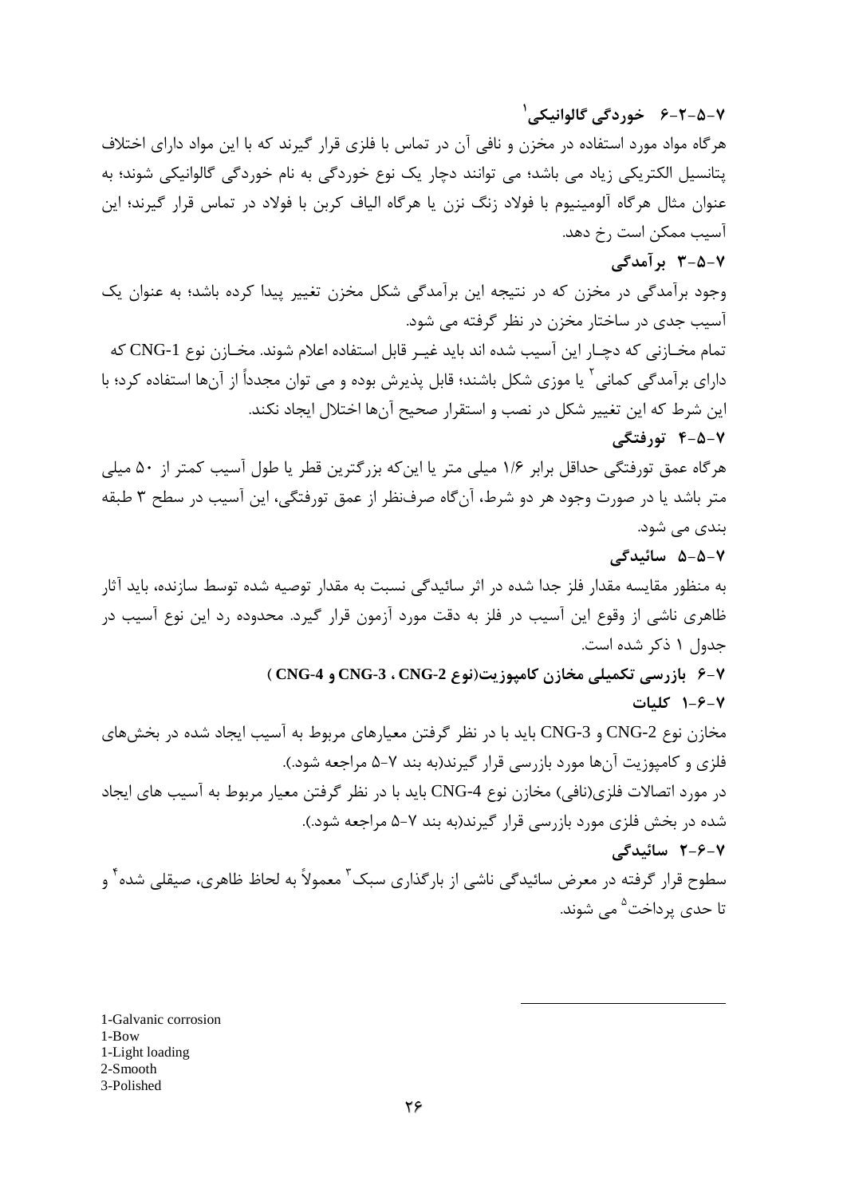### ۷-۵-۲-۶ خوردگی گالوانیکی[1]

هرگاه مواد مورد استفاده در مخزن و نافی آن در تماس با فلزی قرار گیرند که با این مواد دارای اختلاف پتانسیل الکتریکی زیاد می باشد؛ می توانند دچار یک نوع خوردگی به نام خوردگی گالوانیکی شوند؛ به عنوان مثال هرگاه آلومینیوم با فولاد زنگ نزن یا هرگاه الیاف کربن با فولاد در تماس قرار گیرند؛ این آسیب ممکن است رخ دهد.

### ۷-۵-۳ برآمدگی

وجود برآمدگی در مخزن که در نتیجه این برآمدگی شکل مخزن تغییر پیدا کرده باشد؛ به عنوان یک آسیب جدی در ساختار مخزن در نظر گرفته می شود.

تمام مخازنی که دچار این آسیب شده اند باید غیر قابل استفاده اعلام شوند. مخازن نوع CNG-1 که دارای برآمدگی کمانی[1] یا موزی شکل باشند؛ قابل پذیرش بوده و می توان مجدداً از آن‌ها استفاده کرد؛ با این شرط که این تغییر شکل در نصب و استقرار صحیح آن‌ها اختلال ایجاد نکند.

### ۷-۵-۴ تورفتگی

هرگاه عمق تورفتگی حداقل برابر ۱/۶ میلی متر یا این‌که بزرگترین قطر یا طول آسیب کمتر از ۵۰ میلی متر باشد یا در صورت وجود هر دو شرط، آن‌گاه صرف‌نظر از عمق تورفتگی، این آسیب در سطح ۳ طبقه بندی می شود.

### ۷-۵-۵ سائیدگی

به منظور مقایسه مقدار فلز جدا شده در اثر سائیدگی نسبت به مقدار توصیه شده توسط سازنده، باید آثار ظاهری ناشی از وقوع این آسیب در فلز به دقت مورد آزمون قرار گیرد. محدوده رد این نوع آسیب در جدول ۱ ذکر شده است.

## ۷-۶ بازرسی تکمیلی مخازن کامپوزیت(نوع CNG-2 ، CNG-3 و CNG-4 )

### ۷-۶-۱ کلیات

مخازن نوع CNG-2 و CNG-3 باید با در نظر گرفتن معیارهای مربوط به آسیب ایجاد شده در بخش‌های فلزی و کامپوزیت آن‌ها مورد بازرسی قرار گیرند(به بند ۷-۵ مراجعه شود.).

در مورد اتصالات فلزی(نافی) مخازن نوع CNG-4 باید با در نظر گرفتن معیار مربوط به آسیب های ایجاد شده در بخش فلزی مورد بازرسی قرار گیرند(به بند ۷-۵ مراجعه شود.).

### ۷-۶-۲ سائیدگی

سطوح قرار گرفته در معرض سائیدگی ناشی از بارگذاری سبک[3] معمولاً به لحاظ ظاهری، صیقلی شده[4] و تا حدی پرداخت[5] می شوند.

---

1-Galvanic corrosion
1-Bow
1-Light loading
2-Smooth
3-Polished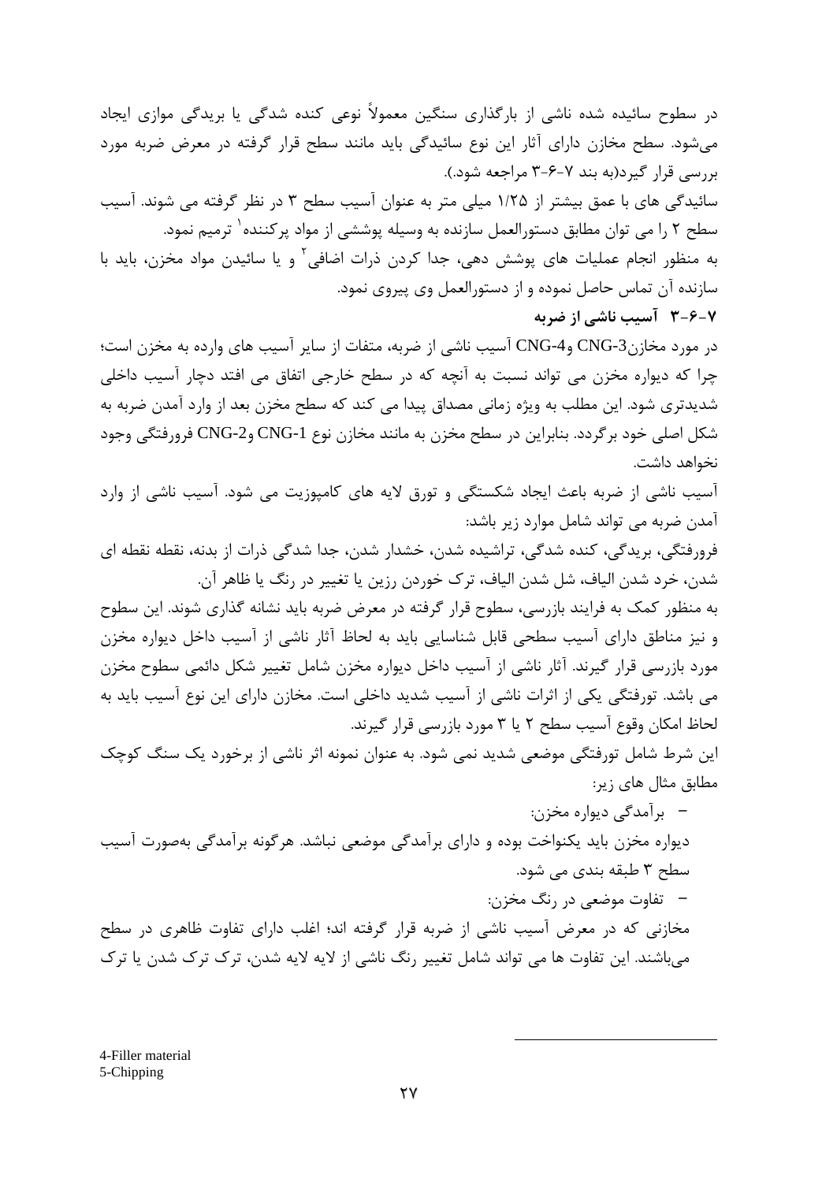در سطوح سائیده شده ناشی از بارگذاری سنگین معمولاً نوعی کنده شدگی یا بریدگی موازی ایجاد می‌شود. سطح مخزن دارای آثار این نوع سائیدگی باید مانند سطح قرار گرفته در معرض ضربه مورد بررسی قرار گیرد(به بند ۷-۶-۳ مراجعه شود).

سائیدگی های با عمق بیشتر از ۱/۲۵ میلی متر به عنوان آسیب سطح ۳ در نظر گرفته می شوند. آسیب سطح ۲ را می توان مطابق دستورالعمل سازنده به وسیله پوششی از مواد پرکننده[1] ترمیم نمود.

به منظور انجام عملیات های پوشش دهی، جدا کردن ذرات اضافی[2] و یا سائیدن مواد مخزن، باید با سازنده آن تماس حاصل نموده و از دستورالعمل وی پیروی نمود.

### ۷-۶-۳ آسیب ناشی از ضربه

در مورد مخازنCNG-3 وCNG-4 آسیب ناشی از ضربه، متفات از سایر آسیب های وارده به مخزن است؛ چرا که دیواره مخزن می تواند نسبت به آنچه که در سطح خارجی اتفاق می افتد دچار آسیب داخلی شدیدتری شود. این مطلب به ویژه زمانی مصداق پیدا می کند که سطح مخزن بعد از وارد آمدن ضربه به شکل اصلی خود برگردد. بنابراین در سطح مخزن به مانند مخازن نوع CNG-1 وCNG-2 فرورفتگی وجود نخواهد داشت.

آسیب ناشی از ضربه باعث ایجاد شکستگی و تورق لایه های کامپوزیت می شود. آسیب ناشی از وارد آمدن ضربه می تواند شامل موارد زیر باشد:

فرورفتگی، بریدگی، کنده شدگی، تراشیده شدن، خشدار شدن، جدا شدگی ذرات از بدنه، نقطه نقطه ای شدن، خرد شدن الیاف، شل شدن الیاف، ترک خوردن رزین یا تغییر در رنگ یا ظاهر آن.

به منظور کمک به فرایند بازرسی، سطوح قرار گرفته در معرض ضربه باید نشانه گذاری شوند. این سطوح و نیز مناطق دارای آسیب سطحی قابل شناسایی باید به لحاظ آثار ناشی از آسیب داخل دیواره مخزن مورد بازرسی قرار گیرند. آثار ناشی از آسیب داخل دیواره مخزن شامل تغییر شکل دائمی سطوح مخزن می باشد. تورفتگی یکی از اثرات ناشی از آسیب شدید داخلی است. مخازن دارای این نوع آسیب باید به لحاظ امکان وقوع آسیب سطح ۲ یا ۳ مورد بازرسی قرار گیرند.

این شرط شامل تورفتگی موضعی شدید نمی شود. به عنوان نمونه اثر ناشی از برخورد یک سنگ کوچک مطابق مثال های زیر:

- برآمدگی دیواره مخزن:

دیواره مخزن باید یکنواخت بوده و دارای برآمدگی موضعی نباشد. هرگونه برآمدگی به‌صورت آسیب سطح ۳ طبقه بندی می شود.

- تفاوت موضعی در رنگ مخزن:

مخازنی که در معرض آسیب ناشی از ضربه قرار گرفته اند؛ اغلب دارای تفاوت ظاهری در سطح می‌باشند. این تفاوت ها می تواند شامل تغییر رنگ ناشی از لایه لایه شدن، ترک ترک شدن یا ترک

---

[1] 4-Filler material
[2] 5-Chipping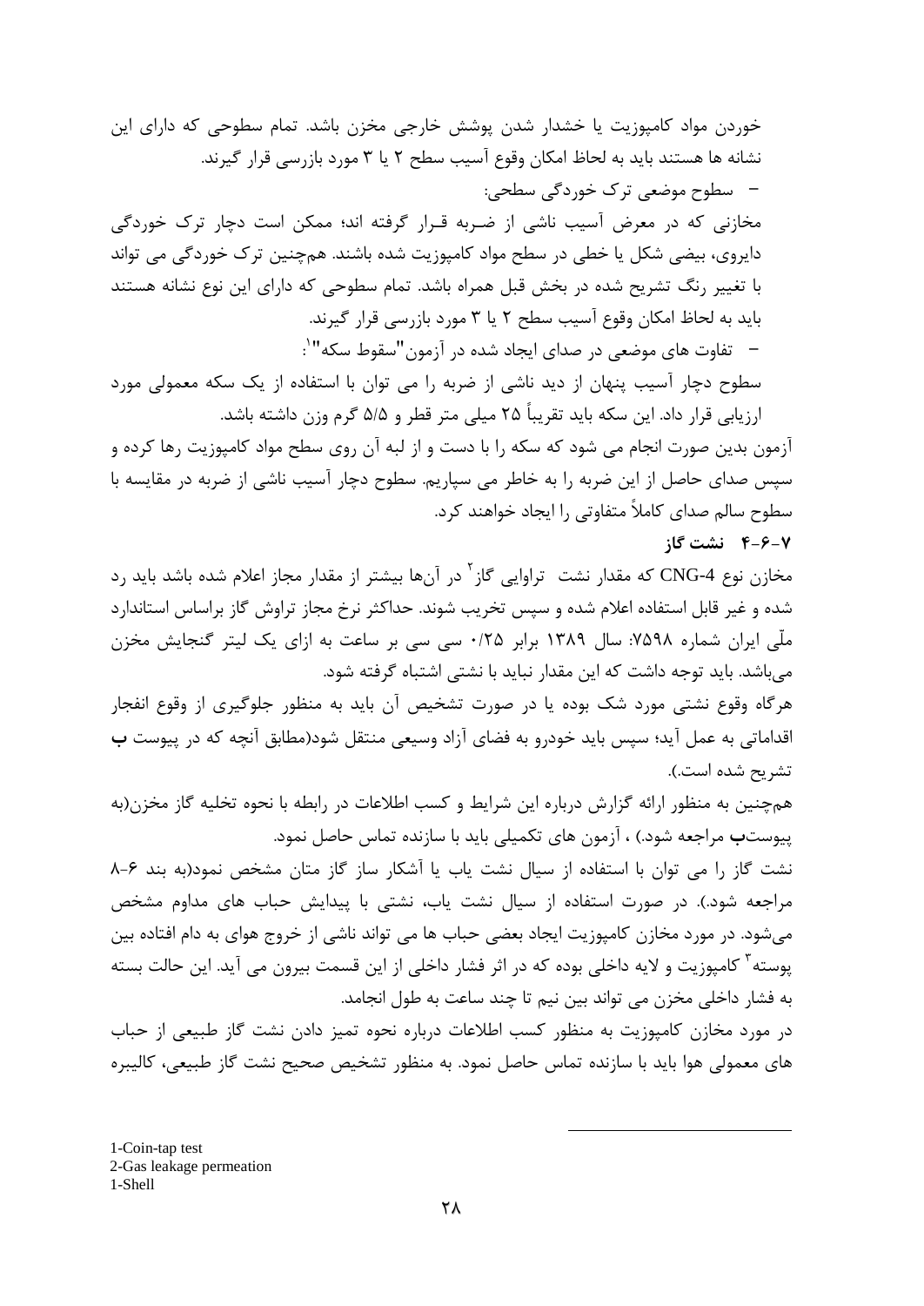خوردن مواد کامپوزیت یا خشدار شدن پوشش خارجی مخزن باشد. تمام سطوحی که دارای این نشانه ها هستند باید به لحاظ امکان وقوع آسیب سطح ۲ یا ۳ مورد بازرسی قرار گیرند.

- سطوح موضعی ترک خوردگی سطحی:

مخازنی که در معرض آسیب ناشی از ضـربه قـرار گرفته اند؛ ممکن است دچار ترک خوردگی دایروی، بیضی شکل یا خطی در سطح مواد کامپوزیت شده باشند. همچنین ترک خوردگی می تواند با تغییر رنگ تشریح شده در بخش قبل همراه باشد. تمام سطوحی که دارای این نوع نشانه هستند باید به لحاظ امکان وقوع آسیب سطح ۲ یا ۳ مورد بازرسی قرار گیرند.

- تفاوت های موضعی در صدای ایجاد شده در آزمون"سقوط سکه"[1]:

سطوح دچار آسیب پنهان از دید ناشی از ضربه را می توان با استفاده از یک سکه معمولی مورد ارزیابی قرار داد. این سکه باید تقریباً ۲۵ میلی متر قطر و ۵/۵ گرم وزن داشته باشد.

آزمون بدین صورت انجام می شود که سکه را با دست و از لبه آن روی سطح مواد کامپوزیت رها کرده و سپس صدای حاصل از این ضربه را به خاطر می سپاریم. سطوح دچار آسیب ناشی از ضربه در مقایسه با سطوح سالم صدای کاملاً متفاوتی را ایجاد خواهند کرد.

### ۷-۶-۴ نشت گاز

مخازن نوع CNG-4 که مقدار نشت تراوایی گاز[2] در آن‌ها بیشتر از مقدار مجاز اعلام شده باشد باید رد شده و غیر قابل استفاده اعلام شده و سپس تخریب شوند. حداکثر نرخ مجاز تراوش گاز براساس استاندارد ملّی ایران شماره ۷۵۹۸: سال ۱۳۸۹ برابر ۰/۲۵ سی سی بر ساعت به ازای یک لیتر گنجایش مخزن می‌باشد. باید توجه داشت که این مقدار نباید با نشتی اشتباه گرفته شود.

هرگاه وقوع نشتی مورد شک بوده یا در صورت تشخیص آن باید به منظور جلوگیری از وقوع انفجار اقداماتی به عمل آید؛ سپس باید خودرو به فضای آزاد وسیعی منتقل شود(مطابق آنچه که در پیوست **ب** تشریح شده است).

همچنین به منظور ارائه گزارش درباره این شرایط و کسب اطلاعات در رابطه با نحوه تخلیه گاز مخزن(به پیوست**ب** مراجعه شود.) ، آزمون های تکمیلی باید با سازنده تماس حاصل نمود.

نشت گاز را می توان با استفاده از سیال نشت یاب یا آشکار ساز گاز متان مشخص نمود(به بند ۶-۸ مراجعه شود.). در صورت استفاده از سیال نشت یاب، نشتی با پیدایش حباب های مداوم مشخص می‌شود. در مورد مخازن کامپوزیت ایجاد بعضی حباب ها می تواند ناشی از خروج هوای به دام افتاده بین پوسته[3] کامپوزیت و لایه داخلی بوده که در اثر فشار داخلی از این قسمت بیرون می آید. این حالت بسته به فشار داخلی مخزن می تواند بین نیم تا چند ساعت به طول انجامد.

در مورد مخازن کامپوزیت به منظور کسب اطلاعات درباره نحوه تمیز دادن نشت گاز طبیعی از حباب های معمولی هوا باید با سازنده تماس حاصل نمود. به منظور تشخیص صحیح نشت گاز طبیعی، کالیبره

---

1-Coin-tap test
2-Gas leakage permeation
1-Shell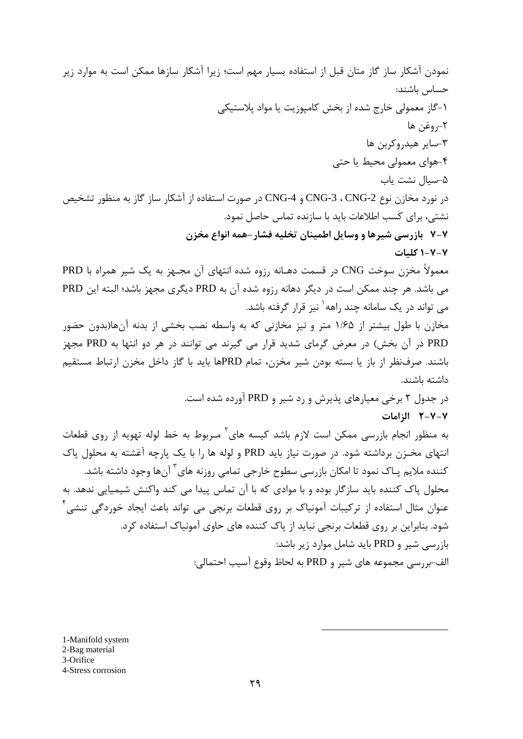نمودن آشکار ساز گاز متان قبل از استفاده بسیار مهم است؛ زیرا آشکار سازها ممکن است به موارد زیر حساس باشند:

۱-گاز معمولی خارج شده از بخش کامپوزیت یا مواد پلاستیکی

۲-روغن ها

۳-سایر هیدروکربن ها

۴-هوای معمولی محیط یا حتی

۵-سیال نشت یاب

در نورد مخازن نوع CNG-2 ، CNG-3 و CNG-4 در صورت استفاده از آشکار ساز گاز به منظور تشخیص نشتی، برای کسب اطلاعات باید با سازنده تماس حاصل نمود.

### ۷-۷ بازرسی شیرها و وسایل اطمینان تخلیه فشار-همه انواع مخزن

#### ۷-۷-۱ کلیات

معمولاً مخزن سوخت CNG در قسمت دهـانه رزوه شده انتهای آن مجـهز به یک شیر همراه با PRD می باشد. هر چند ممکن است در دیگر دهانه رزوه شده آن به PRD دیگری مجهز باشد؛ البته این PRD می تواند در یک سامانه چند راهه[1] نیز قرار گرفته باشد.

مخازن با طول بیشتر از ۱/۶۵ متر و نیز مخازنی که به واسطه نصب بخشی از بدنه آن‌ها(بدون حضور PRD در آن بخش) در معرض گرمای شدید قرار می گیرند می توانند در هر دو انتها به PRD مجهز باشند. صرف‌نظر از باز یا بسته بودن شیر مخزن، تمام PRDها باید با گاز داخل مخزن ارتباط مستقیم داشته باشند.

در جدول ۲ برخی معیارهای پذیرش و رد شیر و PRD آورده شده است.

#### ۷-۷-۲ الزامات

به منظور انجام بازرسی ممکن است لازم باشد کیسه های[2] مـربوط به خط لوله تهویه از روی قطعات انتهای مخـزن برداشته شود. در صورت نیاز باید PRD و لوله ها را با یک پارچه آغشته به محلول پاک کننده ملایم پـاک نمود تا امکان بازرسی سطوح خارجی تمامی روزنه های[3] آن‌ها وجود داشته باشد.

محلول پاک کننده باید سازگار بوده و با موادی که با آن تماس پیدا می کند واکنش شیمیایی ندهد. به عنوان مثال استفاده از ترکیبات آمونیاک بر روی قطعات برنجی می تواند باعث ایجاد خوردگی تنشی[4] شود. بنابراین بر روی قطعات برنجی نباید از پاک کننده های حاوی آمونیاک استفاده کرد.

بازرسی شیر و PRD باید شامل موارد زیر باشد:

الف-بررسی مجموعه های شیر و PRD به لحاظ وقوع آسیب احتمالی:

---

1-Manifold system
2-Bag material
3-Orifice
4-Stress corrosion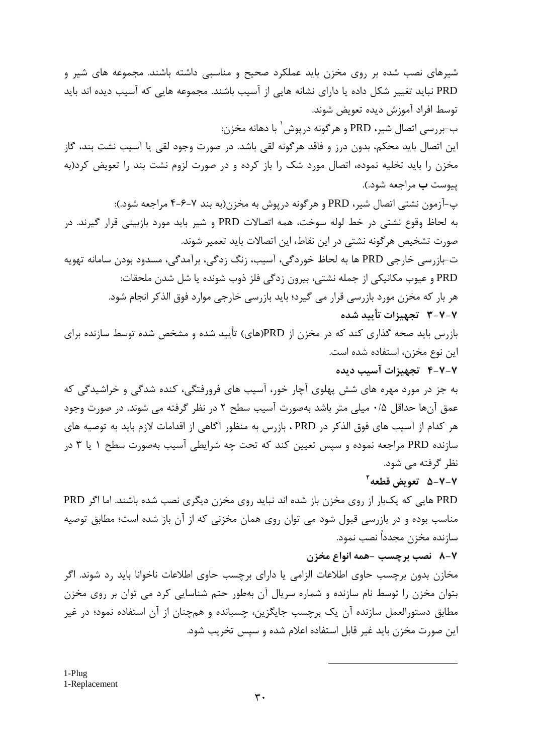شیرهای نصب شده بر روی مخزن باید عملکرد صحیح و مناسبی داشته باشند. مجموعه های شیر و PRD نباید تغییر شکل داده یا دارای نشانه هایی از آسیب باشند. مجموعه هایی که آسیب دیده اند باید توسط افراد آموزش دیده تعویض شوند.

ب-بررسی اتصال شیر، PRD و هرگونه درپوش[1] با دهانه مخزن:

این اتصال باید محکم، بدون درز و فاقد هرگونه لقی باشد. در صورت وجود لقی یا آسیب نشت بند، گاز مخزن را باید تخلیه نموده، اتصال مورد شک را باز کرده و در صورت لزوم نشت بند را تعویض کرد(به پیوست **ب** مراجعه شود.).

پ-آزمون نشتی اتصال شیر، PRD و هرگونه درپوش به مخزن(به بند ۷-۶-۴ مراجعه شود.):

به لحاظ وقوع نشتی در خط لوله سوخت، همه اتصالات PRD و شیر باید مورد بازبینی قرار گیرند. در صورت تشخیص هرگونه نشتی در این نقاط، این اتصالات باید تعمیر شوند.

ت-بازرسی خارجی PRD ها به لحاظ خوردگی، آسیب، زنگ زدگی، برآمدگی، مسدود بودن سامانه تهویه PRD و عیوب مکانیکی از جمله نشتی، بیرون زدگی فلز ذوب شونده یا شل شدن ملحقات:

هر بار که مخزن مورد بازرسی قرار می گیرد؛ باید بازرسی خارجی موارد فوق الذکر انجام شود.

### ۷-۷-۳ تجهیزات تأیید شده

بازرس باید صحه گذاری کند که در مخزن از PRD(های) تأیید شده و مشخص شده توسط سازنده برای این نوع مخزن، استفاده شده است.

### ۷-۷-۴ تجهیزات آسیب دیده

به جز در مورد مهره های شش پهلوی آچار خور، آسیب های فرورفتگی، کنده شدگی و خراشیدگی که عمق آن‌ها حداقل ۰/۵ میلی متر باشد به‌صورت آسیب سطح ۲ در نظر گرفته می شوند. در صورت وجود هر کدام از آسیب های فوق الذکر در PRD ، بازرس به منظور آگاهی از اقدامات لازم باید به توصیه های سازنده PRD مراجعه نموده و سپس تعیین کند که تحت چه شرایطی آسیب به‌صورت سطح ۱ یا ۳ در نظر گرفته می شود.

### ۷-۷-۵ تعویض قطعه[2]

PRD هایی که یک‌بار از روی مخزن باز شده اند نباید روی مخزن دیگری نصب شده باشند. اما اگر PRD مناسب بوده و در بازرسی قبول شود می توان روی همان مخزنی که از آن باز شده است؛ مطابق توصیه سازنده مخزن مجدداً نصب نمود.

### ۷-۸ نصب برچسب -همه انواع مخزن

مخازن بدون برچسب حاوی اطلاعات الزامی یا دارای برچسب حاوی اطلاعات ناخوانا باید رد شوند. اگر بتوان مخزن را توسط نام سازنده و شماره سریال آن به‌طور حتم شناسایی کرد می توان بر روی مخزن مطابق دستورالعمل سازنده آن یک برچسب جایگزین، چسبانده و هم‌چنان از آن استفاده نمود؛ در غیر این صورت مخزن باید غیر قابل استفاده اعلام شده و سپس تخریب شود.

---

1-Plug

1-Replacement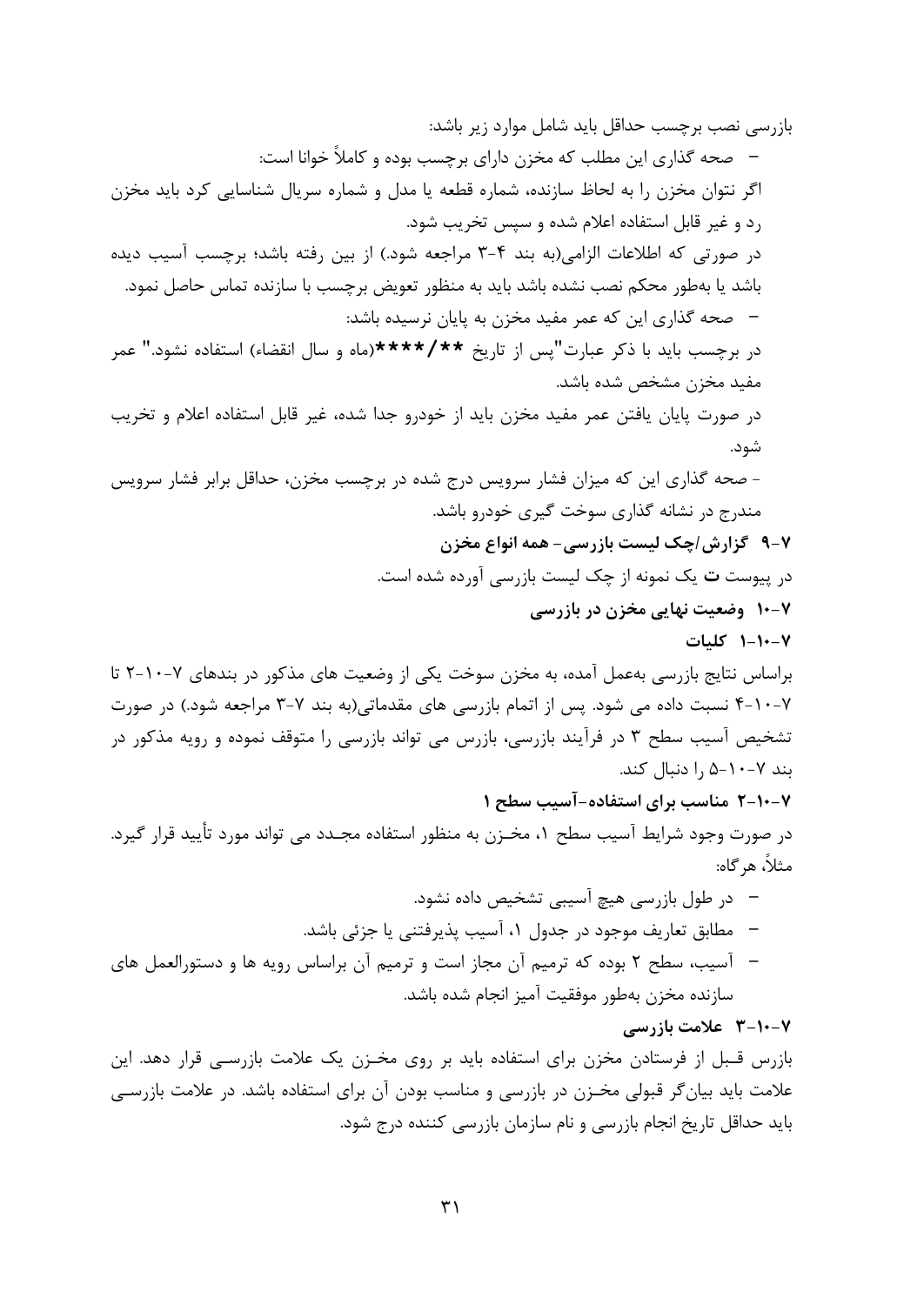بازرسی نصب برچسب حداقل باید شامل موارد زیر باشد:

- صحه گذاری این مطلب که مخزن دارای برچسب بوده و کاملاً خوانا است:

اگر نتوان مخزن را به لحاظ سازنده، شماره قطعه یا مدل و شماره سریال شناسایی کرد باید مخزن رد و غیر قابل استفاده اعلام شده و سپس تخریب شود.

در صورتی که اطلاعات الزامی(به بند ۴-۳ مراجعه شود.) از بین رفته باشد؛ برچسب آسیب دیده باشد یا به‌طور محکم نصب نشده باشد باید به منظور تعویض برچسب با سازنده تماس حاصل نمود.

- صحه گذاری این که عمر مفید مخزن به پایان نرسیده باشد:

در برچسب باید با ذکر عبارت"پس از تاریخ **/****(ماه و سال انقضاء) استفاده نشود." عمر مفید مخزن مشخص شده باشد.

در صورت پایان یافتن عمر مفید مخزن باید از خودرو جدا شده، غیر قابل استفاده اعلام و تخریب شود.

- صحه گذاری این که میزان فشار سرویس درج شده در برچسب مخزن، حداقل برابر فشار سرویس مندرج در نشانه گذاری سوخت گیری خودرو باشد.

### ۷-۹ گزارش/چک لیست بازرسی- همه انواع مخزن

در پیوست **ت** یک نمونه از چک لیست بازرسی آورده شده است.

### ۷-۱۰ وضعیت نهایی مخزن در بازرسی

#### ۷-۱۰-۱ کلیات

براساس نتایج بازرسی به‌عمل آمده، به مخزن سوخت یکی از وضعیت های مذکور در بندهای ۷-۱۰-۲ تا ۷-۱۰-۴ نسبت داده می شود. پس از اتمام بازرسی های مقدماتی(به بند ۷-۳ مراجعه شود.) در صورت تشخیص آسیب سطح ۳ در فرآیند بازرسی، بازرس می تواند بازرسی را متوقف نموده و رویه مذکور در بند ۷-۱۰-۵ را دنبال کند.

#### ۷-۱۰-۲ مناسب برای استفاده-آسیب سطح ۱

در صورت وجود شرایط آسیب سطح ۱، مخزن به منظور استفاده مجدد می تواند مورد تأیید قرار گیرد. مثلاً، هرگاه:

- در طول بازرسی هیچ آسیبی تشخیص داده نشود.
- مطابق تعاریف موجود در جدول ۱، آسیب پذیرفتنی یا جزئی باشد.
- آسیب، سطح ۲ بوده که ترمیم آن مجاز است و ترمیم آن براساس رویه ها و دستورالعمل های سازنده مخزن به‌طور موفقیت آمیز انجام شده باشد.

#### ۷-۱۰-۳ علامت بازرسی

بازرس قبل از فرستادن مخزن برای استفاده باید بر روی مخزن یک علامت بازرسی قرار دهد. این علامت باید بیان‌گر قبولی مخزن در بازرسی و مناسب بودن آن برای استفاده باشد. در علامت بازرسی باید حداقل تاریخ انجام بازرسی و نام سازمان بازرسی کننده درج شود.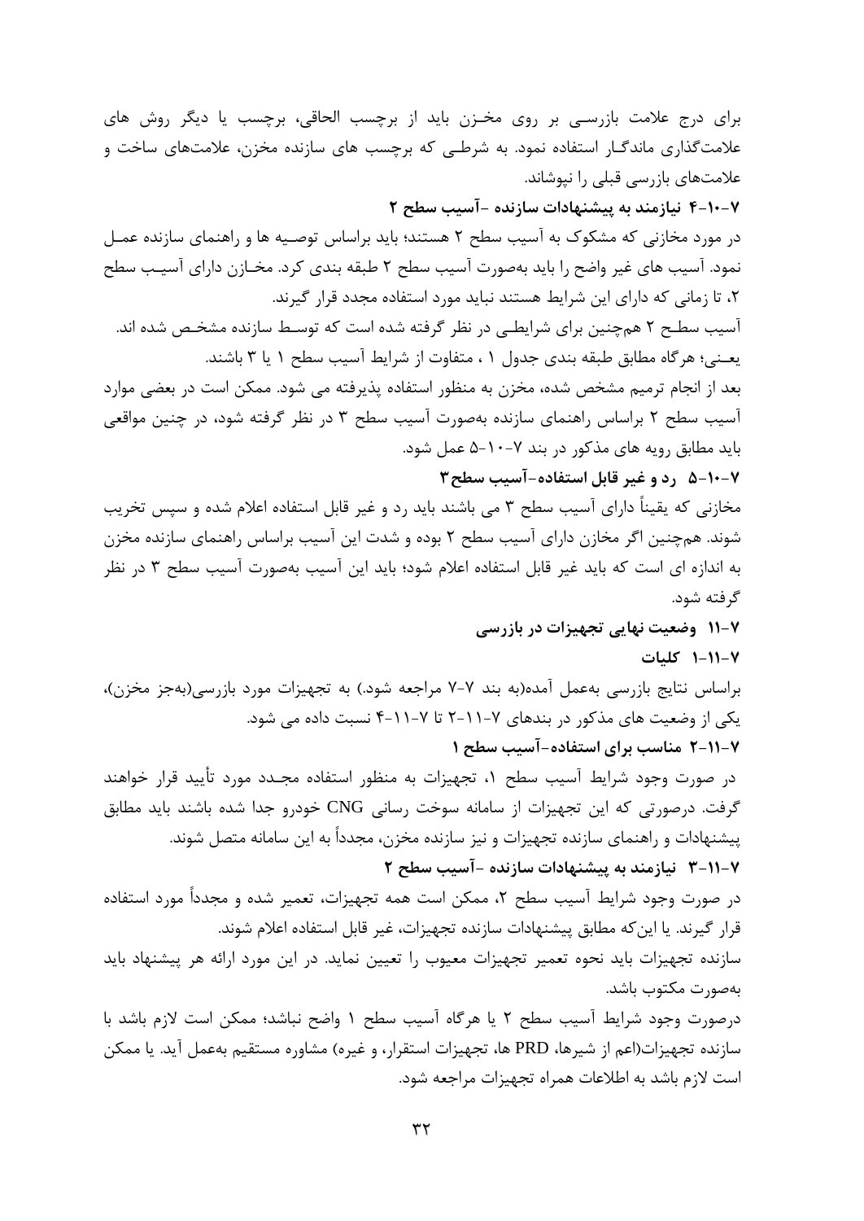برای درج علامت بازرسی بر روی مخزن باید از برچسب الحاقی، برچسب یا دیگر روش های علامت‌گذاری ماندگار استفاده نمود. به شرطی که برچسب های سازنده مخزن، علامت‌های ساخت و علامت‌های بازرسی قبلی را نپوشاند.

### ۷-۱۰-۴ نیازمند به پیشنهادات سازنده -آسیب سطح ۲

در مورد مخازنی که مشکوک به آسیب سطح ۲ هستند؛ باید براساس توصیه ها و راهنمای سازنده عمل نمود. آسیب های غیر واضح را باید به‌صورت آسیب سطح ۲ طبقه بندی کرد. مخازن دارای آسیب سطح ۲، تا زمانی که دارای این شرایط هستند نباید مورد استفاده مجدد قرار گیرند.

آسیب سطح ۲ هم‌چنین برای شرایطی در نظر گرفته شده است که توسط سازنده مشخص شده اند. یعنی؛ هرگاه مطابق طبقه بندی جدول ۱ ، متفاوت از شرایط آسیب سطح ۱ یا ۳ باشند.

بعد از انجام ترمیم مشخص شده، مخزن به منظور استفاده پذیرفته می شود. ممکن است در بعضی موارد آسیب سطح ۲ براساس راهنمای سازنده به‌صورت آسیب سطح ۳ در نظر گرفته شود، در چنین مواقعی باید مطابق رویه های مذکور در بند ۷-۱۰-۵ عمل شود.

### ۷-۱۰-۵ رد و غیر قابل استفاده-آسیب سطح ۳

مخازنی که یقیناً دارای آسیب سطح ۳ می باشند باید رد و غیر قابل استفاده اعلام شده و سپس تخریب شوند. هم‌چنین اگر مخازن دارای آسیب سطح ۲ بوده و شدت این آسیب براساس راهنمای سازنده مخزن به اندازه ای است که باید غیر قابل استفاده اعلام شود؛ باید این آسیب به‌صورت آسیب سطح ۳ در نظر گرفته شود.

## ۷-۱۱ وضعیت نهایی تجهیزات در بازرسی

### ۷-۱۱-۱ کلیات

براساس نتایج بازرسی به‌عمل آمده(به بند ۷-۷ مراجعه شود.) به تجهیزات مورد بازرسی(به‌جز مخزن)، یکی از وضعیت های مذکور در بندهای ۷-۱۱-۲ تا ۷-۱۱-۴ نسبت داده می شود.

### ۷-۱۱-۲ مناسب برای استفاده-آسیب سطح ۱

در صورت وجود شرایط آسیب سطح ۱، تجهیزات به منظور استفاده مجدد مورد تأیید قرار خواهند گرفت. درصورتی که این تجهیزات از سامانه سوخت رسانی CNG خودرو جدا شده باشند باید مطابق پیشنهادات و راهنمای سازنده تجهیزات و نیز سازنده مخزن، مجدداً به این سامانه متصل شوند.

### ۷-۱۱-۳ نیازمند به پیشنهادات سازنده -آسیب سطح ۲

در صورت وجود شرایط آسیب سطح ۲، ممکن است همه تجهیزات، تعمیر شده و مجدداً مورد استفاده قرار گیرند. یا این‌که مطابق پیشنهادات سازنده تجهیزات، غیر قابل استفاده اعلام شوند.

سازنده تجهیزات باید نحوه تعمیر تجهیزات معیوب را تعیین نماید. در این مورد ارائه هر پیشنهاد باید به‌صورت مکتوب باشد.

درصورت وجود شرایط آسیب سطح ۲ یا هرگاه آسیب سطح ۱ واضح نباشد؛ ممکن است لازم باشد با سازنده تجهیزات(اعم از شیرها، PRD ها، تجهیزات استقرار، و غیره) مشاوره مستقیم به‌عمل آید. یا ممکن است لازم باشد به اطلاعات همراه تجهیزات مراجعه شود.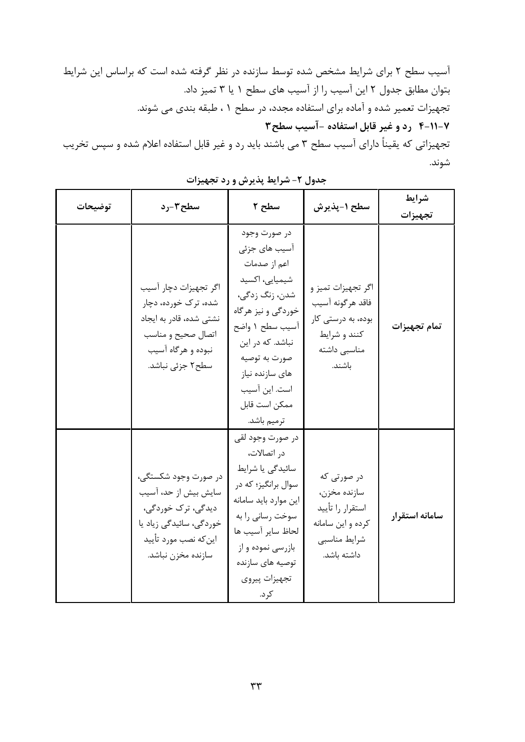آسیب سطح ۲ برای شرایط مشخص شده توسط سازنده در نظر گرفته شده است که براساس این شرایط بتوان مطابق جدول ۲ این آسیب را از آسیب های سطح ۱ یا ۳ تمیز داد.

تجهیزات تعمیر شده و آماده برای استفاده مجدد، در سطح ۱ ، طبقه بندی می شوند.

### ۷-۱۱-۴ رد و غیر قابل استفاده -آسیب سطح۳

تجهیزاتی که یقیناً دارای آسیب سطح ۳ می باشند باید رد و غیر قابل استفاده اعلام شده و سپس تخریب شوند.

**جدول ۲- شرایط پذیرش و رد تجهیزات**

| شرایط تجهیزات | سطح ۱-پذیرش | سطح ۲ | سطح۳-رد | توضیحات |
|---|---|---|---|---|
| **تمام تجهیزات** | اگر تجهیزات تمیز و فاقد هرگونه آسیب بوده، به درستی کار کنند و شرایط مناسبی داشته باشند. | در صورت وجود آسیب های جزئی اعم از صدمات شیمیایی، اکسید شدن، زنگ زدگی، خوردگی و نیز هرگاه آسیب سطح ۱ واضح نباشد. که در این صورت به توصیه های سازنده نیاز است. این آسیب ممکن است قابل ترمیم باشد. | اگر تجهیزات دچار آسیب شده، ترک خورده، دچار نشتی شده، قادر به ایجاد اتصال صحیح و مناسب نبوده و هرگاه آسیب سطح۲ جزئی نباشد. | |
| **سامانه استقرار** | در صورتی که سازنده مخزن، استقرار را تأیید کرده و این سامانه شرایط مناسبی داشته باشد. | در صورت وجود لقی در اتصالات، سائیدگی یا شرایط سوال برانگیز؛ که در این موارد باید سامانه سوخت رسانی را به لحاظ سایر آسیب ها بازرسی نموده و از توصیه های سازنده تجهیزات پیروی کرد. | در صورت وجود شکستگی، سایش بیش از حد، آسیب دیدگی، ترک خوردگی، خوردگی، سائیدگی زیاد یا این‌که نصب مورد تأیید سازنده مخزن نباشد. | |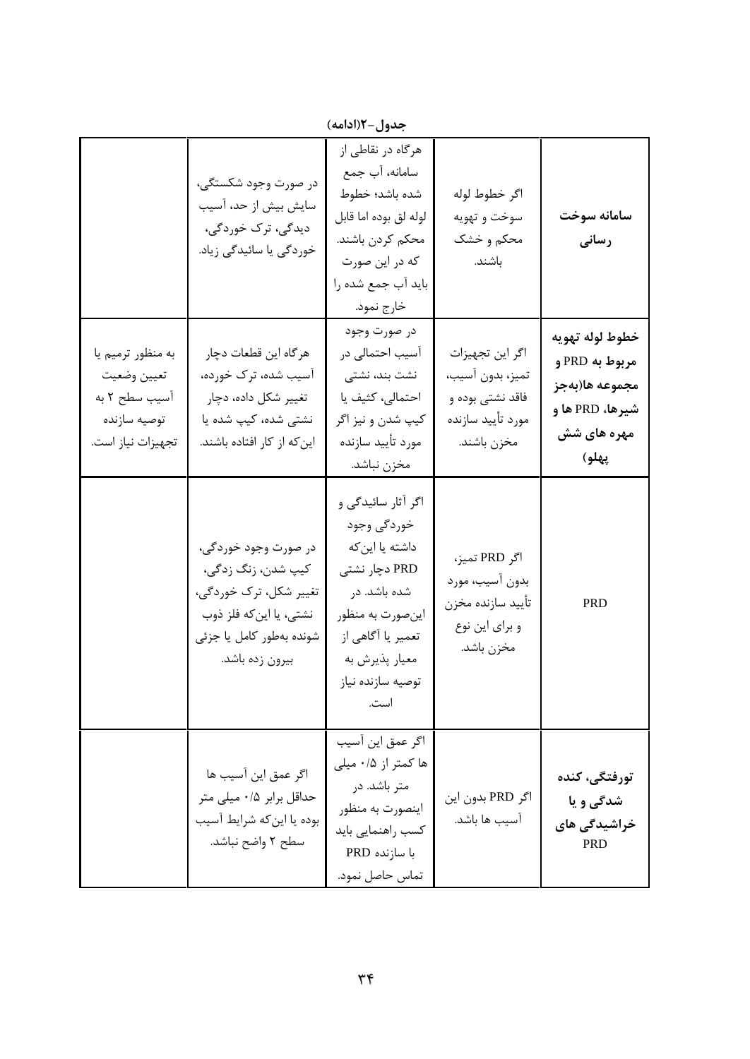**جدول-۲(ادامه)**

| | | | | |
|---|---|---|---|---|
| **سامانه سوخت رسانی** | اگر خطوط لوله سوخت و تهویه محکم و خشک باشند. | هرگاه در نقاطی از سامانه، آب جمع شده باشد؛ خطوط لوله لق بوده اما قابل محکم کردن باشند. که در این صورت باید آب جمع شده را خارج نمود. | در صورت وجود شکستگی، سایش بیش از حد، آسیب دیدگی، ترک خوردگی، خوردگی یا سائیدگی زیاد. | |
| **خطوط لوله تهویه مربوط به PRD و مجموعه ها(بهجز شیرها، PRD ها و مهره های شش پهلو)** | اگر این تجهیزات تمیز، بدون آسیب، فاقد نشتی بوده و مورد تأیید سازنده مخزن باشند. | در صورت وجود آسیب احتمالی در نشت بند، نشتی احتمالی، کثیف یا کیپ شدن و نیز اگر مورد تأیید سازنده مخزن نباشد. | هرگاه این قطعات دچار آسیب شده، ترک خورده، تغییر شکل داده، دچار نشتی شده، کیپ شده یا اینکه از کار افتاده باشند. | به منظور ترمیم یا تعیین وضعیت آسیب سطح ۲ به توصیه سازنده تجهیزات نیاز است. |
| PRD | اگر PRD تمیز، بدون آسیب، مورد تأیید سازنده مخزن و برای این نوع مخزن باشد. | اگر آثار سائیدگی و خوردگی وجود داشته یا اینکه PRD دچار نشتی شده باشد. در اینصورت به منظور تعمیر یا آگاهی از معیار پذیرش به توصیه سازنده نیاز است. | در صورت وجود خوردگی، کیپ شدن، زنگ زدگی، تغییر شکل، ترک خوردگی، نشتی، یا اینکه فلز ذوب شونده بهطور کامل یا جزئی بیرون زده باشد. | |
| **تورفتگی، کنده شدگی و یا خراشیدگی های PRD** | اگر PRD بدون این آسیب ها باشد. | اگر عمق این آسیب ها کمتر از ۰/۵ میلی متر باشد. در اینصورت به منظور کسب راهنمایی باید با سازنده PRD تماس حاصل نمود. | اگر عمق این آسیب ها حداقل برابر ۰/۵ میلی متر بوده یا اینکه شرایط آسیب سطح ۲ واضح نباشد. | |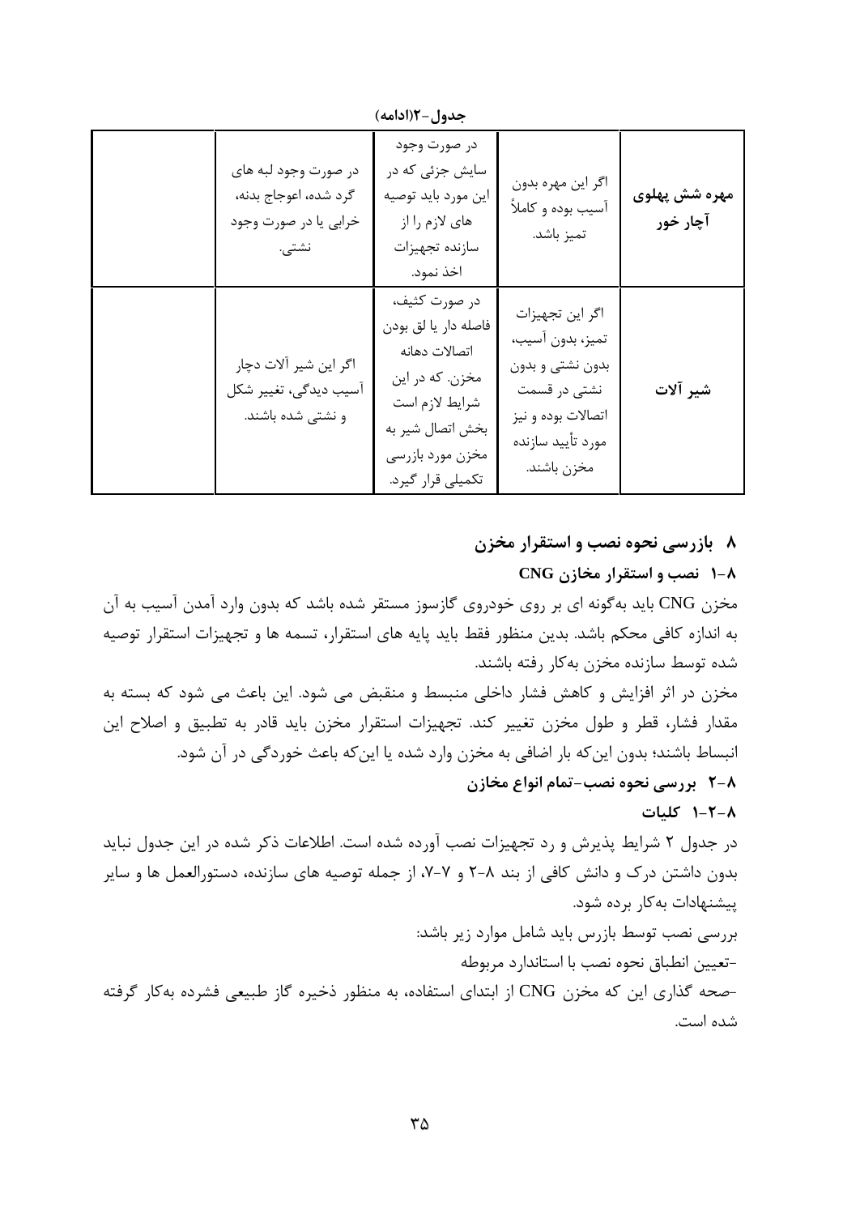جدول-۲(ادامه)

| | | | | |
|---|---|---|---|---|
| مهره شش پهلوی آچار خور | اگر این مهره بدون آسیب بوده و کاملاً تمیز باشد. | در صورت وجود سایش جزئی که در این مورد باید توصیه های لازم را از سازنده تجهیزات اخذ نمود. | در صورت وجود لبه های گرد شده، اعوجاج بدنه، خرابی یا در صورت وجود نشتی. | |
| شیر آلات | اگر این تجهیزات تمیز، بدون آسیب، بدون نشتی و بدون نشتی در قسمت اتصالات بوده و نیز مورد تأیید سازنده مخزن باشند. | در صورت کثیف، فاصله دار یا لق بودن اتصالات دهانه مخزن. که در این شرایط لازم است بخش اتصال شیر به مخزن مورد بازرسی تکمیلی قرار گیرد. | اگر این شیر آلات دچار آسیب دیدگی، تغییر شکل و نشتی شده باشند. | |

## ۸ بازرسی نحوه نصب و استقرار مخزن

### ۸-۱ نصب و استقرار مخازن CNG

مخزن CNG باید به‌گونه ای بر روی خودروی گازسوز مستقر شده باشد که بدون وارد آمدن آسیب به آن به اندازه کافی محکم باشد. بدین منظور فقط باید پایه های استقرار، تسمه ها و تجهیزات استقرار توصیه شده توسط سازنده مخزن به‌کار رفته باشند.

مخزن در اثر افزایش و کاهش فشار داخلی منبسط و منقبض می شود. این باعث می شود که بسته به مقدار فشار، قطر و طول مخزن تغییر کند. تجهیزات استقرار مخزن باید قادر به تطبیق و اصلاح این انبساط باشند؛ بدون این‌که بار اضافی به مخزن وارد شده یا این‌که باعث خوردگی در آن شود.

### ۸-۲ بررسی نحوه نصب-تمام انواع مخازن

#### ۸-۲-۱ کلیات

در جدول ۲ شرایط پذیرش و رد تجهیزات نصب آورده شده است. اطلاعات ذکر شده در این جدول نباید بدون داشتن درک و دانش کافی از بند ۸-۲ و ۷-۷، از جمله توصیه های سازنده، دستورالعمل ها و سایر پیشنهادات به‌کار برده شود.

بررسی نصب توسط بازرس باید شامل موارد زیر باشد:

-تعیین انطباق نحوه نصب با استاندارد مربوطه

-صحه گذاری این که مخزن CNG از ابتدای استفاده، به منظور ذخیره گاز طبیعی فشرده به‌کار گرفته شده است.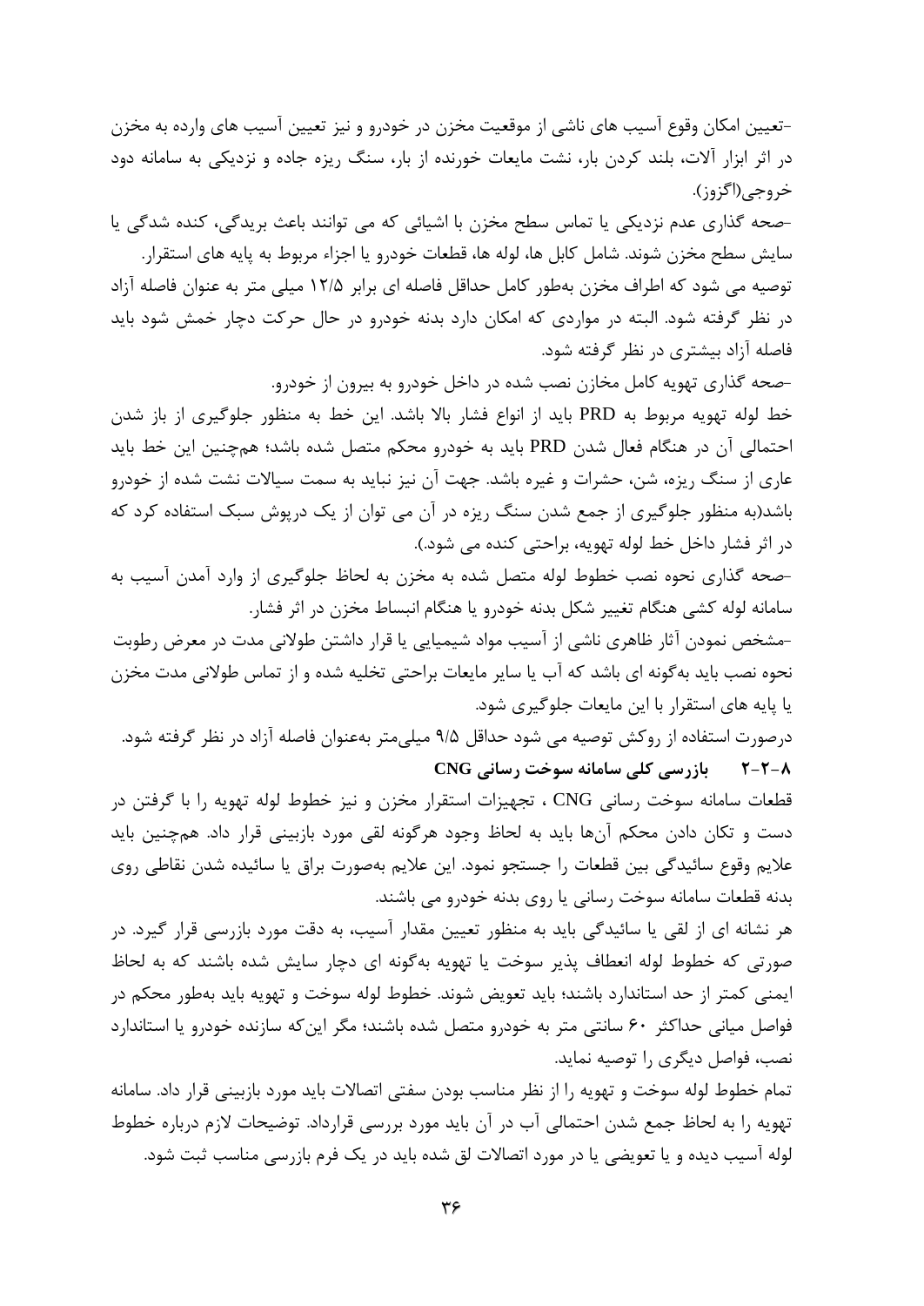-تعیین امکان وقوع آسیب های ناشی از موقعیت مخزن در خودرو و نیز تعیین آسیب های وارده به مخزن در اثر ابزار آلات، بلند کردن بار، نشت مایعات خورنده از بار، سنگ ریزه جاده و نزدیکی به سامانه دود خروجی(اگزوز).

-صحه گذاری عدم نزدیکی یا تماس سطح مخزن با اشیائی که می توانند باعث بریدگی، کنده شدگی یا سایش سطح مخزن شوند. شامل کابل ها، لوله ها، قطعات خودرو یا اجزاء مربوط به پایه های استقرار.

توصیه می شود که اطراف مخزن به‌طور کامل حداقل فاصله ای برابر ۱۲/۵ میلی متر به عنوان فاصله آزاد در نظر گرفته شود. البته در مواردی که امکان دارد بدنه خودرو در حال حرکت دچار خمش شود باید فاصله آزاد بیشتری در نظر گرفته شود.

-صحه گذاری تهویه کامل مخازن نصب شده در داخل خودرو به بیرون از خودرو.

خط لوله تهویه مربوط به PRD باید از انواع فشار بالا باشد. این خط به منظور جلوگیری از باز شدن احتمالی آن در هنگام فعال شدن PRD باید به خودرو محکم متصل شده باشد؛ هم‌چنین این خط باید عاری از سنگ ریزه، شن، حشرات و غیره باشد. جهت آن نیز نباید به سمت سیالات نشت شده از خودرو باشد(به منظور جلوگیری از جمع شدن سنگ ریزه در آن می توان از یک درپوش سبک استفاده کرد که در اثر فشار داخل خط لوله تهویه، براحتی کنده می شود.).

-صحه گذاری نحوه نصب خطوط لوله متصل شده به مخزن به لحاظ جلوگیری از وارد آمدن آسیب به سامانه لوله کشی هنگام تغییر شکل بدنه خودرو یا هنگام انبساط مخزن در اثر فشار.

-مشخص نمودن آثار ظاهری ناشی از آسیب مواد شیمیایی یا قرار داشتن طولانی مدت در معرض رطوبت نحوه نصب باید به‌گونه ای باشد که آب یا سایر مایعات براحتی تخلیه شده و از تماس طولانی مدت مخزن یا پایه های استقرار با این مایعات جلوگیری شود.

درصورت استفاده از روکش توصیه می شود حداقل ۹/۵ میلی‌متر به‌عنوان فاصله آزاد در نظر گرفته شود.

### ۸-۲-۲ بازرسی کلی سامانه سوخت رسانی CNG

قطعات سامانه سوخت رسانی CNG ، تجهیزات استقرار مخزن و نیز خطوط لوله تهویه را با گرفتن در دست و تکان دادن محکم آن‌ها باید به لحاظ وجود هرگونه لقی مورد بازبینی قرار داد. هم‌چنین باید علایم وقوع سائیدگی بین قطعات را جستجو نمود. این علایم به‌صورت براق یا سائیده شدن نقاطی روی بدنه قطعات سامانه سوخت رسانی یا روی بدنه خودرو می باشند.

هر نشانه ای از لقی یا سائیدگی باید به منظور تعیین مقدار آسیب، به دقت مورد بازرسی قرار گیرد. در صورتی که خطوط لوله انعطاف پذیر سوخت یا تهویه به‌گونه ای دچار سایش شده باشند که به لحاظ ایمنی کمتر از حد استاندارد باشند؛ باید تعویض شوند. خطوط لوله سوخت و تهویه باید به‌طور محکم در فواصل میانی حداکثر ۶۰ سانتی متر به خودرو متصل شده باشند؛ مگر این‌که سازنده خودرو یا استاندارد نصب، فواصل دیگری را توصیه نماید.

تمام خطوط لوله سوخت و تهویه را از نظر مناسب بودن سفتی اتصالات باید مورد بازبینی قرار داد. سامانه تهویه را به لحاظ جمع شدن احتمالی آب در آن باید مورد بررسی قرارداد. توضیحات لازم درباره خطوط لوله آسیب دیده و یا تعویضی یا در مورد اتصالات لق شده باید در یک فرم بازرسی مناسب ثبت شود.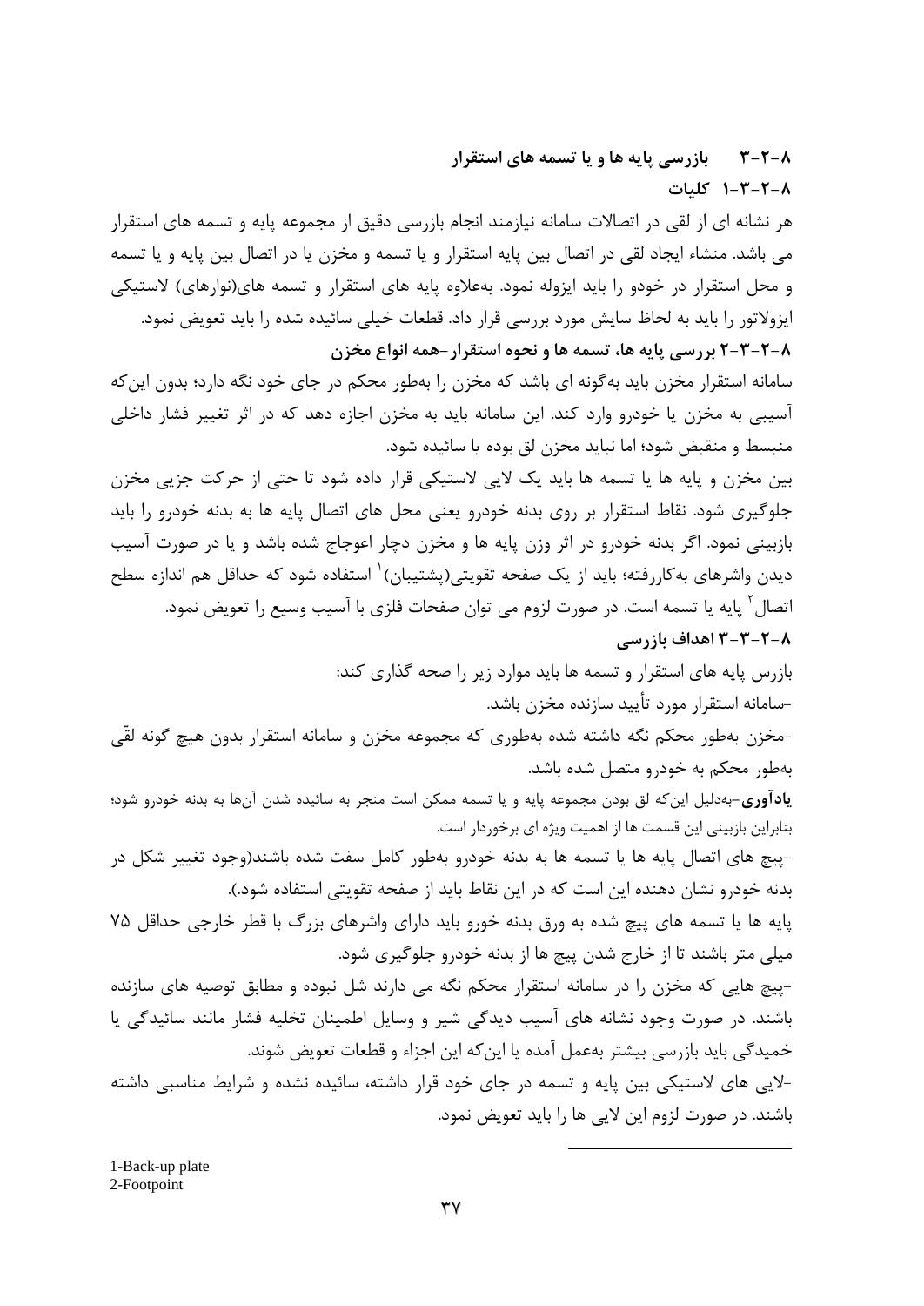## ۸-۲-۳ بازرسی پایه ها و یا تسمه های استقرار

### ۸-۲-۳-۱ کلیات

هر نشانه ای از لقی در اتصالات سامانه نیازمند انجام بازرسی دقیق از مجموعه پایه و تسمه های استقرار می باشد. منشاء ایجاد لقی در اتصال بین پایه استقرار و یا تسمه و مخزن یا در اتصال بین پایه و یا تسمه و محل استقرار در خودو را باید ایزوله نمود. به‌علاوه پایه های استقرار و تسمه های(نوارهای) لاستیکی ایزولاتور را باید به لحاظ سایش مورد بررسی قرار داد. قطعات خیلی سائیده شده را باید تعویض نمود.

### ۸-۲-۳-۲ بررسی پایه ها، تسمه ها و نحوه استقرار-همه انواع مخزن

سامانه استقرار مخزن باید به‌گونه ای باشد که مخزن را به‌طور محکم در جای خود نگه دارد؛ بدون این‌که آسیبی به مخزن یا خودرو وارد کند. این سامانه باید به مخزن اجازه دهد که در اثر تغییر فشار داخلی منبسط و منقبض شود؛ اما نباید مخزن لق بوده یا سائیده شود.

بین مخزن و پایه ها یا تسمه ها باید یک لایی لاستیکی قرار داده شود تا حتی از حرکت جزیی مخزن جلوگیری شود. نقاط استقرار بر روی بدنه خودرو یعنی محل های اتصال پایه ها به بدنه خودرو را باید بازبینی نمود. اگر بدنه خودرو در اثر وزن پایه ها و مخزن دچار اعوجاج شده باشد و یا در صورت آسیب دیدن واشرهای به‌کاررفته؛ باید از یک صفحه تقویتی(پشتیبان)[1] استفاده شود که حداقل هم اندازه سطح اتصال[2] پایه یا تسمه است. در صورت لزوم می توان صفحات فلزی با آسیب وسیع را تعویض نمود.

### ۸-۲-۳-۳ اهداف بازرسی

بازرس پایه های استقرار و تسمه ها باید موارد زیر را صحه گذاری کند:

-سامانه استقرار مورد تأیید سازنده مخزن باشد.

-مخزن به‌طور محکم نگه داشته شده به‌طوری که مجموعه مخزن و سامانه استقرار بدون هیچ گونه لقّی به‌طور محکم به خودرو متصل شده باشد.

**یادآوری**-به‌دلیل این‌که لق بودن مجموعه پایه و یا تسمه ممکن است منجر به سائیده شدن آن‌ها به بدنه خودرو شود؛ بنابراین بازبینی این قسمت ها از اهمیت ویژه ای برخوردار است.

-پیچ های اتصال پایه ها یا تسمه ها به بدنه خودرو به‌طور کامل سفت شده باشند(وجود تغییر شکل در بدنه خودرو نشان دهنده این است که در این نقاط باید از صفحه تقویتی استفاده شود.).

پایه ها یا تسمه های پیچ شده به ورق بدنه خورو باید دارای واشرهای بزرگ با قطر خارجی حداقل ۷۵ میلی متر باشند تا از خارج شدن پیچ ها از بدنه خودرو جلوگیری شود.

-پیچ هایی که مخزن را در سامانه استقرار محکم نگه می دارند شل نبوده و مطابق توصیه های سازنده باشند. در صورت وجود نشانه های آسیب دیدگی شیر و وسایل اطمینان تخلیه فشار مانند سائیدگی یا خمیدگی باید بازرسی بیشتر به‌عمل آمده یا این‌که این اجزاء و قطعات تعویض شوند.

-لایی های لاستیکی بین پایه و تسمه به در جای خود قرار داشته، سائیده نشده و شرایط مناسبی داشته باشند. در صورت لزوم این لایی ها را باید تعویض نمود.

---

1-Back-up plate

2-Footpoint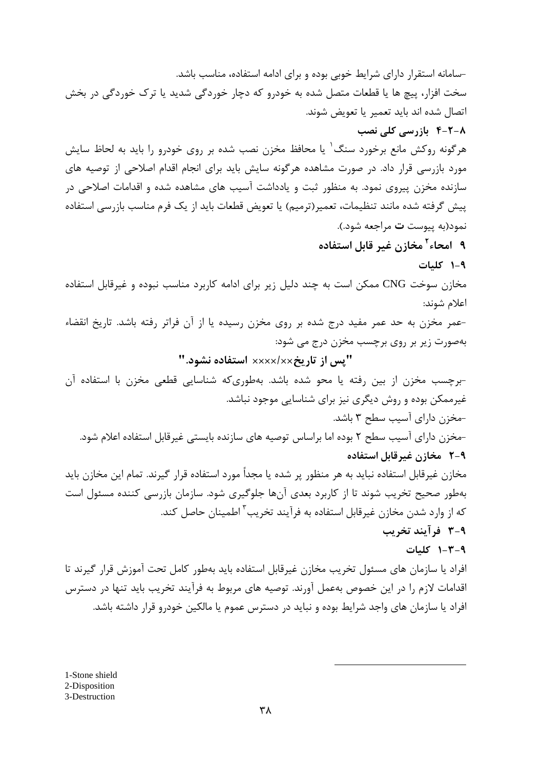-سامانه استقرار دارای شرایط خوبی بوده و برای ادامه استفاده، مناسب باشد.

سخت افزار، پیچ ها یا قطعات متصل شده به خودرو که دچار خوردگی شدید یا ترک خوردگی در بخش اتصال شده اند باید تعمیر یا تعویض شوند.

### ۸-۲-۴ بازرسی کلی نصب

هرگونه روکش مانع برخورد سنگ[1] یا محافظ مخزن نصب شده بر روی خودرو را باید به لحاظ سایش مورد بازرسی قرار داد. در صورت مشاهده هرگونه سایش باید برای انجام اقدام اصلاحی از توصیه های سازنده مخزن پیروی نمود. به منظور ثبت و یادداشت آسیب های مشاهده شده و اقدامات اصلاحی در پیش گرفته شده مانند تنظیمات، تعمیر(ترمیم) یا تعویض قطعات باید از یک فرم مناسب بازرسی استفاده نمود(به پیوست **ت** مراجعه شود.).

## ۹ امحاء[2] مخازن غیر قابل استفاده

### ۹-۱ کلیات

مخازن سوخت CNG ممکن است به چند دلیل زیر برای ادامه کاربرد مناسب نبوده و غیرقابل استفاده اعلام شوند:

-عمر مخزن به حد عمر مفید درج شده بر روی مخزن رسیده یا از آن فراتر رفته باشد. تاریخ انقضاء به‌صورت زیر بر روی برچسب مخزن درج می شود:

**"پس از تاریخ××/×××× استفاده نشود."**

-برچسب مخزن از بین رفته یا محو شده باشد. به‌طوری‌که شناسایی قطعی مخزن با استفاده آن غیرممکن بوده و روش دیگری نیز برای شناسایی موجود نباشد.

-مخزن دارای آسیب سطح ۳ باشد.

-مخزن دارای آسیب سطح ۲ بوده اما براساس توصیه های سازنده بایستی غیرقابل استفاده اعلام شود.

### ۹-۲ مخازن غیرقابل استفاده

مخازن غیرقابل استفاده نباید به هر منظور پر شده یا مجدداً مورد استفاده قرار گیرند. تمام این مخازن باید به‌طور صحیح تخریب شوند تا از کاربرد بعدی آن‌ها جلوگیری شود. سازمان بازرسی کننده مسئول است که از وارد شدن مخازن غیرقابل استفاده به فرآیند تخریب[3] اطمینان حاصل کند.

### ۹-۳ فرآیند تخریب

#### ۹-۳-۱ کلیات

افراد یا سازمان های مسئول تخریب مخازن غیرقابل استفاده باید به‌طور کامل تحت آموزش قرار گیرند تا اقدامات لازم را در این خصوص به‌عمل آورند. توصیه های مربوط به فرآیند تخریب باید تنها در دسترس افراد یا سازمان های واجد شرایط بوده و نباید در دسترس عموم یا مالکین خودرو قرار داشته باشد.

---

1-Stone shield
2-Disposition
3-Destruction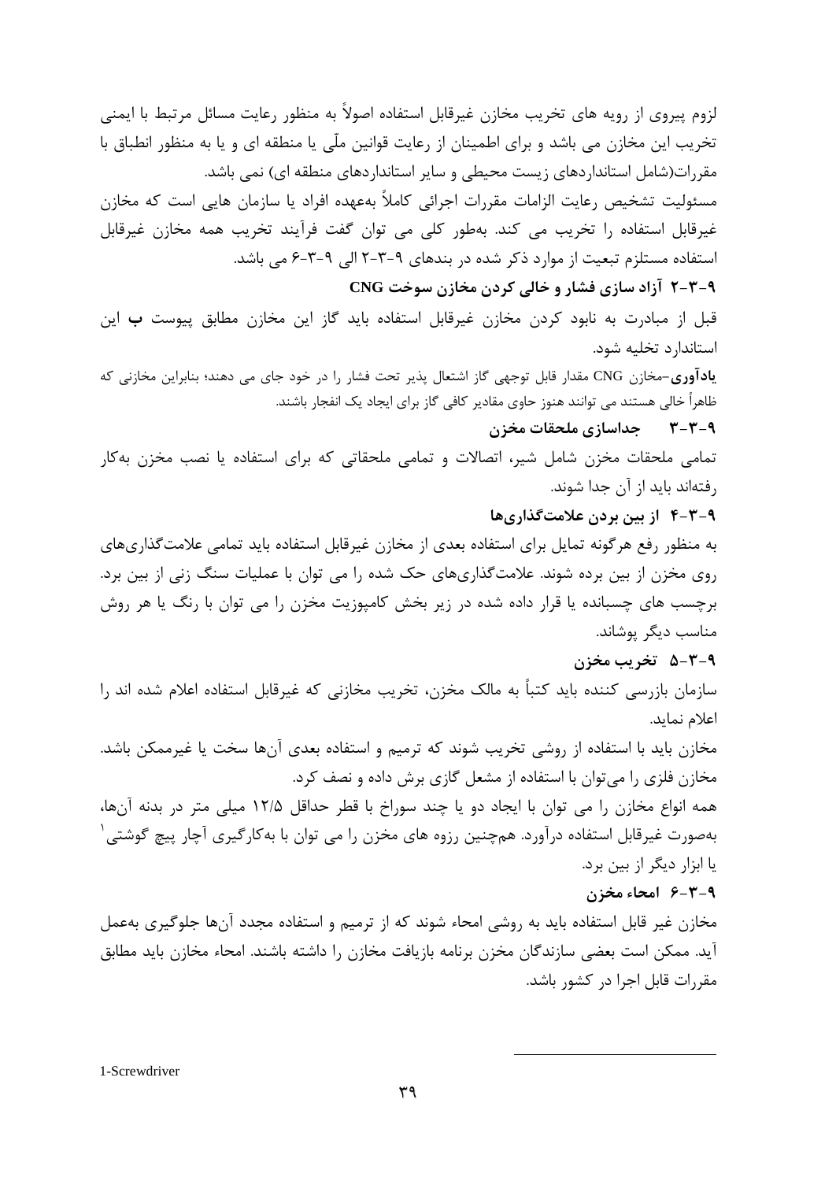لزوم پیروی از رویه های تخریب مخازن غیرقابل استفاده اصولاً به منظور رعایت مسائل مرتبط با ایمنی تخریب این مخازن می باشد و برای اطمینان از رعایت قوانین ملّی یا منطقه ای و یا به منظور انطباق با مقررات(شامل استانداردهای زیست محیطی و سایر استانداردهای منطقه ای) نمی باشد.

مسئولیت تشخیص رعایت الزامات مقررات اجرائی کاملاً بهعهده افراد یا سازمان هایی است که مخازن غیرقابل استفاده را تخریب می کند. بهطور کلی می توان گفت فرآیند تخریب همه مخازن غیرقابل استفاده مستلزم تبعیت از موارد ذکر شده در بندهای ۹-۳-۲ الی ۹-۳-۶ می باشد.

### ۹-۳-۲ آزاد سازی فشار و خالی کردن مخازن سوخت CNG

قبل از مبادرت به نابود کردن مخازن غیرقابل استفاده باید گاز این مخازن مطابق پیوست **ب** این استاندارد تخلیه شود.

**یادآوری**-مخازن CNG مقدار قابل توجهی گاز اشتعال پذیر تحت فشار را در خود جای می دهند؛ بنابراین مخازنی که ظاهراً خالی هستند می توانند هنوز حاوی مقادیر کافی گاز برای ایجاد یک انفجار باشند.

### ۹-۳-۳ جداسازی ملحقات مخزن

تمامی ملحقات مخزن شامل شیر، اتصالات و تمامی ملحقاتی که برای استفاده یا نصب مخزن بهکار رفتهاند باید از آن جدا شوند.

### ۹-۳-۴ از بین بردن علامتگذاریها

به منظور رفع هرگونه تمایل برای استفاده بعدی از مخازن غیرقابل استفاده باید تمامی علامتگذاریهای روی مخزن از بین برده شوند. علامتگذاریهای حک شده را می توان با عملیات سنگ زنی از بین برد. برچسب های چسبانده یا قرار داده شده در زیر بخش کامپوزیت مخزن را می توان با رنگ یا هر روش مناسب دیگر پوشاند.

### ۹-۳-۵ تخریب مخزن

سازمان بازرسی کننده باید کتباً به مالک مخزن، تخریب مخازنی که غیرقابل استفاده اعلام شده اند را اعلام نماید.

مخازن باید با استفاده از روشی تخریب شوند که ترمیم و استفاده بعدی آنها سخت یا غیرممکن باشد. مخازن فلزی را میتوان با استفاده از مشعل گازی برش داده و نصف کرد.

همه انواع مخازن را می توان با ایجاد دو یا چند سوراخ با قطر حداقل ۱۲/۵ میلی متر در بدنه آنها، بهصورت غیرقابل استفاده درآورد. همچنین رزوه های مخزن را می توان با بهکارگیری آچار پیچ گوشتی[1] یا ابزار دیگر از بین برد.

### ۹-۳-۶ امحاء مخزن

مخازن غیر قابل استفاده باید به روشی امحاء شوند که از ترمیم و استفاده مجدد آنها جلوگیری بهعمل آید. ممکن است بعضی سازندگان مخزن برنامه بازیافت مخازن را داشته باشند. امحاء مخازن باید مطابق مقررات قابل اجرا در کشور باشد.

---

1-Screwdriver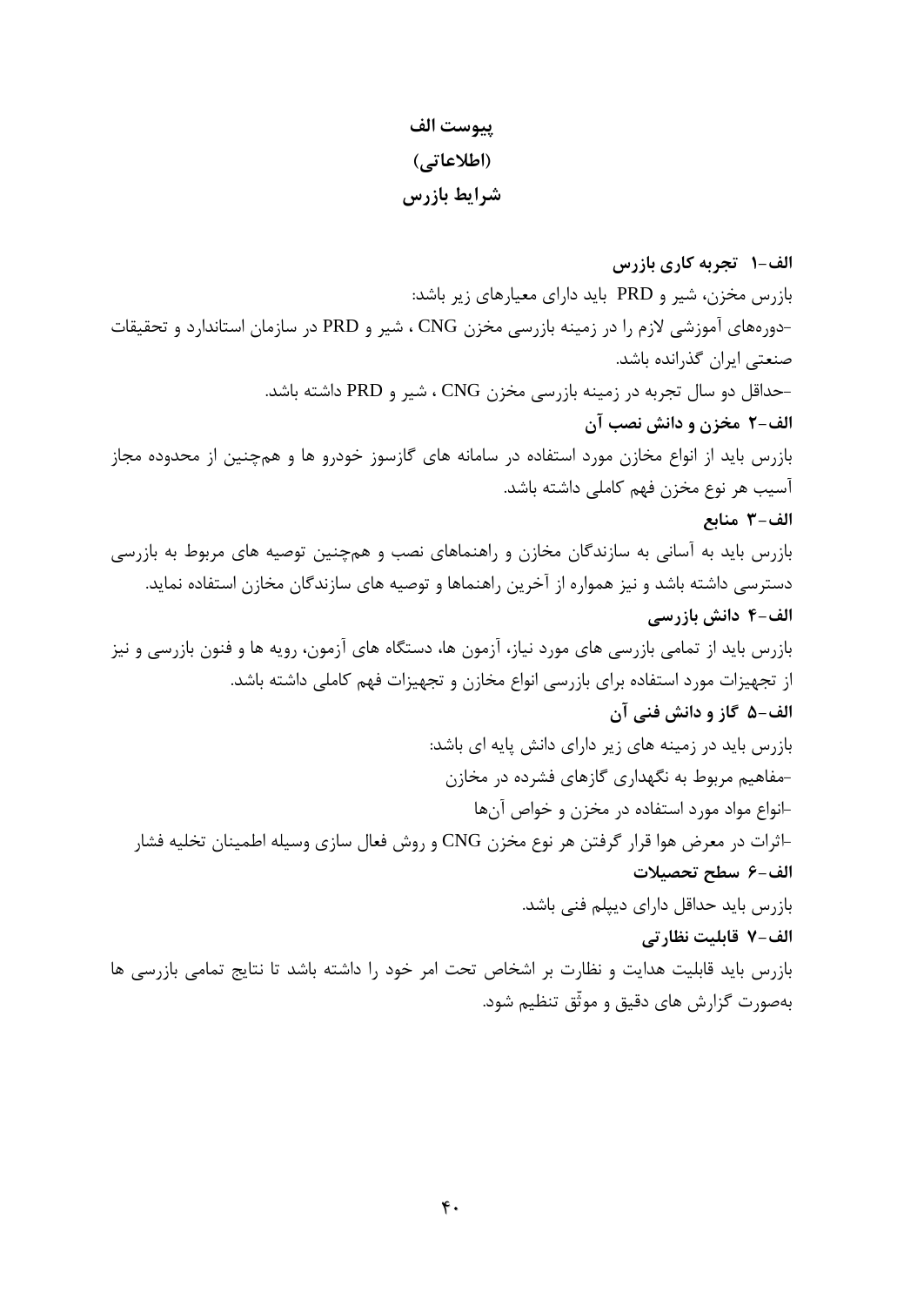# پیوست الف

**(اطلاعاتی)**

**شرایط بازرس**

**الف-۱ تجربه کاری بازرس**

بازرس مخزن، شیر و PRD باید دارای معیارهای زیر باشد:

-دوره‌های آموزشی لازم را در زمینه بازرسی مخزن CNG ، شیر و PRD در سازمان استاندارد و تحقیقات صنعتی ایران گذرانده باشد.

-حداقل دو سال تجربه در زمینه بازرسی مخزن CNG ، شیر و PRD داشته باشد.

**الف-۲ مخزن و دانش نصب آن**

بازرس باید از انواع مخازن مورد استفاده در سامانه های گازسوز خودرو ها و هم‌چنین از محدوده مجاز آسیب هر نوع مخزن فهم کاملی داشته باشد.

**الف-۳ منابع**

بازرس باید به آسانی به سازندگان مخازن و راهنماهای نصب و هم‌چنین توصیه های مربوط به بازرسی دسترسی داشته باشد و نیز همواره از آخرین راهنماها و توصیه های سازندگان مخازن استفاده نماید.

**الف-۴ دانش بازرسی**

بازرس باید از تمامی بازرسی های مورد نیاز، آزمون ها، دستگاه های آزمون، رویه ها و فنون بازرسی و نیز از تجهیزات مورد استفاده برای بازرسی انواع مخازن و تجهیزات فهم کاملی داشته باشد.

**الف-۵ گاز و دانش فنی آن**

بازرس باید در زمینه های زیر دارای دانش پایه ای باشد:

-مفاهیم مربوط به نگهداری گازهای فشرده در مخازن

-انواع مواد مورد استفاده در مخزن و خواص آن‌ها

-اثرات در معرض هوا قرار گرفتن هر نوع مخزن CNG و روش فعال سازی وسیله اطمینان تخلیه فشار

**الف-۶ سطح تحصیلات**

بازرس باید حداقل دارای دیپلم فنی باشد.

**الف-۷ قابلیت نظارتی**

بازرس باید قابلیت هدایت و نظارت بر اشخاص تحت امر خود را داشته باشد تا نتایج تمامی بازرسی ها به‌صورت گزارش های دقیق و موثّق تنظیم شود.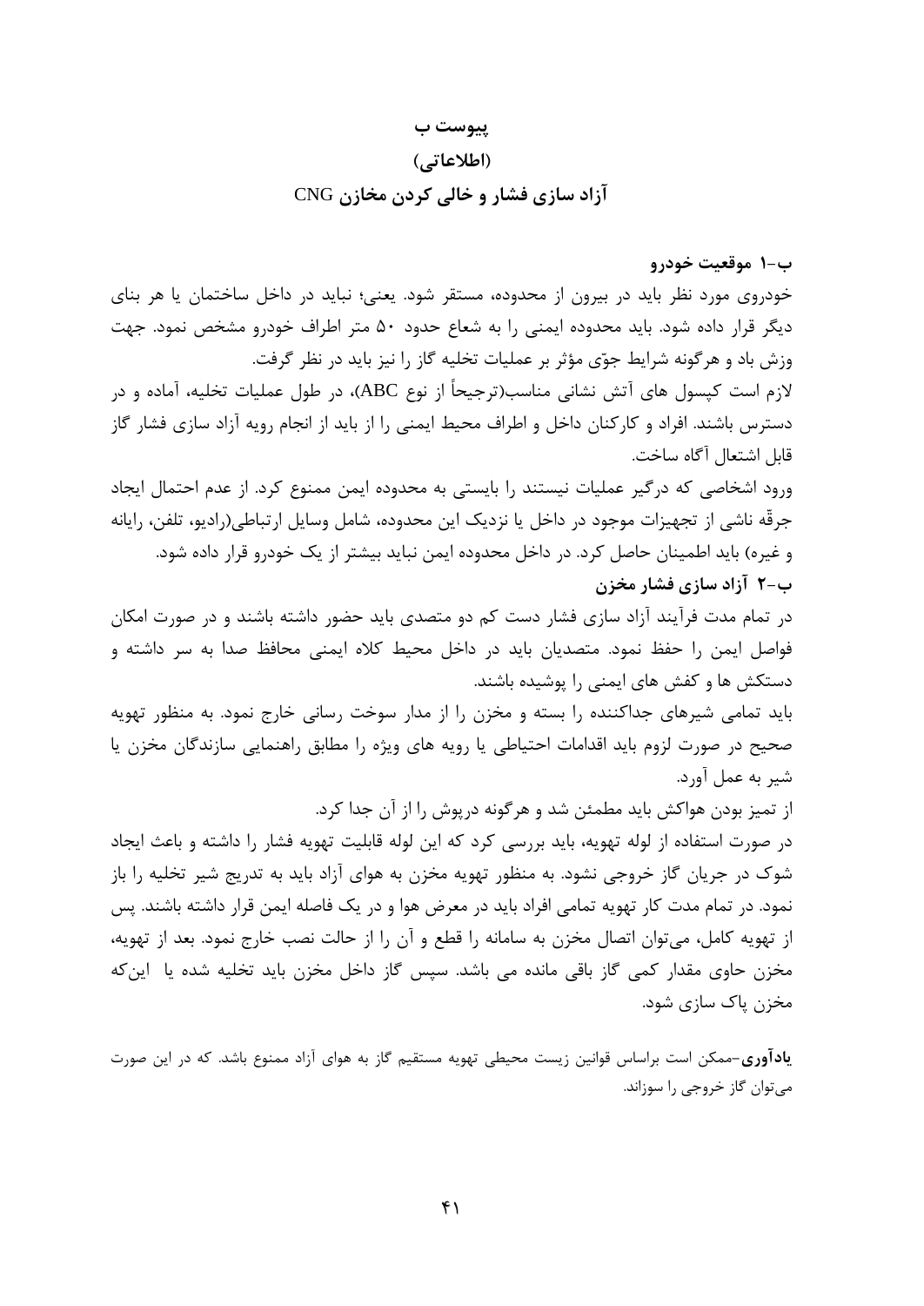## پیوست ب

## (اطلاعاتی)

## آزاد سازی فشار و خالی کردن مخازن CNG

### ب-۱ موقعیت خودرو

خودروی مورد نظر باید در بیرون از محدوده، مستقر شود. یعنی؛ نباید در داخل ساختمان یا هر بنای دیگر قرار داده شود. باید محدوده ایمنی را به شعاع حدود ۵۰ متر اطراف خودرو مشخص نمود. جهت وزش باد و هرگونه شرایط جوّی مؤثر بر عملیات تخلیه گاز را نیز باید در نظر گرفت.

لازم است کپسول های آتش نشانی مناسب(ترجیحاً از نوع ABC)، در طول عملیات تخلیه، آماده و در دسترس باشند. افراد و کارکنان داخل و اطراف محیط ایمنی را از باید از انجام رویه آزاد سازی فشار گاز قابل اشتعال آگاه ساخت.

ورود اشخاصی که درگیر عملیات نیستند را بایستی به محدوده ایمن ممنوع کرد. از عدم احتمال ایجاد جرقّه ناشی از تجهیزات موجود در داخل یا نزدیک این محدوده، شامل وسایل ارتباطی(رادیو، تلفن، رایانه و غیره) باید اطمینان حاصل کرد. در داخل محدوده ایمن نباید بیشتر از یک خودرو قرار داده شود.

### ب-۲ آزاد سازی فشار مخزن

در تمام مدت فرآیند آزاد سازی فشار دست کم دو متصدی باید حضور داشته باشند و در صورت امکان فواصل ایمن را حفظ نمود. متصدیان باید در داخل محیط کلاه ایمنی محافظ صدا به سر داشته و دستکش ها و کفش های ایمنی را پوشیده باشند.

باید تمامی شیرهای جداکننده را بسته و مخزن را از مدار سوخت رسانی خارج نمود. به منظور تهویه صحیح در صورت لزوم باید اقدامات احتیاطی یا رویه های ویژه را مطابق راهنمایی سازندگان مخزن یا شیر به عمل آورد.

از تمیز بودن هواکش باید مطمئن شد و هرگونه درپوش را از آن جدا کرد.

در صورت استفاده از لوله تهویه، باید بررسی کرد که این لوله قابلیت تهویه فشار را داشته و باعث ایجاد شوک در جریان گاز خروجی نشود. به منظور تهویه مخزن به هوای آزاد باید به تدریج شیر تخلیه را باز نمود. در تمام مدت کار تهویه تمامی افراد باید در معرض هوا و در یک فاصله ایمن قرار داشته باشند. پس از تهویه کامل، می‌توان اتصال مخزن به سامانه را قطع و آن را از حالت نصب خارج نمود. بعد از تهویه، مخزن حاوی مقدار کمی گاز باقی مانده می باشد. سپس گاز داخل مخزن باید تخلیه شده یا این‌که مخزن پاک سازی شود.

**یادآوری**-ممکن است براساس قوانین زیست محیطی تهویه مستقیم گاز به هوای آزاد ممنوع باشد. که در این صورت می‌توان گاز خروجی را سوزاند.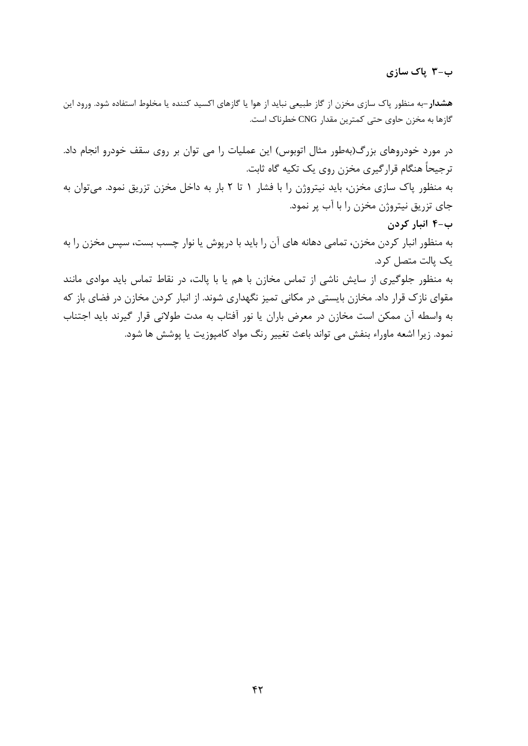### ب-۳ پاک سازی

**هشدار**–به منظور پاک سازی مخزن از گاز طبیعی نباید از هوا یا گازهای اکسید کننده یا مخلوط استفاده شود. ورود این گازها به مخزن حاوی حتی کمترین مقدار CNG خطرناک است.

در مورد خودروهای بزرگ(به‌طور مثال اتوبوس) این عملیات را می توان بر روی سقف خودرو انجام داد. ترجیحاً هنگام قرارگیری مخزن روی یک تکیه گاه ثابت.

به منظور پاک سازی مخزن، باید نیتروژن را با فشار ۱ تا ۲ بار به داخل مخزن تزریق نمود. می‌توان به جای تزریق نیتروژن مخزن را با آب پر نمود.

### ب-۴ انبار کردن

به منظور انبار کردن مخزن، تمامی دهانه های آن را باید با درپوش یا نوار چسب بست، سپس مخزن را به یک پالت متصل کرد.

به منظور جلوگیری از سایش ناشی از تماس مخازن با هم یا با پالت، در نقاط تماس باید موادی مانند مقوای نازک قرار داد. مخازن بایستی در مکانی تمیز نگهداری شوند. از انبار کردن مخازن در فضای باز که به واسطه آن ممکن است مخازن در معرض باران یا نور آفتاب به مدت طولانی قرار گیرند باید اجتناب نمود. زیرا اشعه ماوراء بنفش می تواند باعث تغییر رنگ مواد کامپوزیت یا پوشش ها شود.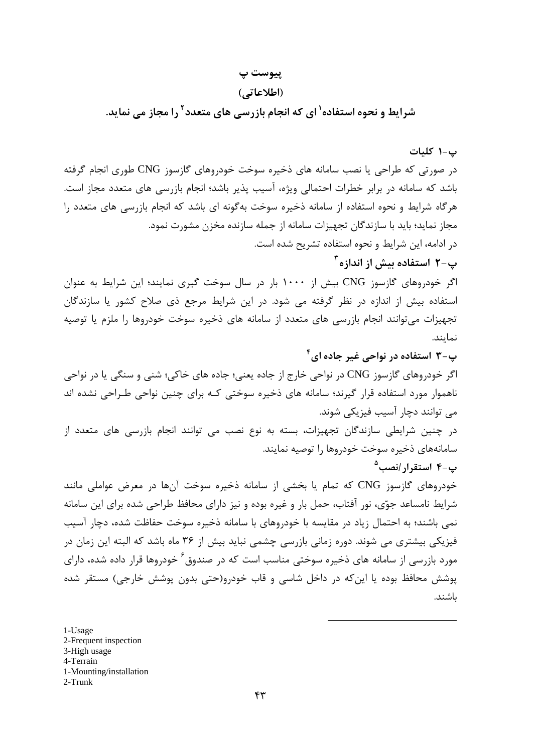# پیوست پ

## (اطلاعاتی)

## شرایط و نحوه استفاده[1] ای که انجام بازرسی های متعدد[2] را مجاز می نماید.

### پ-۱ کلیات

در صورتی که طراحی یا نصب سامانه های ذخیره سوخت خودروهای گازسوز CNG طوری انجام گرفته باشد که سامانه در برابر خطرات احتمالی ویژه، آسیب پذیر باشد؛ انجام بازرسی های متعدد مجاز است. هرگاه شرایط و نحوه استفاده از سامانه ذخیره سوخت به‌گونه ای باشد که انجام بازرسی های متعدد را مجاز نماید؛ باید با سازندگان تجهیزات سامانه از جمله سازنده مخزن مشورت نمود.

در ادامه، این شرایط و نحوه استفاده تشریح شده است.

### پ-۲ استفاده بیش از اندازه[3]

اگر خودروهای گازسوز CNG بیش از ۱۰۰۰ بار در سال سوخت گیری نمایند؛ این شرایط به عنوان استفاده بیش از اندازه در نظر گرفته می شود. در این شرایط مرجع ذی صلاح کشور یا سازندگان تجهیزات می‌توانند انجام بازرسی های متعدد از سامانه های ذخیره سوخت خودروها را ملزم یا توصیه نمایند.

### پ-۳ استفاده در نواحی غیر جاده ای[4]

اگر خودروهای گازسوز CNG در نواحی خارج از جاده یعنی؛ جاده های خاکی؛ شنی و سنگی یا در نواحی ناهموار مورد استفاده قرار گیرند؛ سامانه های ذخیره سوختی کـه برای چنین نواحی طـراحی نشده اند می توانند دچار آسیب فیزیکی شوند.

در چنین شرایطی سازندگان تجهیزات، بسته به نوع نصب می توانند انجام بازرسی های متعدد از سامانه‌های ذخیره سوخت خودروها را توصیه نمایند.

### پ-۴ استقرار/نصب[5]

خودروهای گازسوز CNG که تمام یا بخشی از سامانه ذخیره سوخت آن‌ها در معرض عواملی مانند شرایط نامساعد جوّی، نور آفتاب، حمل بار و غیره بوده و نیز دارای محافظ طراحی شده برای این سامانه نمی باشند؛ به احتمال زیاد در مقایسه با خودروهای با سامانه ذخیره سوخت حفاظت شده، دچار آسیب فیزیکی بیشتری می شوند. دوره زمانی بازرسی چشمی نباید بیش از ۳۶ ماه باشد که البته این زمان در مورد بازرسی از سامانه های ذخیره سوختی مناسب است که در صندوق[6] خودروها قرار داده شده، دارای پوشش محافظ بوده یا این‌که در داخل شاسی و قاب خودرو(حتی بدون پوشش خارجی) مستقر شده باشند.

---

1-Usage
2-Frequent inspection
3-High usage
4-Terrain
1-Mounting/installation
2-Trunk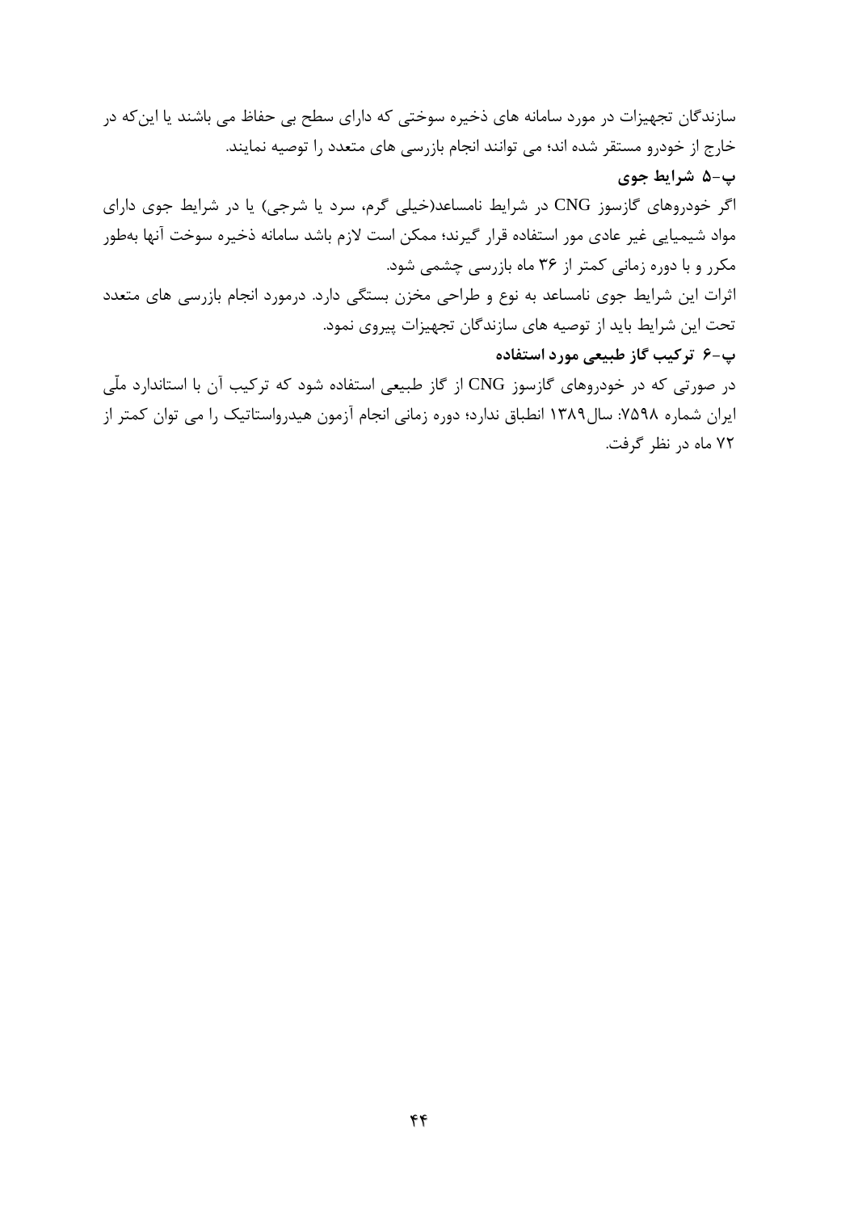سازندگان تجهیزات در مورد سامانه های ذخیره سوختی که دارای سطح بی حفاظ می باشند یا این‌که در خارج از خودرو مستقر شده اند؛ می توانند انجام بازرسی های متعدد را توصیه نمایند.

**پ-۵ شرایط جوی**

اگر خودروهای گازسوز CNG در شرایط نامساعد(خیلی گرم، سرد یا شرجی) یا در شرایط جوی دارای مواد شیمیایی غیر عادی مور استفاده قرار گیرند؛ ممکن است لازم باشد سامانه ذخیره سوخت آنها به‌طور مکرر و با دوره زمانی کمتر از ۳۶ ماه بازرسی چشمی شود.

اثرات این شرایط جوی نامساعد به نوع و طراحی مخزن بستگی دارد. درمورد انجام بازرسی های متعدد تحت این شرایط باید از توصیه های سازندگان تجهیزات پیروی نمود.

**پ-۶ ترکیب گاز طبیعی مورد استفاده**

در صورتی که در خودروهای گازسوز CNG از گاز طبیعی استفاده شود که ترکیب آن با استاندارد ملّی ایران شماره ۷۵۹۸: سال۱۳۸۹ انطباق ندارد؛ دوره زمانی انجام آزمون هیدرواستاتیک را می توان کمتر از ۷۲ ماه در نظر گرفت.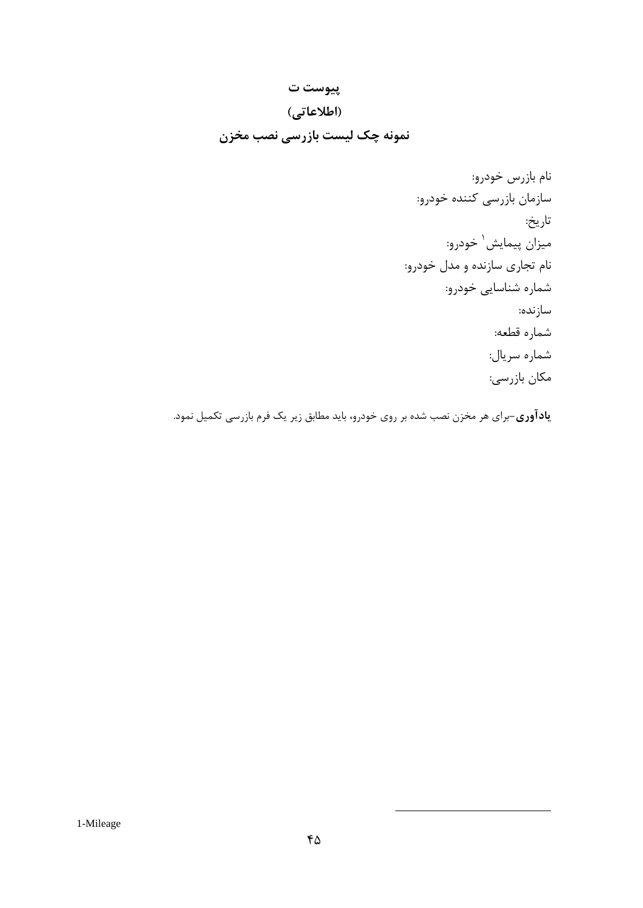# پیوست ت

## (اطلاعاتی)

## نمونه چک لیست بازرسی نصب مخزن

نام بازرس خودرو:

سازمان بازرسی کننده خودرو:

تاریخ:

میزان پیمایش[1] خودرو:

نام تجاری سازنده و مدل خودرو:

شماره شناسایی خودرو:

سازنده:

شماره قطعه:

شماره سریال:

مکان بازرسی:

**یادآوری**-برای هر مخزن نصب شده بر روی خودرو، باید مطابق زیر یک فرم بازرسی تکمیل نمود.

---

1-Mileage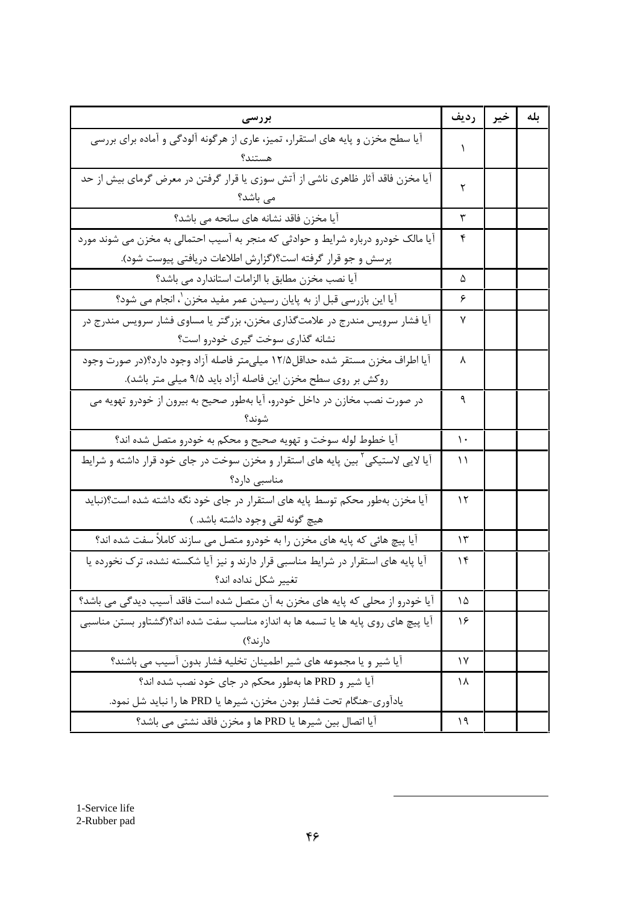| بررسی | ردیف | خیر | بله |
| --- | --- | --- | --- |
| آیا سطح مخزن و پایه های استقرار، تمیز، عاری از هرگونه آلودگی و آماده برای بررسی هستند؟ | ۱ | | |
| آیا مخزن فاقد آثار ظاهری ناشی از آتش سوزی یا قرار گرفتن در معرض گرمای بیش از حد می باشد؟ | ۲ | | |
| آیا مخزن فاقد نشانه های سانحه می باشد؟ | ۳ | | |
| آیا مالک خودرو درباره شرایط و حوادثی که منجر به آسیب احتمالی به مخزن می شوند مورد پرسش و جو قرار گرفته است؟(گزارش اطلاعات دریافتی پیوست شود). | ۴ | | |
| آیا نصب مخزن مطابق با الزامات استاندارد می باشد؟ | ۵ | | |
| آیا این بازرسی قبل از به پایان رسیدن عمر مفید مخزن[1]، انجام می شود؟ | ۶ | | |
| آیا فشار سرویس مندرج در علامت‌گذاری مخزن، بزرگتر یا مساوی فشار سرویس مندرج در نشانه گذاری سوخت گیری خودرو است؟ | ۷ | | |
| آیا اطراف مخزن مستقر شده حداقل۱۲/۵ میلی‌متر فاصله آزاد وجود دارد؟(در صورت وجود روکش بر روی سطح مخزن این فاصله آزاد باید ۹/۵ میلی متر باشد). | ۸ | | |
| در صورت نصب مخازن در داخل خودرو، آیا به‌طور صحیح به بیرون از خودرو تهویه می شوند؟ | ۹ | | |
| آیا خطوط لوله سوخت و تهویه صحیح و محکم به خودرو متصل شده اند؟ | ۱۰ | | |
| آیا لایی لاستیکی[2] بین پایه های استقرار و مخزن سوخت در جای خود قرار داشته و شرایط مناسبی دارد؟ | ۱۱ | | |
| آیا مخزن به‌طور محکم توسط پایه های استقرار در جای خود نگه داشته شده است؟(نباید هیچ گونه لقی وجود داشته باشد. ) | ۱۲ | | |
| آیا پیچ هائی که پایه های مخزن را به خودرو متصل می سازند کاملاً سفت شده اند؟ | ۱۳ | | |
| آیا پایه های استقرار در شرایط مناسبی قرار دارند و نیز آیا شکسته نشده، ترک نخورده یا تغییر شکل نداده اند؟ | ۱۴ | | |
| آیا خودرو از محلی که پایه های مخزن به آن متصل شده است فاقد آسیب دیدگی می باشد؟ | ۱۵ | | |
| آیا پیچ های روی پایه ها یا تسمه ها به اندازه مناسب سفت شده اند؟(گشتاور بستن مناسبی دارند؟) | ۱۶ | | |
| آیا شیر و یا مجموعه های شیر اطمینان تخلیه فشار بدون آسیب می باشند؟ | ۱۷ | | |
| آیا شیر و PRD ها به‌طور محکم در جای خود نصب شده اند؟<br>یادآوری-هنگام تحت فشار بودن مخزن، شیرها یا PRD ها را نباید شل نمود. | ۱۸ | | |
| آیا اتصال بین شیرها یا PRD ها و مخزن فاقد نشتی می باشد؟ | ۱۹ | | |

1-Service life
2-Rubber pad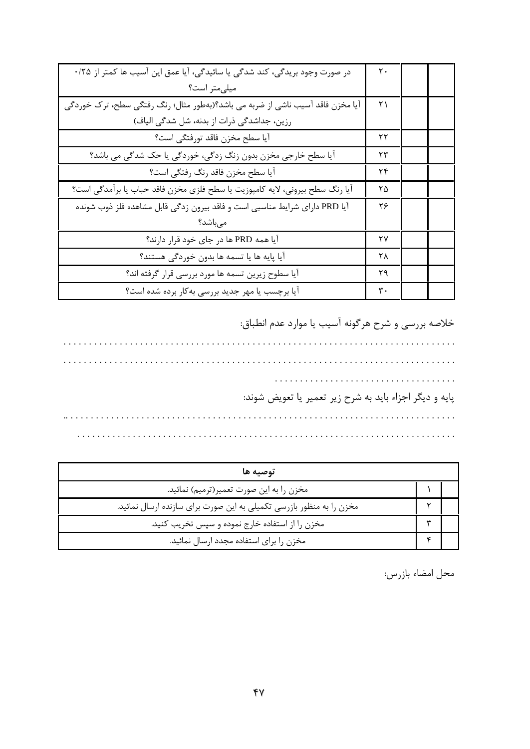| | | | |
|---|---|---|---|
| در صورت وجود بریدگی، کند شدگی یا سائیدگی، آیا عمق این آسیب ها کمتر از ۰/۲۵ میلی‌متر است؟ | ۲۰ | | |
| آیا مخزن فاقد آسیب ناشی از ضربه می باشد؟(به‌طور مثال؛ رنگ رفتگی سطح، ترک خوردگی رزین، جداشدگی ذرات از بدنه، شل شدگی الیاف) | ۲۱ | | |
| آیا سطح مخزن فاقد تورفتگی است؟ | ۲۲ | | |
| آیا سطح خارجی مخزن بدون زنگ زدگی، خوردگی یا حک شدگی می باشد؟ | ۲۳ | | |
| آیا سطح مخزن فاقد رنگ رفتگی است؟ | ۲۴ | | |
| آیا رنگ سطح بیرونی، لایه کامپوزیت یا سطح فلزی مخزن فاقد حباب یا برآمدگی است؟ | ۲۵ | | |
| آیا PRD دارای شرایط مناسبی است و فاقد بیرون زدگی قابل مشاهده فلز ذوب شونده می‌باشد؟ | ۲۶ | | |
| آیا همه PRD ها در جای خود قرار دارند؟ | ۲۷ | | |
| آیا پایه ها یا تسمه ها بدون خوردگی هستند؟ | ۲۸ | | |
| آیا سطوح زیرین تسمه ها مورد بررسی قرار گرفته اند؟ | ۲۹ | | |
| آیا برچسب یا مهر جدید بررسی به‌کار برده شده است؟ | ۳۰ | | |

خلاصه بررسی و شرح هرگونه آسیب یا موارد عدم انطباق:

...........................................................................

...........................................................................

.....................................

پایه و دیگر اجزاء باید به شرح زیر تعمیر یا تعویض شوند:

...........................................................................

...........................................................................

| توصیه ها | | |
|---|---|---|
| مخزن را به این صورت تعمیر(ترمیم) نمائید. | ۱ | |
| مخزن را به منظور بازرسی تکمیلی به این صورت برای سازنده ارسال نمائید. | ۲ | |
| مخزن را از استفاده خارج نموده و سپس تخریب کنید. | ۳ | |
| مخزن را برای استفاده مجدد ارسال نمائید. | ۴ | |

محل امضاء بازرس: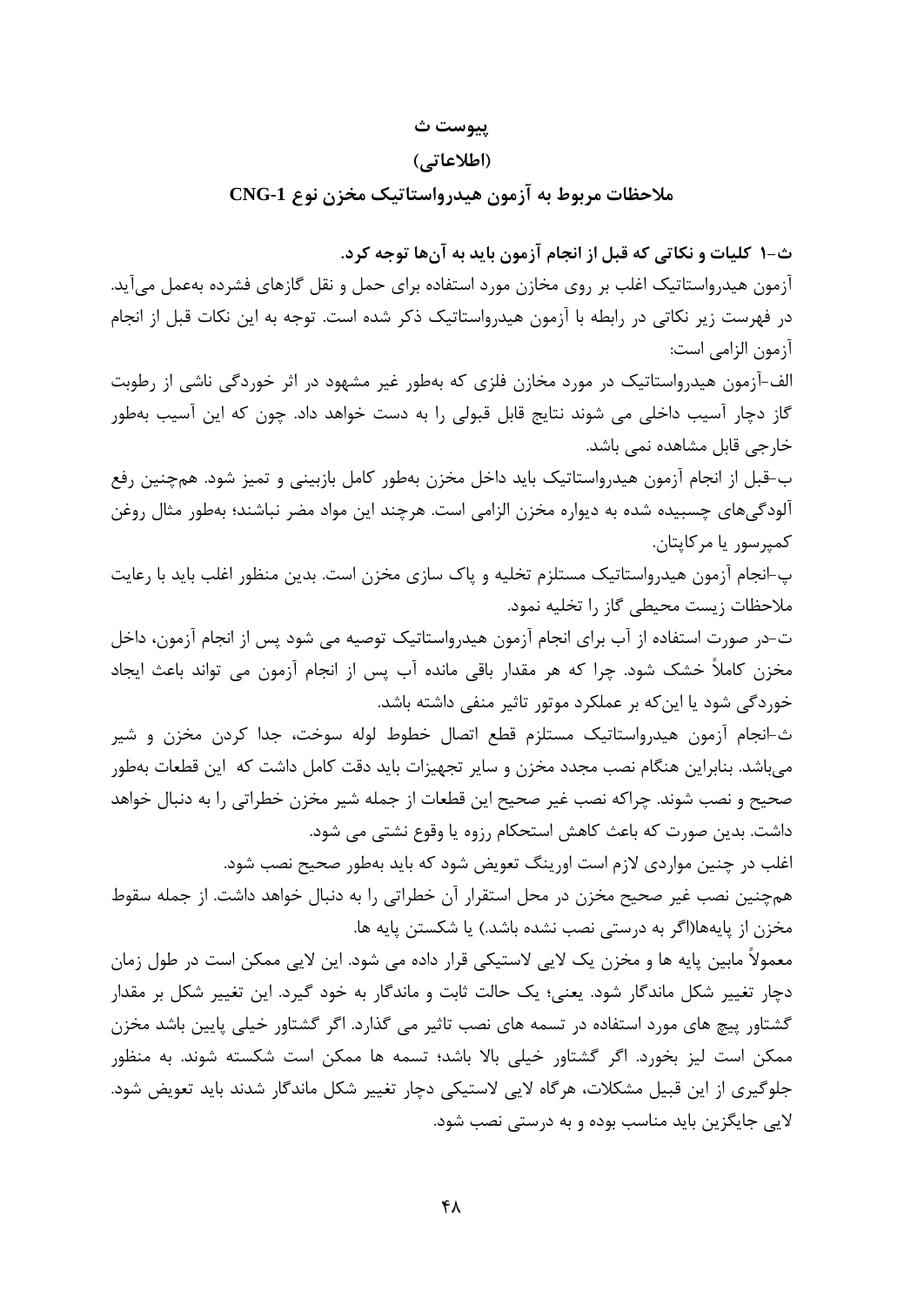# پیوست ث

## (اطلاعاتی)

## ملاحظات مربوط به آزمون هیدرواستاتیک مخزن نوع CNG-1

### ث-۱ کلیات و نکاتی که قبل از انجام آزمون باید به آن‌ها توجه کرد.

آزمون هیدرواستاتیک اغلب بر روی مخازن مورد استفاده برای حمل و نقل گازهای فشرده به‌عمل می‌آید. در فهرست زیر نکاتی در رابطه با آزمون هیدرواستاتیک ذکر شده است. توجه به این نکات قبل از انجام آزمون الزامی است:

الف-آزمون هیدرواستاتیک در مورد مخازن فلزی که به‌طور غیر مشهود در اثر خوردگی ناشی از رطوبت گاز دچار آسیب داخلی می شوند نتایج قابل قبولی را به دست خواهد داد. چون که این آسیب به‌طور خارجی قابل مشاهده نمی باشد.

ب-قبل از انجام آزمون هیدرواستاتیک باید داخل مخزن به‌طور کامل بازبینی و تمیز شود. هم‌چنین رفع آلودگی‌های چسبیده شده به دیواره مخزن الزامی است. هرچند این مواد مضر نباشند؛ به‌طور مثال روغن کمپرسور یا مرکاپتان.

پ-انجام آزمون هیدرواستاتیک مستلزم تخلیه و پاک سازی مخزن است. بدین منظور اغلب باید با رعایت ملاحظات زیست محیطی گاز را تخلیه نمود.

ت-در صورت استفاده از آب برای انجام آزمون هیدرواستاتیک توصیه می شود پس از انجام آزمون، داخل مخزن کاملاً خشک شود. چرا که هر مقدار باقی مانده آب پس از انجام آزمون می تواند باعث ایجاد خوردگی شود یا این‌که بر عملکرد موتور تاثیر منفی داشته باشد.

ث-انجام آزمون هیدرواستاتیک مستلزم قطع اتصال خطوط لوله سوخت، جدا کردن مخزن و شیر می‌باشد. بنابراین هنگام نصب مجدد مخزن و سایر تجهیزات باید دقت کامل داشت که این قطعات به‌طور صحیح و نصب شوند. چراکه نصب غیر صحیح این قطعات از جمله شیر مخزن خطراتی را به دنبال خواهد داشت. بدین صورت که باعث کاهش استحکام رزوه یا وقوع نشتی می شود.

اغلب در چنین مواردی لازم است اورینگ تعویض شود که باید به‌طور صحیح نصب شود.

هم‌چنین نصب غیر صحیح مخزن در محل استقرار آن خطراتی را به دنبال خواهد داشت. از جمله سقوط مخزن از پایه‌ها(اگر به درستی نصب نشده باشد.) یا شکستن پایه ها.

معمولاً مابین پایه ها و مخزن یک لایی لاستیکی قرار داده می شود. این لایی ممکن است در طول زمان دچار تغییر شکل ماندگار شود. یعنی؛ یک حالت ثابت و ماندگار به خود گیرد. این تغییر شکل بر مقدار گشتاور پیچ های مورد استفاده در تسمه های نصب تاثیر می گذارد. اگر گشتاور خیلی پایین باشد مخزن ممکن است لیز بخورد. اگر گشتاور خیلی بالا باشد؛ تسمه ها ممکن است شکسته شوند. به منظور جلوگیری از این قبیل مشکلات، هرگاه لایی لاستیکی دچار تغییر شکل ماندگار شدند باید تعویض شود. لایی جایگزین باید مناسب بوده و به درستی نصب شود.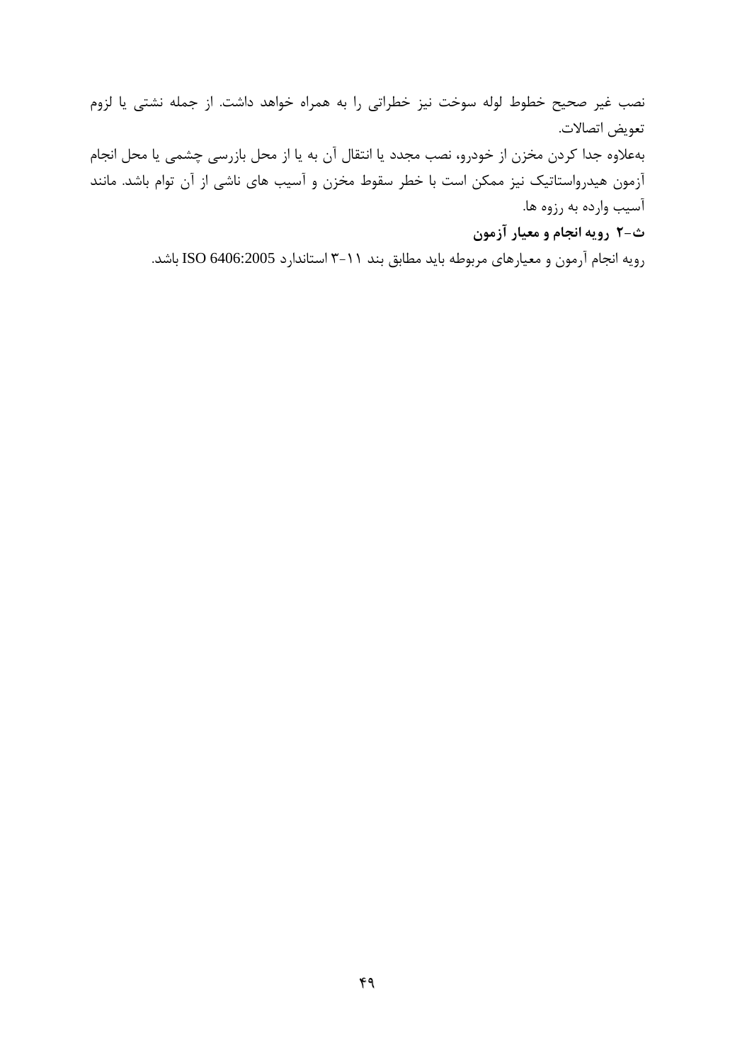نصب غیر صحیح خطوط لوله سوخت نیز خطراتی را به همراه خواهد داشت. از جمله نشتی یا لزوم تعویض اتصالات.

به‌علاوه جدا کردن مخزن از خودرو، نصب مجدد یا انتقال آن به یا از محل بازرسی چشمی یا محل انجام آزمون هیدرواستاتیک نیز ممکن است با خطر سقوط مخزن و آسیب های ناشی از آن توام باشد. مانند آسیب وارده به رزوه ها.

**ث-۲ رویه انجام و معیار آزمون**

رویه انجام آرمون و معیارهای مربوطه باید مطابق بند ۱۱-۳ استاندارد ISO 6406:2005 باشد.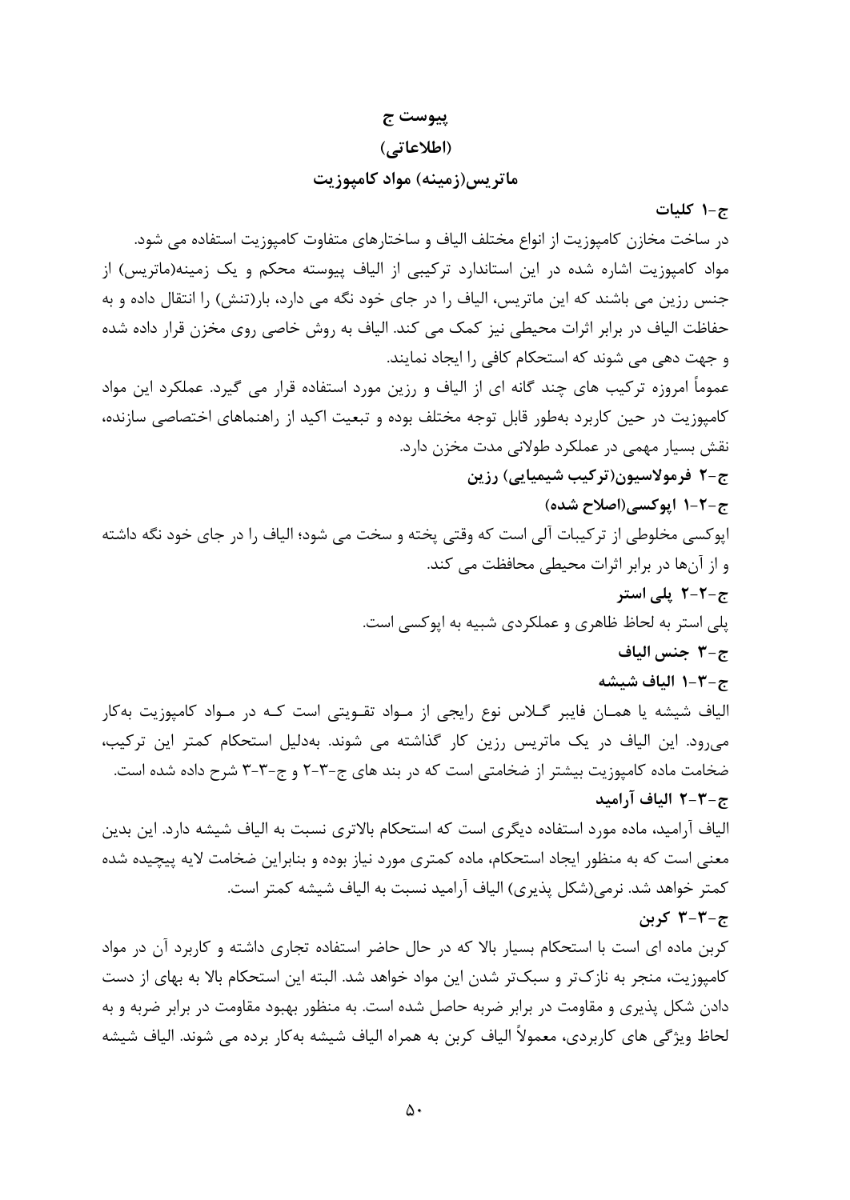# پیوست ج

# (اطلاعاتی)

# ماتریس(زمینه) مواد کامپوزیت

## ج-۱ کلیات

در ساخت مخازن کامپوزیت از انواع مختلف الیاف و ساختارهای متفاوت کامپوزیت استفاده می شود.

مواد کامپوزیت اشاره شده در این استاندارد ترکیبی از الیاف پیوسته محکم و یک زمینه(ماتریس) از جنس رزین می باشند که این ماتریس، الیاف را در جای خود نگه می دارد، بار(تنش) را انتقال داده و به حفاظت الیاف در برابر اثرات محیطی نیز کمک می کند. الیاف به روش خاصی روی مخزن قرار داده شده و جهت دهی می شوند که استحکام کافی را ایجاد نمایند.

عموماً امروزه ترکیب های چند گانه ای از الیاف و رزین مورد استفاده قرار می گیرد. عملکرد این مواد کامپوزیت در حین کاربرد به‌طور قابل توجه مختلف بوده و تبعیت اکید از راهنماهای اختصاصی سازنده، نقش بسیار مهمی در عملکرد طولانی مدت مخزن دارد.

## ج-۲ فرمولاسیون(ترکیب شیمیایی) رزین

### ج-۲-۱ اپوکسی(اصلاح شده)

اپوکسی مخلوطی از ترکیبات آلی است که وقتی پخته و سخت می شود؛ الیاف را در جای خود نگه داشته و از آن‌ها در برابر اثرات محیطی محافظت می کند.

### ج-۲-۲ پلی استر

پلی استر به لحاظ ظاهری و عملکردی شبیه به اپوکسی است.

## ج-۳ جنس الیاف

### ج-۳-۱ الیاف شیشه

الیاف شیشه یا همان فایبر گلاس نوع رایجی از مواد تقویتی است که در مواد کامپوزیت به‌کار می‌رود. این الیاف در یک ماتریس رزین کار گذاشته می شوند. به‌دلیل استحکام کمتر این ترکیب، ضخامت ماده کامپوزیت بیشتر از ضخامتی است که در بند های ج-۳-۲ و ج-۳-۳ شرح داده شده است.

### ج-۳-۲ الیاف آرامید

الیاف آرامید، ماده مورد استفاده دیگری است که استحکام بالاتری نسبت به الیاف شیشه دارد. این بدین معنی است که به منظور ایجاد استحکام، ماده کمتری مورد نیاز بوده و بنابراین ضخامت لایه پیچیده شده کمتر خواهد شد. نرمی(شکل پذیری) الیاف آرامید نسبت به الیاف شیشه کمتر است.

### ج-۳-۳ کربن

کربن ماده ای است با استحکام بسیار بالا که در حال حاضر استفاده تجاری داشته و کاربرد آن در مواد کامپوزیت، منجر به نازک‌تر و سبک‌تر شدن این مواد خواهد شد. البته این استحکام بالا به بهای از دست دادن شکل پذیری و مقاومت در برابر ضربه حاصل شده است. به منظور بهبود مقاومت در برابر ضربه و به لحاظ ویژگی های کاربردی، معمولاً الیاف کربن به همراه الیاف شیشه به‌کار برده می شوند. الیاف شیشه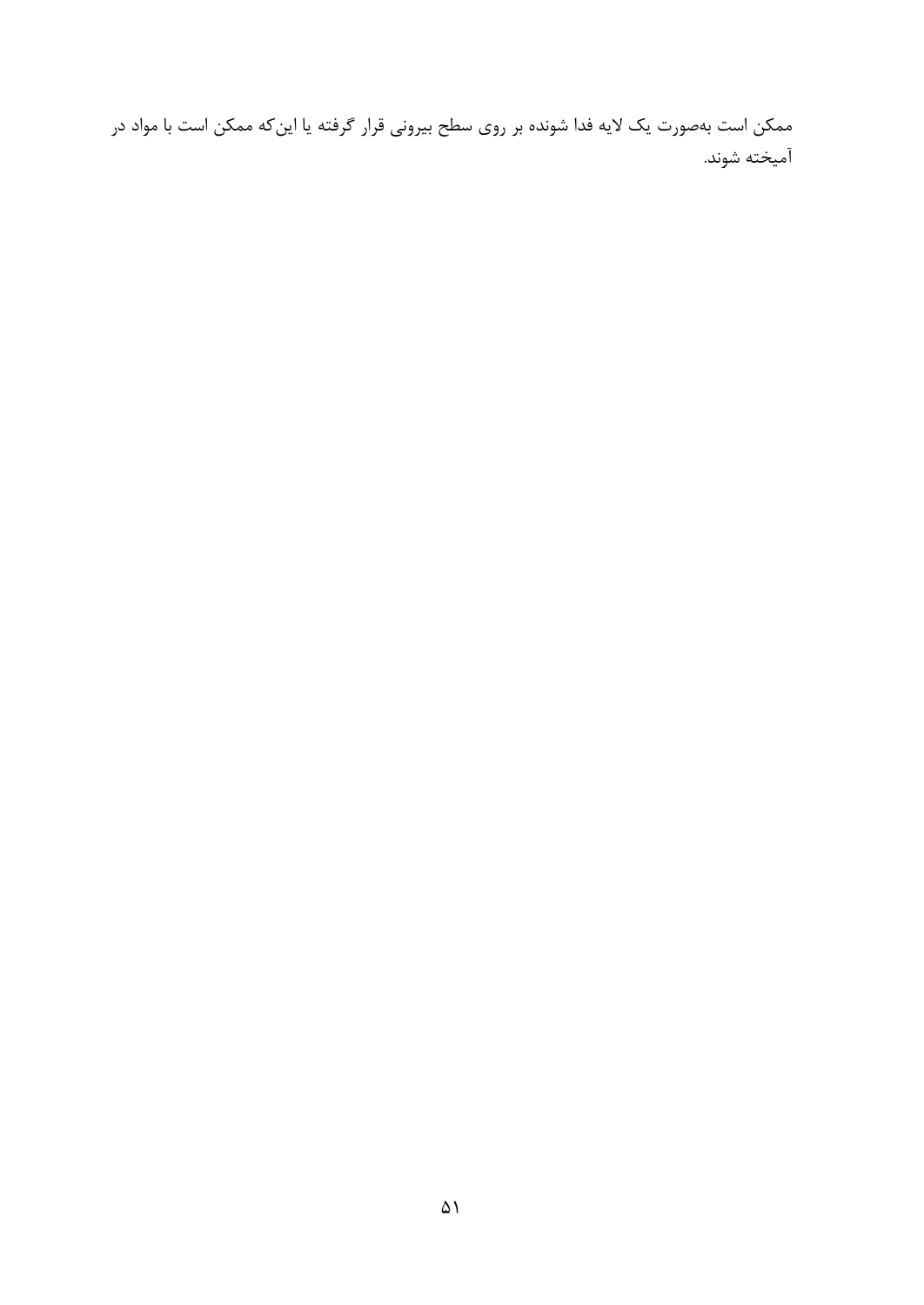ممکن است به‌صورت یک لایه فدا شونده بر روی سطح بیرونی قرار گرفته یا این‌که ممکن است با مواد در آمیخته شوند.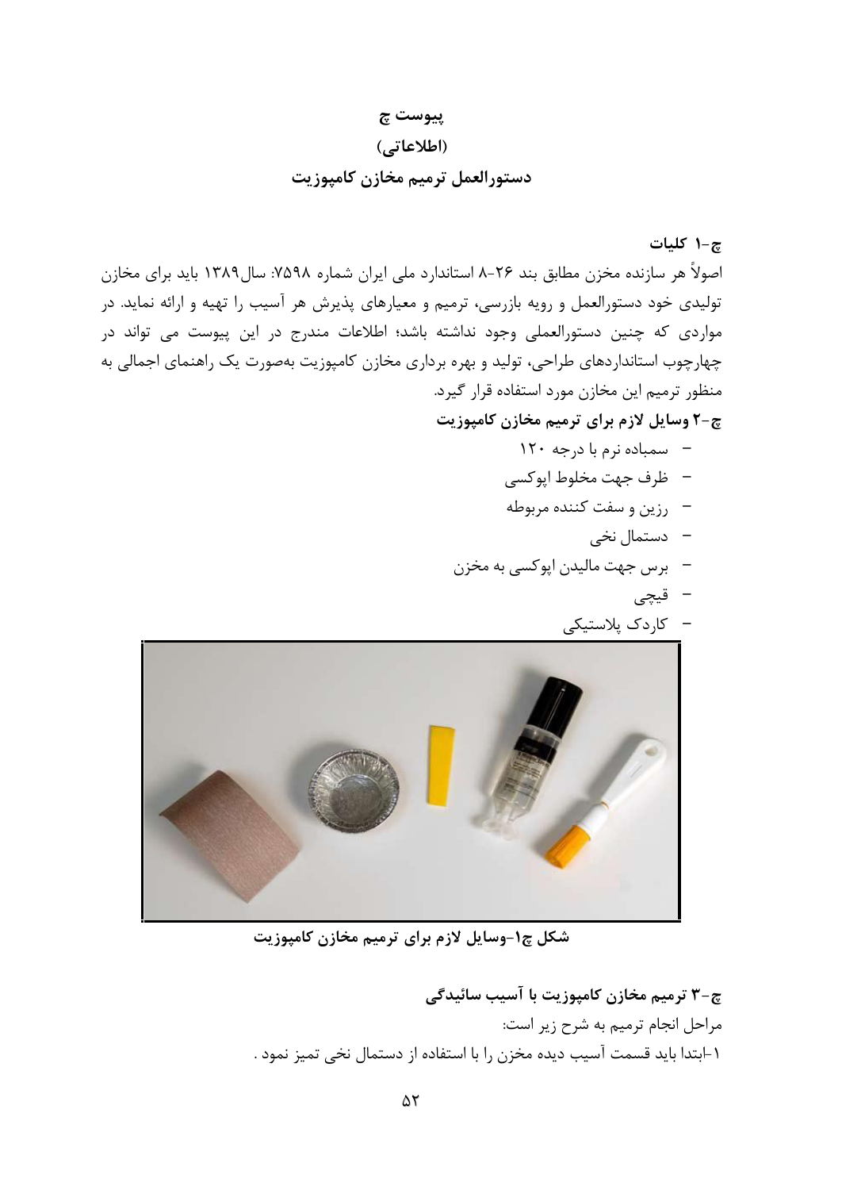# پیوست چ
## (اطلاعاتی)
## دستورالعمل ترمیم مخازن کامپوزیت

### چ-۱ کلیات

اصولاً هر سازنده مخزن مطابق بند ۲۶-۸ استاندارد ملی ایران شماره ۷۵۹۸: سال۱۳۸۹ باید برای مخازن تولیدی خود دستورالعمل و رویه بازرسی، ترمیم و معیارهای پذیرش هر آسیب را تهیه و ارائه نماید. در مواردی که چنین دستورالعملی وجود نداشته باشد؛ اطلاعات مندرج در این پیوست می تواند در چهارچوب استانداردهای طراحی، تولید و بهره برداری مخازن کامپوزیت به‌صورت یک راهنمای اجمالی به منظور ترمیم این مخازن مورد استفاده قرار گیرد.

### چ-۲ وسایل لازم برای ترمیم مخازن کامپوزیت

- سمباده نرم با درجه ۱۲۰
- ظرف جهت مخلوط اپوکسی
- رزین و سفت کننده مربوطه
- دستمال نخی
- برس جهت مالیدن اپوکسی به مخزن
- قیچی
- کاردک پلاستیکی

**شکل چ۱-وسایل لازم برای ترمیم مخازن کامپوزیت**

### چ-۳ ترمیم مخازن کامپوزیت با آسیب سائیدگی

مراحل انجام ترمیم به شرح زیر است:

۱-ابتدا باید قسمت آسیب دیده مخزن را با استفاده از دستمال نخی تمیز نمود .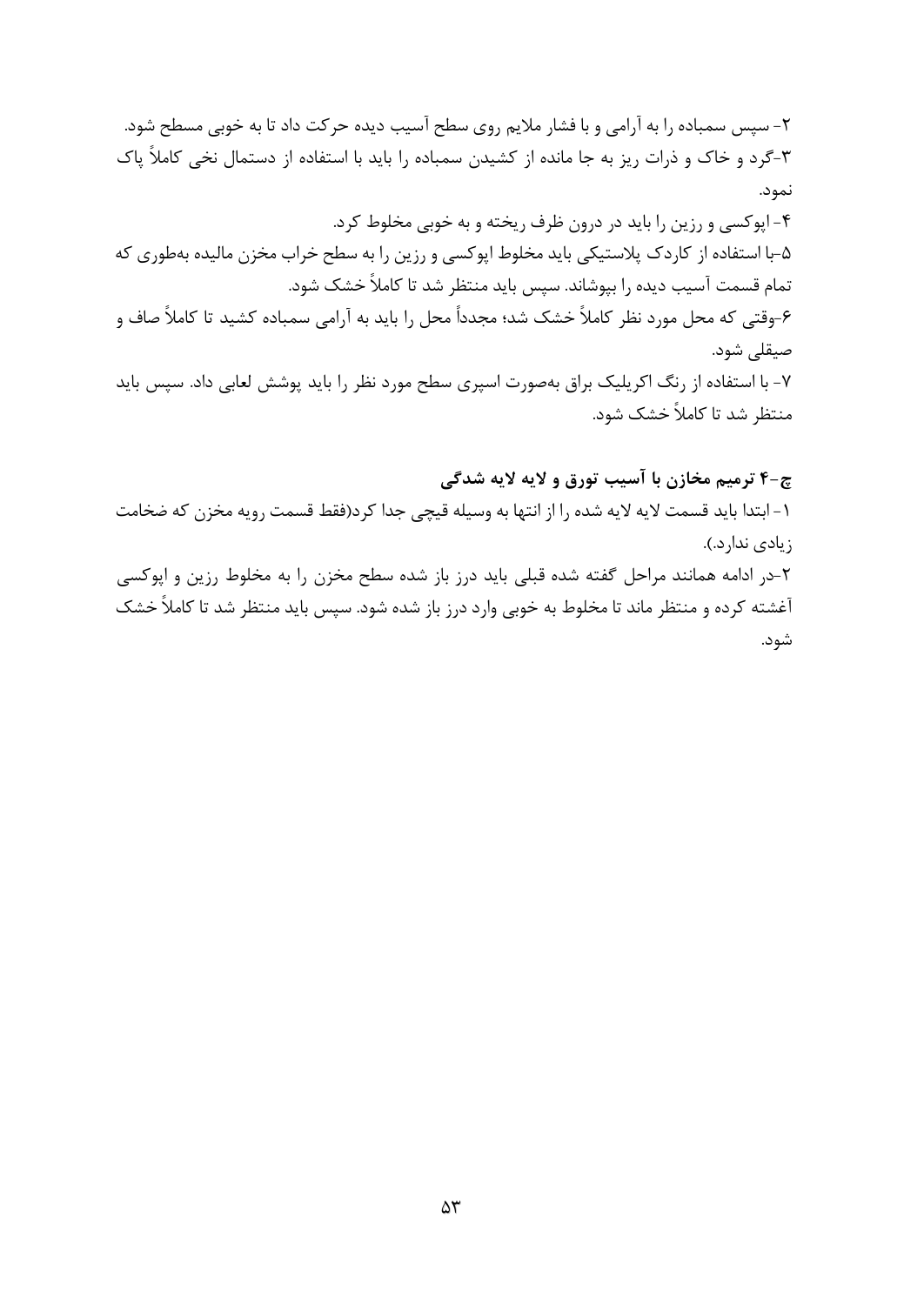۲- سپس سمباده را به آرامی و با فشار ملایم روی سطح آسیب دیده حرکت داد تا به خوبی مسطح شود.

۳-گرد و خاک و ذرات ریز به جا مانده از کشیدن سمباده را باید با استفاده از دستمال نخی کاملاً پاک نمود.

۴- اپوکسی و رزین را باید در درون ظرف ریخته و به خوبی مخلوط کرد.

۵-با استفاده از کاردک پلاستیکی باید مخلوط اپوکسی و رزین را به سطح خراب مخزن مالیده به‌طوری که تمام قسمت آسیب دیده را بپوشاند. سپس باید منتظر شد تا کاملاً خشک شود.

۶-وقتی که محل مورد نظر کاملاً خشک شد؛ مجدداً محل را باید به آرامی سمباده کشید تا کاملاً صاف و صیقلی شود.

۷- با استفاده از رنگ اکریلیک براق به‌صورت اسپری سطح مورد نظر را باید پوشش لعابی داد. سپس باید منتظر شد تا کاملاً خشک شود.

### چ-۴ ترمیم مخازن با آسیب تورق و لایه لایه شدگی

۱- ابتدا باید قسمت لایه لایه شده را از انتها به وسیله قیچی جدا کرد(فقط قسمت رویه مخزن که ضخامت زیادی ندارد.).

۲-در ادامه همانند مراحل گفته شده قبلی باید درز باز شده سطح مخزن را به مخلوط رزین و اپوکسی آغشته کرده و منتظر ماند تا مخلوط به خوبی وارد درز باز شده شود. سپس باید منتظر شد تا کاملاً خشک شود.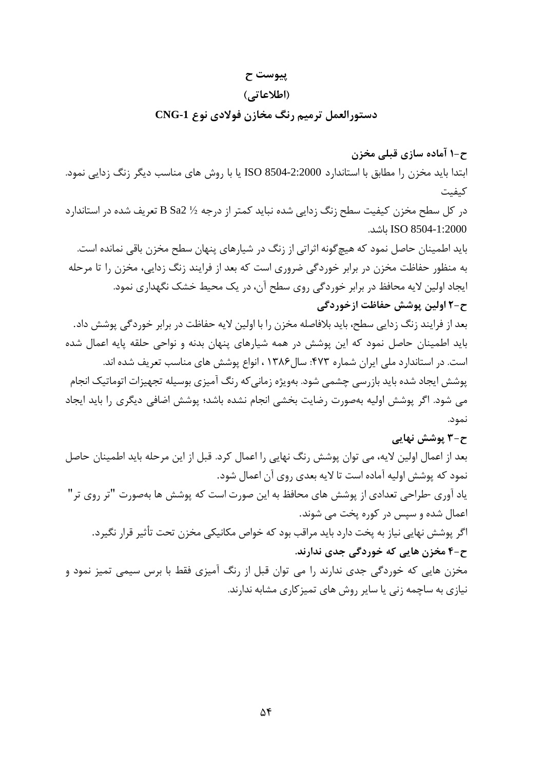# پیوست ح

## (اطلاعاتی)

## دستورالعمل ترمیم رنگ مخازن فولادی نوع CNG-1

### ح-۱ آماده سازی قبلی مخزن

ابتدا باید مخزن را مطابق با استاندارد ISO 8504-2:2000 یا با روش های مناسب دیگر زنگ زدایی نمود.

کیفیت

در کل سطح مخزن کیفیت سطح زنگ زدایی شده نباید کمتر از درجه B Sa2 ½ تعریف شده در استاندارد ISO 8504-1:2000 باشد.

باید اطمینان حاصل نمود که هیچ‌گونه اثراتی از زنگ در شیارهای پنهان سطح مخزن باقی نمانده است.

به منظور حفاظت مخزن در برابر خوردگی ضروری است که بعد از فرایند زنگ زدایی، مخزن را تا مرحله ایجاد اولین لایه محافظ در برابر خوردگی روی سطح آن، در یک محیط خشک نگهداری نمود.

### ح-۲ اولین پوشش حفاظت ازخوردگی

بعد از فرایند زنگ زدایی سطح، باید بلافاصله مخزن را با اولین لایه حفاظت در برابر خوردگی پوشش داد.

باید اطمینان حاصل نمود که این پوشش در همه شیارهای پنهان بدنه و نواحی حلقه پایه اعمال شده است. در استاندارد ملی ایران شماره ۴۷۳: سال۱۳۸۶ ، انواع پوشش های مناسب تعریف شده اند.

پوشش ایجاد شده باید بازرسی چشمی شود. به‌ویژه زمانی‌که رنگ آمیزی بوسیله تجهیزات اتوماتیک انجام می شود. اگر پوشش اولیه به‌صورت رضایت بخشی انجام نشده باشد؛ پوشش اضافی دیگری را باید ایجاد نمود.

### ح-۳ پوشش نهایی

بعد از اعمال اولین لایه، می توان پوشش رنگ نهایی را اعمال کرد. قبل از این مرحله باید اطمینان حاصل نمود که پوشش اولیه آماده است تا لایه بعدی روی آن اعمال شود.

یاد آوری -طراحی تعدادی از پوشش های محافظ به این صورت است که پوشش ها به‌صورت "تر روی تر" اعمال شده و سپس در کوره پخت می شوند.

اگر پوشش نهایی نیاز به پخت دارد باید مراقب بود که خواص مکانیکی مخزن تحت تأثیر قرار نگیرد.

### ح-۴ مخزن هایی که خوردگی جدی ندارند.

مخزن هایی که خوردگی جدی ندارند را می توان قبل از رنگ آمیزی فقط با برس سیمی تمیز نمود و نیازی به ساچمه زنی یا سایر روش های تمیزکاری مشابه ندارند.